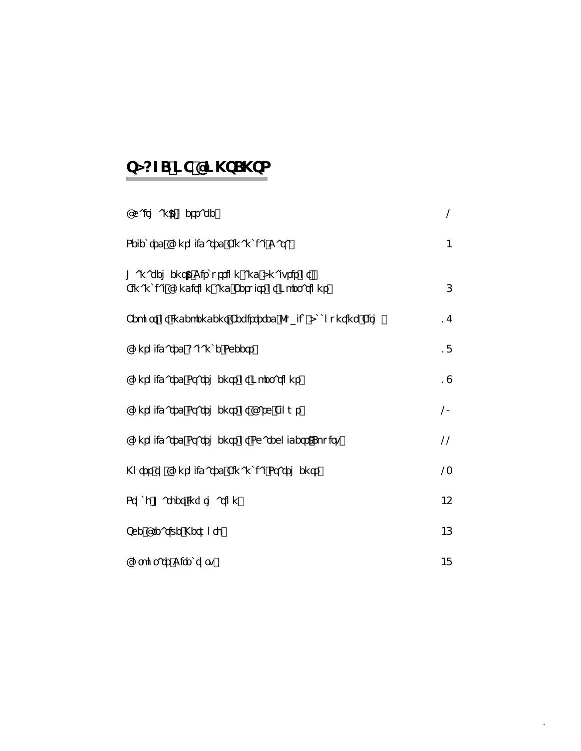# Q>?IB LC @LKQBKQP

| | |
|---|---|
| @e^fo ^k$p J bpp^db | / |
| Pbib`qba @lkplifa^qba Cfk^k`f^i A^q^ | 1 |
| J ^k^dbj bkq$p Afp`rppflk ^ka >k^ivpfp lc Cfk^k`f^i @lkafqflk ^ka Obpriqp lc Lmbo^qflkp | 3 |
| Obmloq lc Fkabmbkabkq Obdfpqboba Mr_if` >``lrkqfkd Cfoj | .4 |
| @lkplifa^qba ?^i^k`b Pebbqp | .5 |
| @lkplifa^qba Pq^qbj bkqp lc Lmbo^qflkp | .6 |
| @lkplifa^qba Pq^qbj bkqp lc @^pe Cilt p | /- |
| @lkplifa^qba Pq^qbj bkqp lc Pe^obelibop$ Bnrfqv | // |
| Klqbp ql @lkplifa^qba Cfk^k`f^i Pq^qbj bkqp | /0 |
| Pql`h J ^ohbq Fkcloj ^qflk | 12 |
| Qeb @ob^qfsb Kbqt loh | 13 |
| @lomlo^qb Afob`qlov | 15 |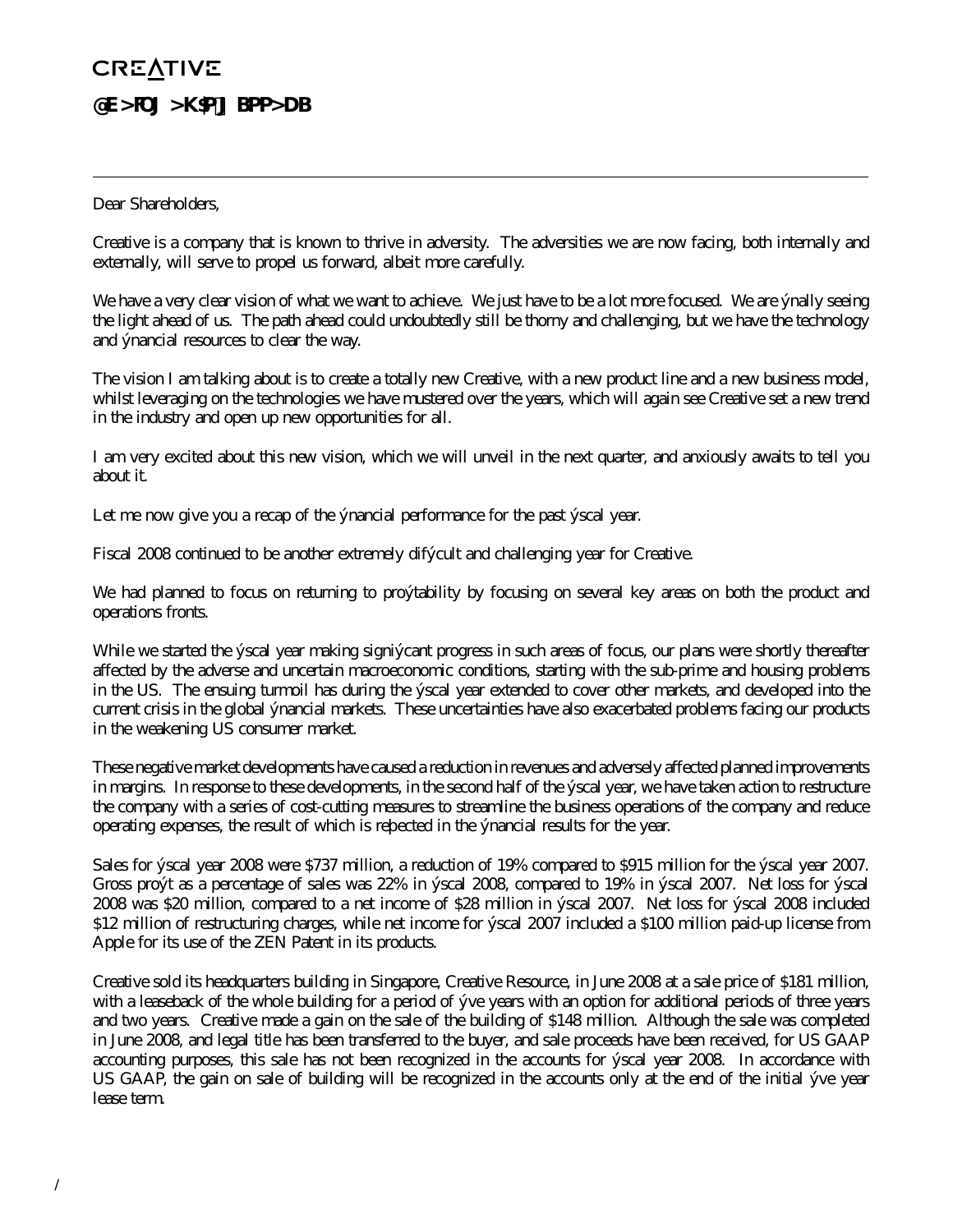CREATIVE

## @E>FOJ >K$P]] BPP>DB

---

Dear Shareholders,

Creative is a company that is known to thrive in adversity. The adversities we are now facing, both internally and externally, will serve to propel us forward, albeit more carefully.

We have a very clear vision of what we want to achieve. We just have to be a lot more focused. We are finally seeing the light ahead of us. The path ahead could undoubtedly still be thorny and challenging, but we have the technology and financial resources to clear the way.

The vision I am talking about is to create a totally new Creative, with a new product line and a new business model, whilst leveraging on the technologies we have mustered over the years, which will again see Creative set a new trend in the industry and open up new opportunities for all.

I am very excited about this new vision, which we will unveil in the next quarter, and anxiously awaits to tell you about it.

Let me now give you a recap of the financial performance for the past fiscal year.

Fiscal 2008 continued to be another extremely difficult and challenging year for Creative.

We had planned to focus on returning to profitability by focusing on several key areas on both the product and operations fronts.

While we started the fiscal year making significant progress in such areas of focus, our plans were shortly thereafter affected by the adverse and uncertain macroeconomic conditions, starting with the sub-prime and housing problems in the US. The ensuing turmoil has during the fiscal year extended to cover other markets, and developed into the current crisis in the global financial markets. These uncertainties have also exacerbated problems facing our products in the weakening US consumer market.

These negative market developments have caused a reduction in revenues and adversely affected planned improvements in margins. In response to these developments, in the second half of the fiscal year, we have taken action to restructure the company with a series of cost-cutting measures to streamline the business operations of the company and reduce operating expenses, the result of which is reflected in the financial results for the year.

Sales for fiscal year 2008 were $737 million, a reduction of 19% compared to $915 million for the fiscal year 2007. Gross profit as a percentage of sales was 22% in fiscal 2008, compared to 19% in fiscal 2007. Net loss for fiscal 2008 was $20 million, compared to a net income of $28 million in fiscal 2007. Net loss for fiscal 2008 included $12 million of restructuring charges, while net income for fiscal 2007 included a $100 million paid-up license from Apple for its use of the ZEN Patent in its products.

Creative sold its headquarters building in Singapore, Creative Resource, in June 2008 at a sale price of $181 million, with a leaseback of the whole building for a period of five years with an option for additional periods of three years and two years. Creative made a gain on the sale of the building of $148 million. Although the sale was completed in June 2008, and legal title has been transferred to the buyer, and sale proceeds have been received, for US GAAP accounting purposes, this sale has not been recognized in the accounts for fiscal year 2008. In accordance with US GAAP, the gain on sale of building will be recognized in the accounts only at the end of the initial five year lease term.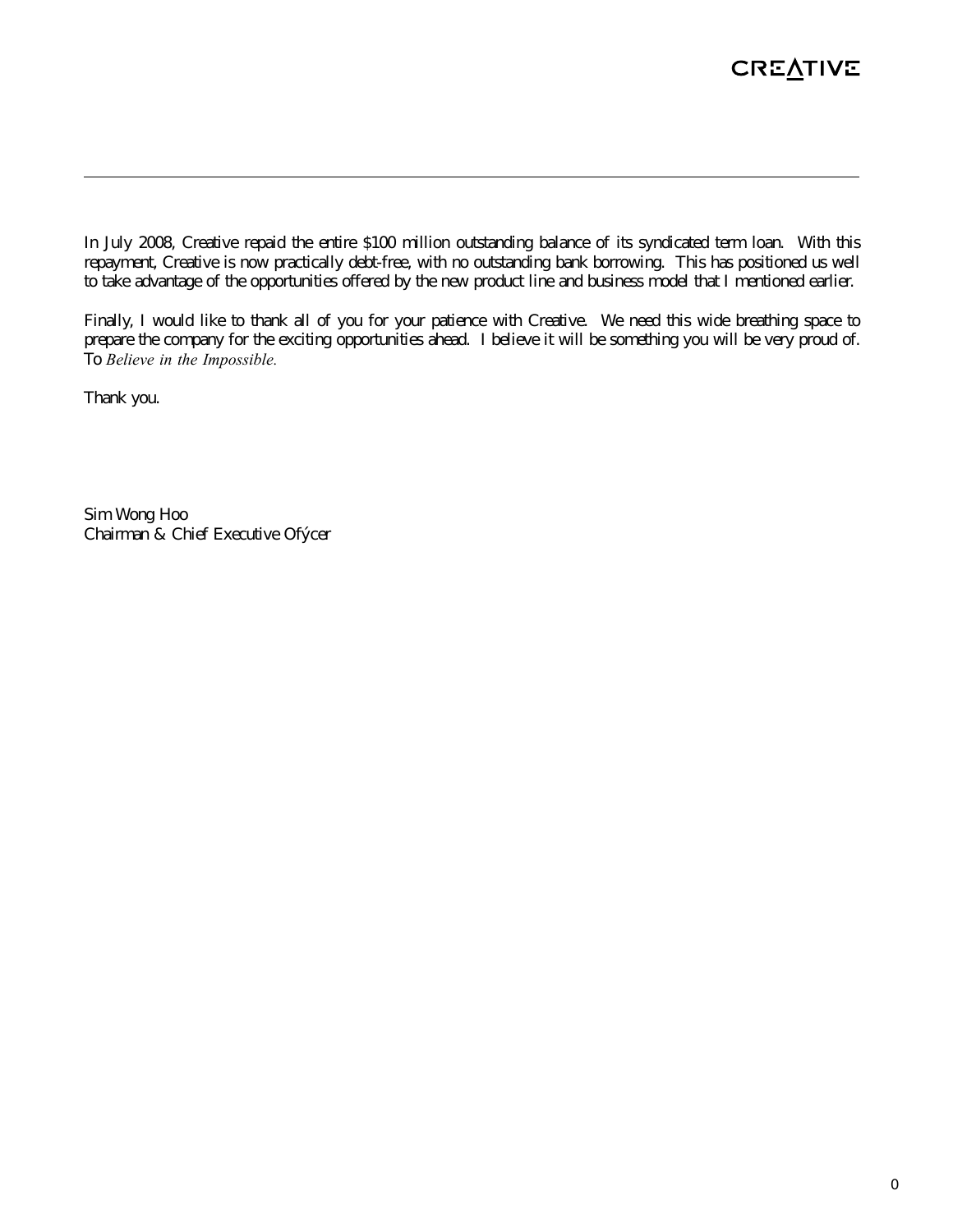In July 2008, Creative repaid the entire $100 million outstanding balance of its syndicated term loan. With this repayment, Creative is now practically debt-free, with no outstanding bank borrowing. This has positioned us well to take advantage of the opportunities offered by the new product line and business model that I mentioned earlier.

Finally, I would like to thank all of you for your patience with Creative. We need this wide breathing space to prepare the company for the exciting opportunities ahead. I believe it will be something you will be very proud of. To *Believe in the Impossible.*

Thank you.

Sim Wong Hoo
Chairman & Chief Executive Ofýcer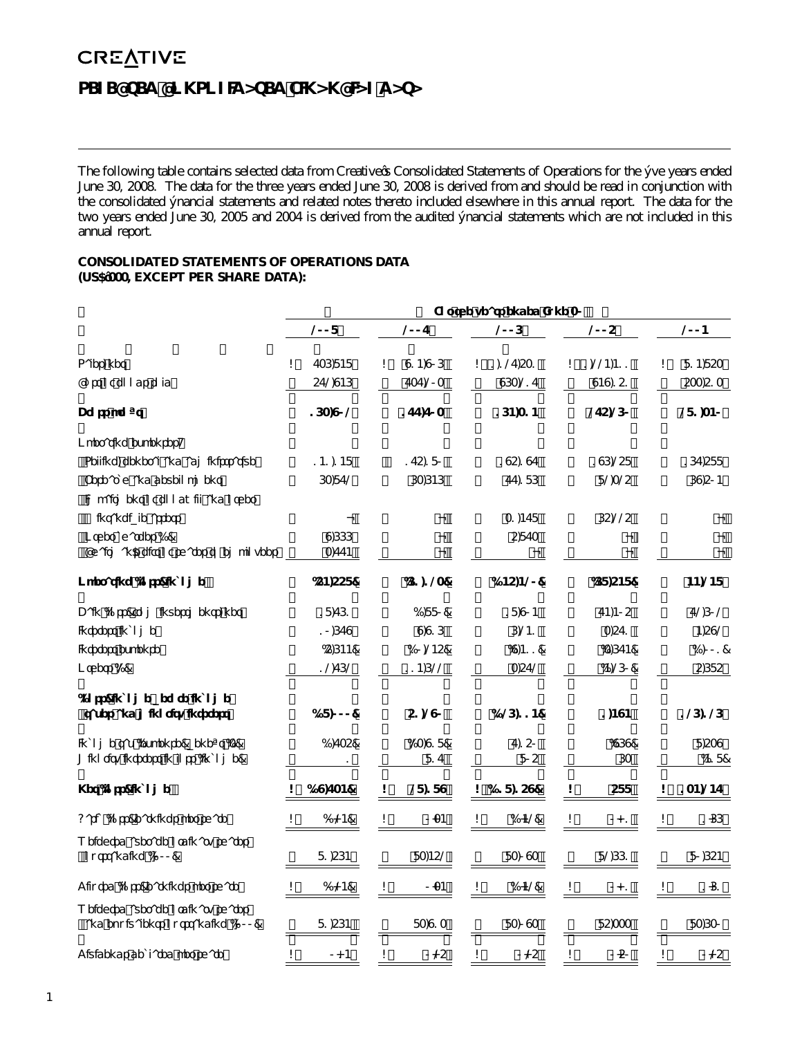# SELECTED CONSOLIDATED FINANCIAL DATA

The following table contains selected data from Creative's Consolidated Statements of Operations for the five years ended June 30, 2008. The data for the three years ended June 30, 2008 is derived from and should be read in conjunction with the consolidated financial statements and related notes thereto included elsewhere in this annual report. The data for the two years ended June 30, 2005 and 2004 is derived from the audited financial statements which are not included in this annual report.

**CONSOLIDATED STATEMENTS OF OPERATIONS DATA**
**(US$'000, EXCEPT PER SHARE DATA):**

| | For the years ended June 30 | | | | |
|---|---|---|---|---|---|
| | 2008 | 2007 | 2006 | 2005 | 2004 |
| Sales, net | $ 736,848 | $ 914,906 | $ 1,127,531 | $ 1,224,411 | $ 814,853 |
| Cost of goods sold | 572,946 | 737,203 | 963,217 | 949,151 | 533,513 |
| **Gross profit** | **163,902** | **177,703** | **164,314** | **275,260** | **281,340** |
| Operating expenses: | | | | | |
| Selling, general and administrative | 141,148 | 175,180 | 195,197 | 196,258 | 167,588 |
| Research and development | 63,872 | 63,646 | 77,186 | 82,325 | 69,504 |
| Impairment of goodwill and other intangible assets | — | — | 31,478 | 65,225 | — |
| Other charges (1) | 9,666 | — | 5,873 | — | — |
| Chairman's gift to shareholders | 3,774 | — | — | — | — |
| **Operating (loss) income** | **(54,558)** | **(61,123)** | **(145,420)** | **(68,548)** | **44,248** |
| Gain (loss) on investments, net | 18,761 | (880) | 18,904 | 74,405 | 72,602 |
| Interest income | 10,679 | 9,916 | 6,211 | 3,571 | 4,592 |
| Interest expense | (5,644) | (1,245) | (9,111) | (3,674) | (1,001) |
| Others (1) | 12,762 | 104,622 | 3,572 | (4,260) | 5,685 |
| **(Loss) income before income taxes and minority interest** | **(18,000)** | **51,290** | **(125,844)** | **1,494** | **126,126** |
| Income tax (expense) benefit (2) | (4,735) | (23,918) | 7,150 | (999) | 8,539 |
| Minority interest in loss (income) | 1 | 817 | 805 | 93 | (418) |
| **Net (loss) income** | **$ (22,734)** | **$ 28,189** | **$ (117,889)** | **$ 588** | **$ 134,247** |
| Basic (loss) earnings per share | $ (0.28) | $ 0.34 | $ (1.42) | $ 0.01 | $ 1.66 |
| Weighted average ordinary shares outstanding ('000) | 81,564 | 83,452 | 83,093 | 82,661 | 80,654 |
| Diluted (loss) earnings per share | $ (0.28) | $ 0.34 | $ (1.42) | $ 0.01 | $ 1.61 |
| Weighted average ordinary shares and equivalents outstanding ('000) | 81,564 | 83,913 | 83,093 | 85,333 | 83,630 |
| Dividends declared per share | $ 0.10 | $ 0.25 | $ 0.25 | $ 0.50 | $ 0.25 |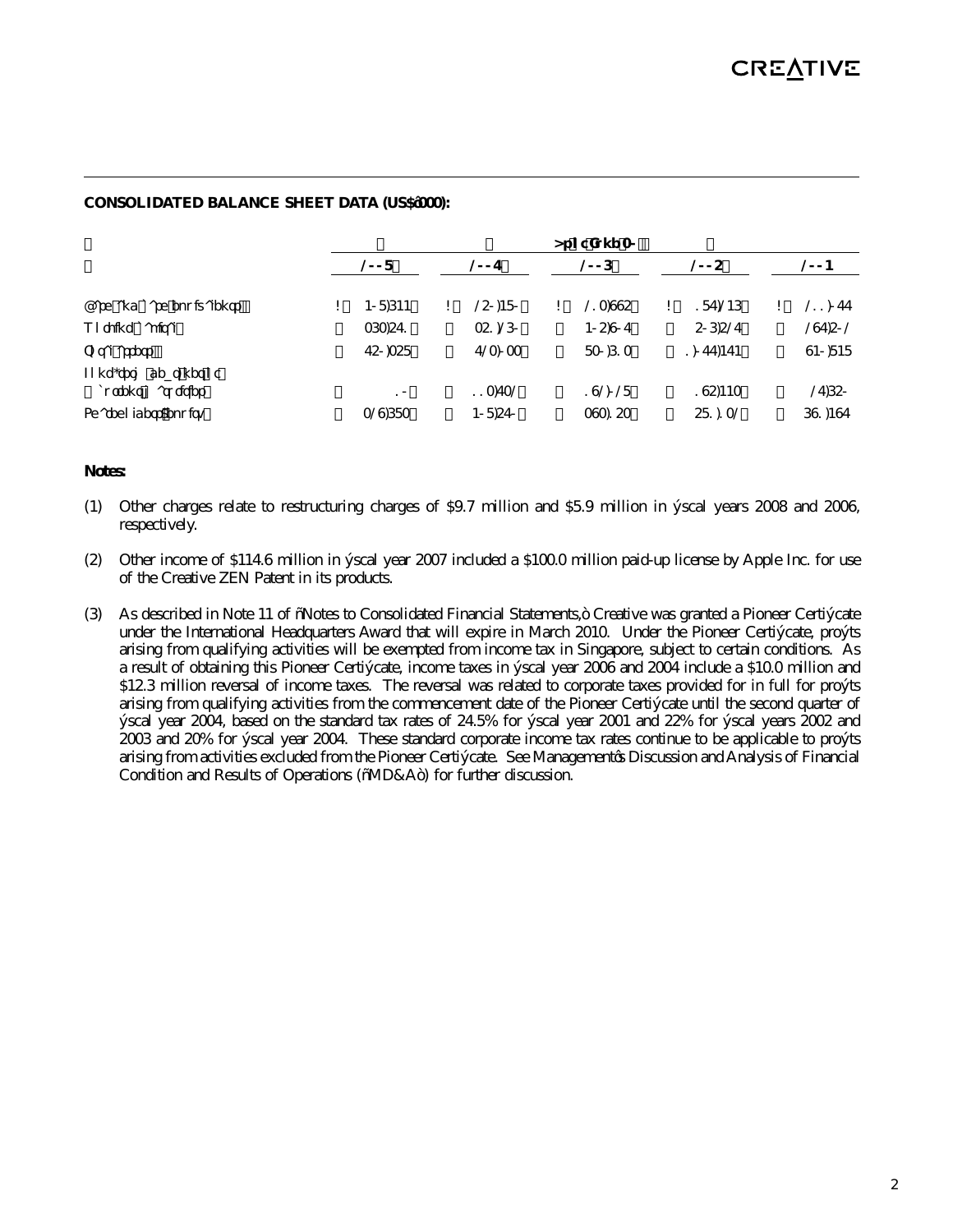**CONSOLIDATED BALANCE SHEET DATA (US$'000):**

| | As of June 30, | | | | |
|---|---|---|---|---|---|
| | **2008** | **2007** | **2006** | **2005** | **2004** |
| Cash and cash equivalents | $ 408,644 | $ 250,480 | $ 213,995 | $ 187,246 | $ 211,077 |
| Working capital | 363,571 | 351,260 | 405,907 | 506,527 | 297,502 |
| Total assets | 780,358 | 726,033 | 830,616 | 1,077,474 | 940,848 |
| Long-term obligations, net of current maturities | 10 | 113,732 | 19,028 | 195,443 | 27,650 |
| Shareholders' equity | 329,683 | 408,570 | 393,256 | 581,132 | 691,497 |

**Notes:**

(1) Other charges relate to restructuring charges of $9.7 million and $5.9 million in fiscal years 2008 and 2006, respectively.

(2) Other income of $114.6 million in fiscal year 2007 included a $100.0 million paid-up license by Apple Inc. for use of the Creative ZEN Patent in its products.

(3) As described in Note 11 of "Notes to Consolidated Financial Statements," Creative was granted a Pioneer Certificate under the International Headquarters Award that will expire in March 2010. Under the Pioneer Certificate, profits arising from qualifying activities will be exempted from income tax in Singapore, subject to certain conditions. As a result of obtaining this Pioneer Certificate, income taxes in fiscal year 2006 and 2004 include a $10.0 million and $12.3 million reversal of income taxes. The reversal was related to corporate taxes provided for in full for profits arising from qualifying activities from the commencement date of the Pioneer Certificate until the second quarter of fiscal year 2004, based on the standard tax rates of 24.5% for fiscal year 2001 and 22% for fiscal years 2002 and 2003 and 20% for fiscal year 2004. These standard corporate income tax rates continue to be applicable to profits arising from activities excluded from the Pioneer Certificate. See Management's Discussion and Analysis of Financial Condition and Results of Operations ("MD&A") for further discussion.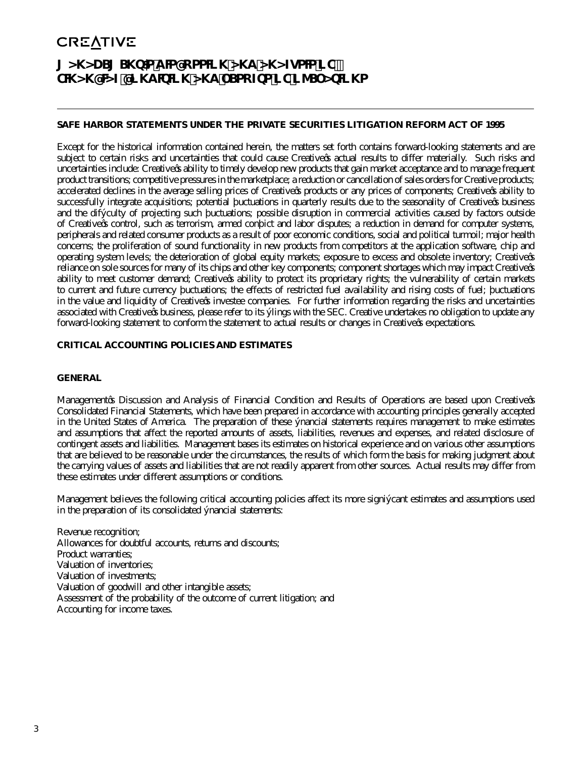# MANAGEMENT'S DISCUSSION AND ANALYSIS OF FINANCIAL CONDITION AND RESULTS OF OPERATIONS

**SAFE HARBOR STATEMENTS UNDER THE PRIVATE SECURITIES LITIGATION REFORM ACT OF 1995**

Except for the historical information contained herein, the matters set forth contains forward-looking statements and are subject to certain risks and uncertainties that could cause Creative's actual results to differ materially. Such risks and uncertainties include: Creative's ability to timely develop new products that gain market acceptance and to manage frequent product transitions; competitive pressures in the marketplace; a reduction or cancellation of sales orders for Creative products; accelerated declines in the average selling prices of Creative's products or any prices of components; Creative's ability to successfully integrate acquisitions; potential fluctuations in quarterly results due to the seasonality of Creative's business and the difficulty of projecting such fluctuations; possible disruption in commercial activities caused by factors outside of Creative's control, such as terrorism, armed conflict and labor disputes; a reduction in demand for computer systems, peripherals and related consumer products as a result of poor economic conditions, social and political turmoil; major health concerns; the proliferation of sound functionality in new products from competitors at the application software, chip and operating system levels; the deterioration of global equity markets; exposure to excess and obsolete inventory; Creative's reliance on sole sources for many of its chips and other key components; component shortages which may impact Creative's ability to meet customer demand; Creative's ability to protect its proprietary rights; the vulnerability of certain markets to current and future currency fluctuations; the effects of restricted fuel availability and rising costs of fuel; fluctuations in the value and liquidity of Creative's investee companies. For further information regarding the risks and uncertainties associated with Creative's business, please refer to its filings with the SEC. Creative undertakes no obligation to update any forward-looking statement to conform the statement to actual results or changes in Creative's expectations.

**CRITICAL ACCOUNTING POLICIES AND ESTIMATES**

**GENERAL**

Management's Discussion and Analysis of Financial Condition and Results of Operations are based upon Creative's Consolidated Financial Statements, which have been prepared in accordance with accounting principles generally accepted in the United States of America. The preparation of these financial statements requires management to make estimates and assumptions that affect the reported amounts of assets, liabilities, revenues and expenses, and related disclosure of contingent assets and liabilities. Management bases its estimates on historical experience and on various other assumptions that are believed to be reasonable under the circumstances, the results of which form the basis for making judgment about the carrying values of assets and liabilities that are not readily apparent from other sources. Actual results may differ from these estimates under different assumptions or conditions.

Management believes the following critical accounting policies affect its more significant estimates and assumptions used in the preparation of its consolidated financial statements:

Revenue recognition;
Allowances for doubtful accounts, returns and discounts;
Product warranties;
Valuation of inventories;
Valuation of investments;
Valuation of goodwill and other intangible assets;
Assessment of the probability of the outcome of current litigation; and
Accounting for income taxes.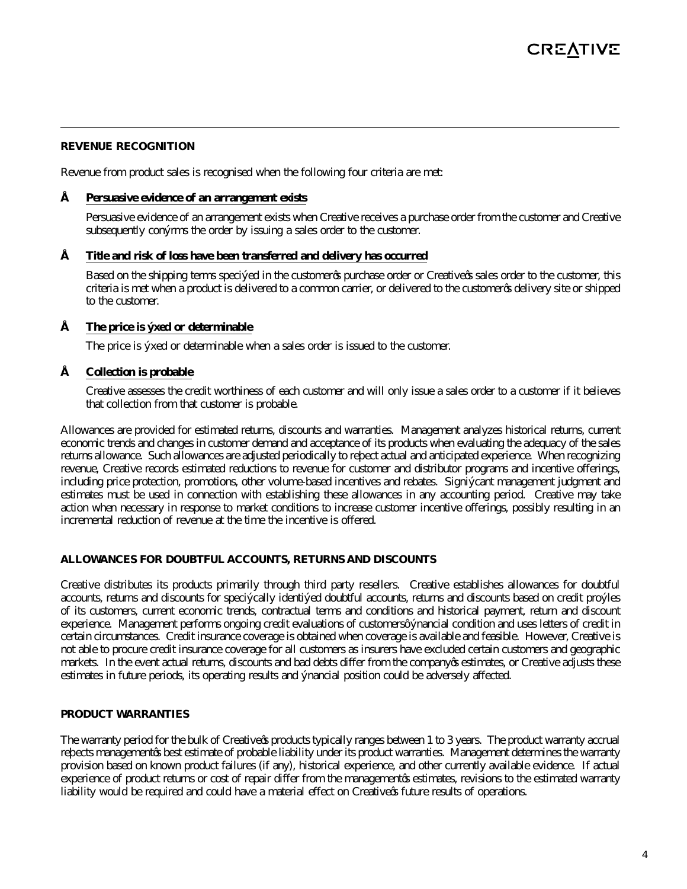## REVENUE RECOGNITION

Revenue from product sales is recognised when the following four criteria are met:

- **Persuasive evidence of an arrangement exists**

  Persuasive evidence of an arrangement exists when Creative receives a purchase order from the customer and Creative subsequently confirms the order by issuing a sales order to the customer.

- **Title and risk of loss have been transferred and delivery has occurred**

  Based on the shipping terms specified in the customer's purchase order or Creative's sales order to the customer, this criteria is met when a product is delivered to a common carrier, or delivered to the customer's delivery site or shipped to the customer.

- **The price is fixed or determinable**

  The price is fixed or determinable when a sales order is issued to the customer.

- **Collection is probable**

  Creative assesses the credit worthiness of each customer and will only issue a sales order to a customer if it believes that collection from that customer is probable.

Allowances are provided for estimated returns, discounts and warranties. Management analyzes historical returns, current economic trends and changes in customer demand and acceptance of its products when evaluating the adequacy of the sales returns allowance. Such allowances are adjusted periodically to reflect actual and anticipated experience. When recognizing revenue, Creative records estimated reductions to revenue for customer and distributor programs and incentive offerings, including price protection, promotions, other volume-based incentives and rebates. Significant management judgment and estimates must be used in connection with establishing these allowances in any accounting period. Creative may take action when necessary in response to market conditions to increase customer incentive offerings, possibly resulting in an incremental reduction of revenue at the time the incentive is offered.

## ALLOWANCES FOR DOUBTFUL ACCOUNTS, RETURNS AND DISCOUNTS

Creative distributes its products primarily through third party resellers. Creative establishes allowances for doubtful accounts, returns and discounts for specifically identified doubtful accounts, returns and discounts based on credit profiles of its customers, current economic trends, contractual terms and conditions and historical payment, return and discount experience. Management performs ongoing credit evaluations of customers' financial condition and uses letters of credit in certain circumstances. Credit insurance coverage is obtained when coverage is available and feasible. However, Creative is not able to procure credit insurance coverage for all customers as insurers have excluded certain customers and geographic markets. In the event actual returns, discounts and bad debts differ from the company's estimates, or Creative adjusts these estimates in future periods, its operating results and financial position could be adversely affected.

## PRODUCT WARRANTIES

The warranty period for the bulk of Creative's products typically ranges between 1 to 3 years. The product warranty accrual reflects management's best estimate of probable liability under its product warranties. Management determines the warranty provision based on known product failures (if any), historical experience, and other currently available evidence. If actual experience of product returns or cost of repair differ from the management's estimates, revisions to the estimated warranty liability would be required and could have a material effect on Creative's future results of operations.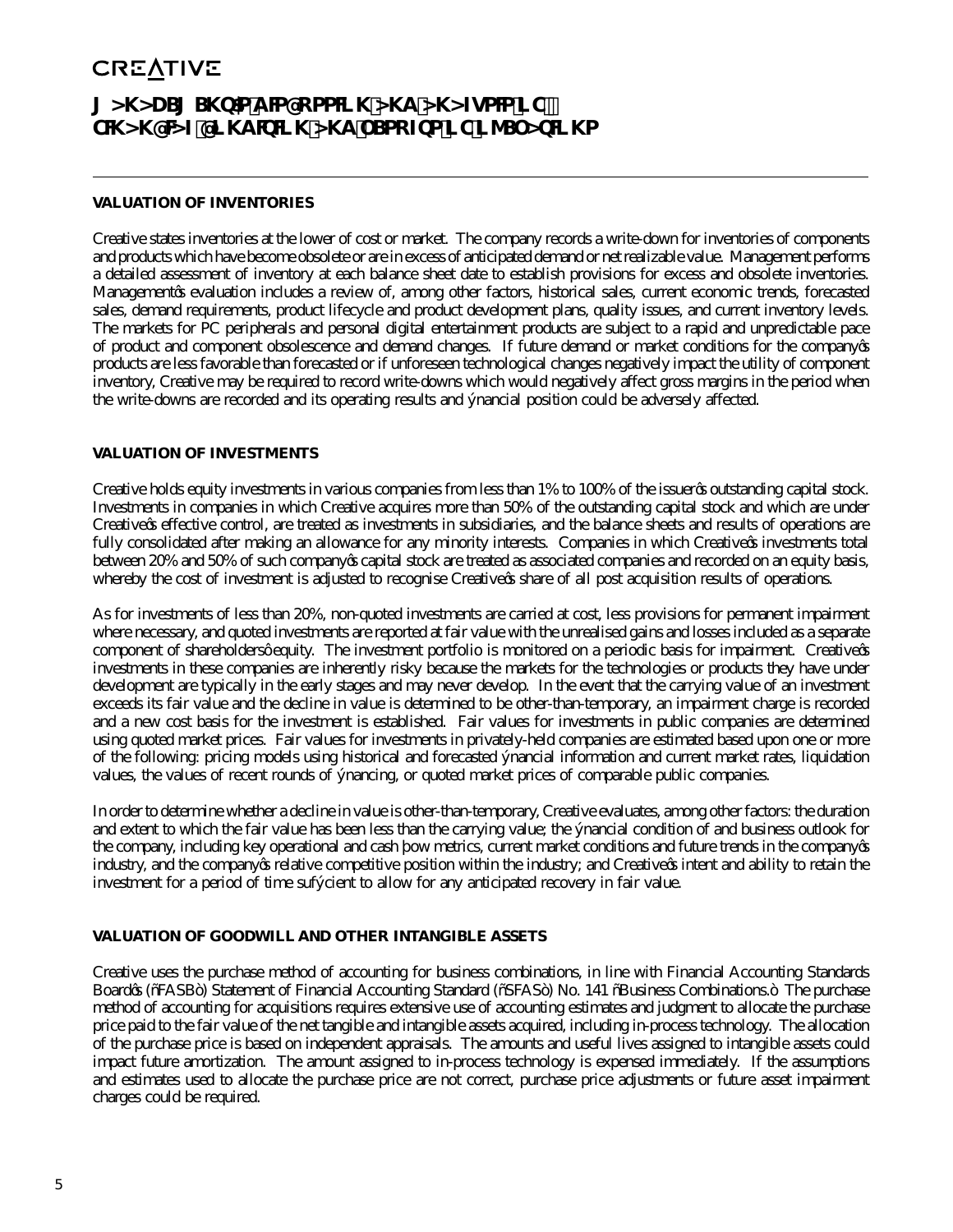### VALUATION OF INVENTORIES

Creative states inventories at the lower of cost or market. The company records a write-down for inventories of components and products which have become obsolete or are in excess of anticipated demand or net realizable value. Management performs a detailed assessment of inventory at each balance sheet date to establish provisions for excess and obsolete inventories. Management's evaluation includes a review of, among other factors, historical sales, current economic trends, forecasted sales, demand requirements, product lifecycle and product development plans, quality issues, and current inventory levels. The markets for PC peripherals and personal digital entertainment products are subject to a rapid and unpredictable pace of product and component obsolescence and demand changes. If future demand or market conditions for the company's products are less favorable than forecasted or if unforeseen technological changes negatively impact the utility of component inventory, Creative may be required to record write-downs which would negatively affect gross margins in the period when the write-downs are recorded and its operating results and financial position could be adversely affected.

### VALUATION OF INVESTMENTS

Creative holds equity investments in various companies from less than 1% to 100% of the issuer's outstanding capital stock. Investments in companies in which Creative acquires more than 50% of the outstanding capital stock and which are under Creative's effective control, are treated as investments in subsidiaries, and the balance sheets and results of operations are fully consolidated after making an allowance for any minority interests. Companies in which Creative's investments total between 20% and 50% of such company's capital stock are treated as associated companies and recorded on an equity basis, whereby the cost of investment is adjusted to recognise Creative's share of all post acquisition results of operations.

As for investments of less than 20%, non-quoted investments are carried at cost, less provisions for permanent impairment where necessary, and quoted investments are reported at fair value with the unrealised gains and losses included as a separate component of shareholders' equity. The investment portfolio is monitored on a periodic basis for impairment. Creative's investments in these companies are inherently risky because the markets for the technologies or products they have under development are typically in the early stages and may never develop. In the event that the carrying value of an investment exceeds its fair value and the decline in value is determined to be other-than-temporary, an impairment charge is recorded and a new cost basis for the investment is established. Fair values for investments in public companies are determined using quoted market prices. Fair values for investments in privately-held companies are estimated based upon one or more of the following: pricing models using historical and forecasted financial information and current market rates, liquidation values, the values of recent rounds of financing, or quoted market prices of comparable public companies.

In order to determine whether a decline in value is other-than-temporary, Creative evaluates, among other factors: the duration and extent to which the fair value has been less than the carrying value; the financial condition of and business outlook for the company, including key operational and cash flow metrics, current market conditions and future trends in the company's industry, and the company's relative competitive position within the industry; and Creative's intent and ability to retain the investment for a period of time sufficient to allow for any anticipated recovery in fair value.

### VALUATION OF GOODWILL AND OTHER INTANGIBLE ASSETS

Creative uses the purchase method of accounting for business combinations, in line with Financial Accounting Standards Board's ("FASB") Statement of Financial Accounting Standard ("SFAS") No. 141 "Business Combinations." The purchase method of accounting for acquisitions requires extensive use of accounting estimates and judgment to allocate the purchase price paid to the fair value of the net tangible and intangible assets acquired, including in-process technology. The allocation of the purchase price is based on independent appraisals. The amounts and useful lives assigned to intangible assets could impact future amortization. The amount assigned to in-process technology is expensed immediately. If the assumptions and estimates used to allocate the purchase price are not correct, purchase price adjustments or future asset impairment charges could be required.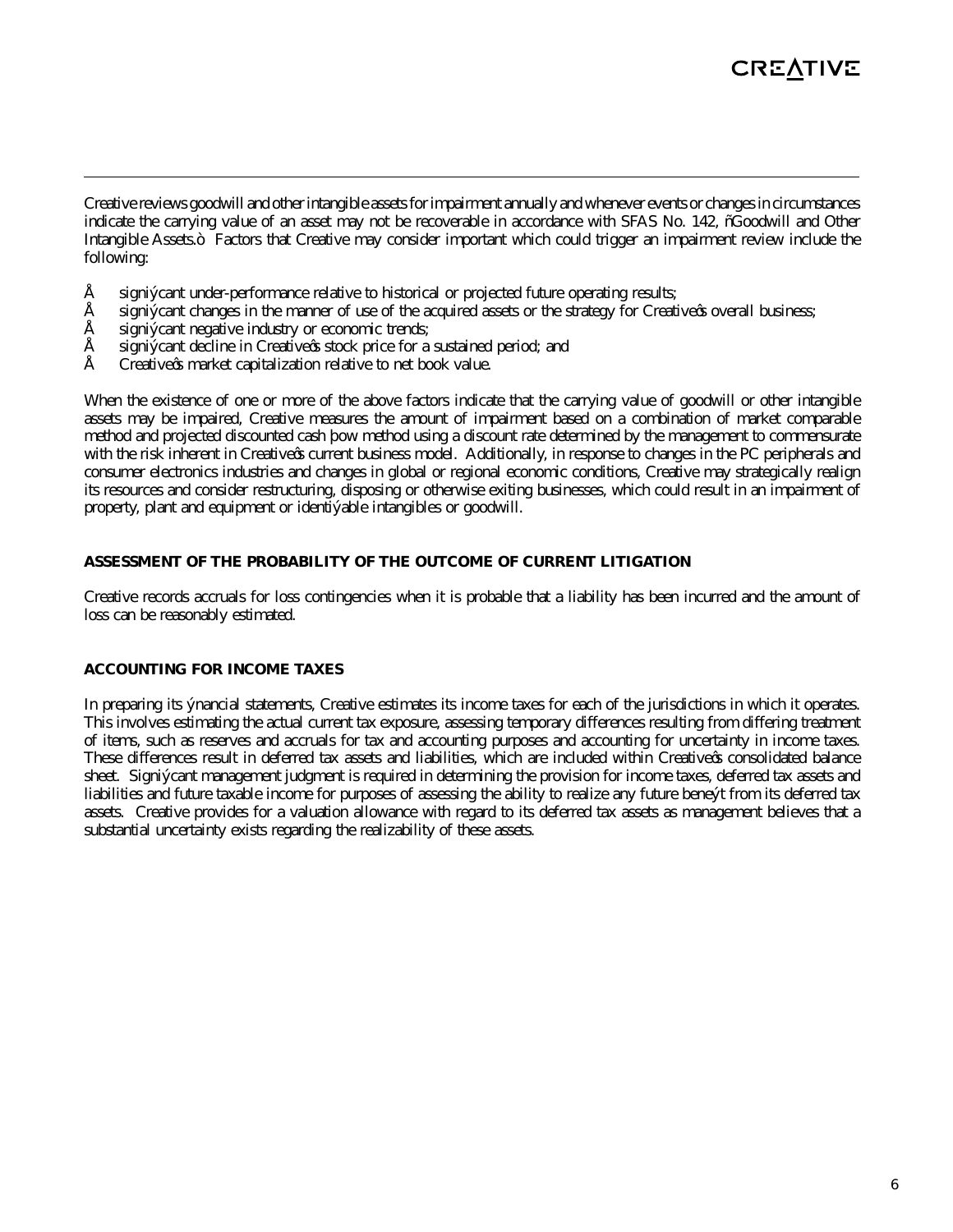Creative reviews goodwill and other intangible assets for impairment annually and whenever events or changes in circumstances indicate the carrying value of an asset may not be recoverable in accordance with SFAS No. 142, "Goodwill and Other Intangible Assets." Factors that Creative may consider important which could trigger an impairment review include the following:

- significant under-performance relative to historical or projected future operating results;
- significant changes in the manner of use of the acquired assets or the strategy for Creative's overall business;
- significant negative industry or economic trends;
- significant decline in Creative's stock price for a sustained period; and
- Creative's market capitalization relative to net book value.

When the existence of one or more of the above factors indicate that the carrying value of goodwill or other intangible assets may be impaired, Creative measures the amount of impairment based on a combination of market comparable method and projected discounted cash flow method using a discount rate determined by the management to commensurate with the risk inherent in Creative's current business model. Additionally, in response to changes in the PC peripherals and consumer electronics industries and changes in global or regional economic conditions, Creative may strategically realign its resources and consider restructuring, disposing or otherwise exiting businesses, which could result in an impairment of property, plant and equipment or identifiable intangibles or goodwill.

**ASSESSMENT OF THE PROBABILITY OF THE OUTCOME OF CURRENT LITIGATION**

Creative records accruals for loss contingencies when it is probable that a liability has been incurred and the amount of loss can be reasonably estimated.

**ACCOUNTING FOR INCOME TAXES**

In preparing its financial statements, Creative estimates its income taxes for each of the jurisdictions in which it operates. This involves estimating the actual current tax exposure, assessing temporary differences resulting from differing treatment of items, such as reserves and accruals for tax and accounting purposes and accounting for uncertainty in income taxes. These differences result in deferred tax assets and liabilities, which are included within Creative's consolidated balance sheet. Significant management judgment is required in determining the provision for income taxes, deferred tax assets and liabilities and future taxable income for purposes of assessing the ability to realize any future benefit from its deferred tax assets. Creative provides for a valuation allowance with regard to its deferred tax assets as management believes that a substantial uncertainty exists regarding the realizability of these assets.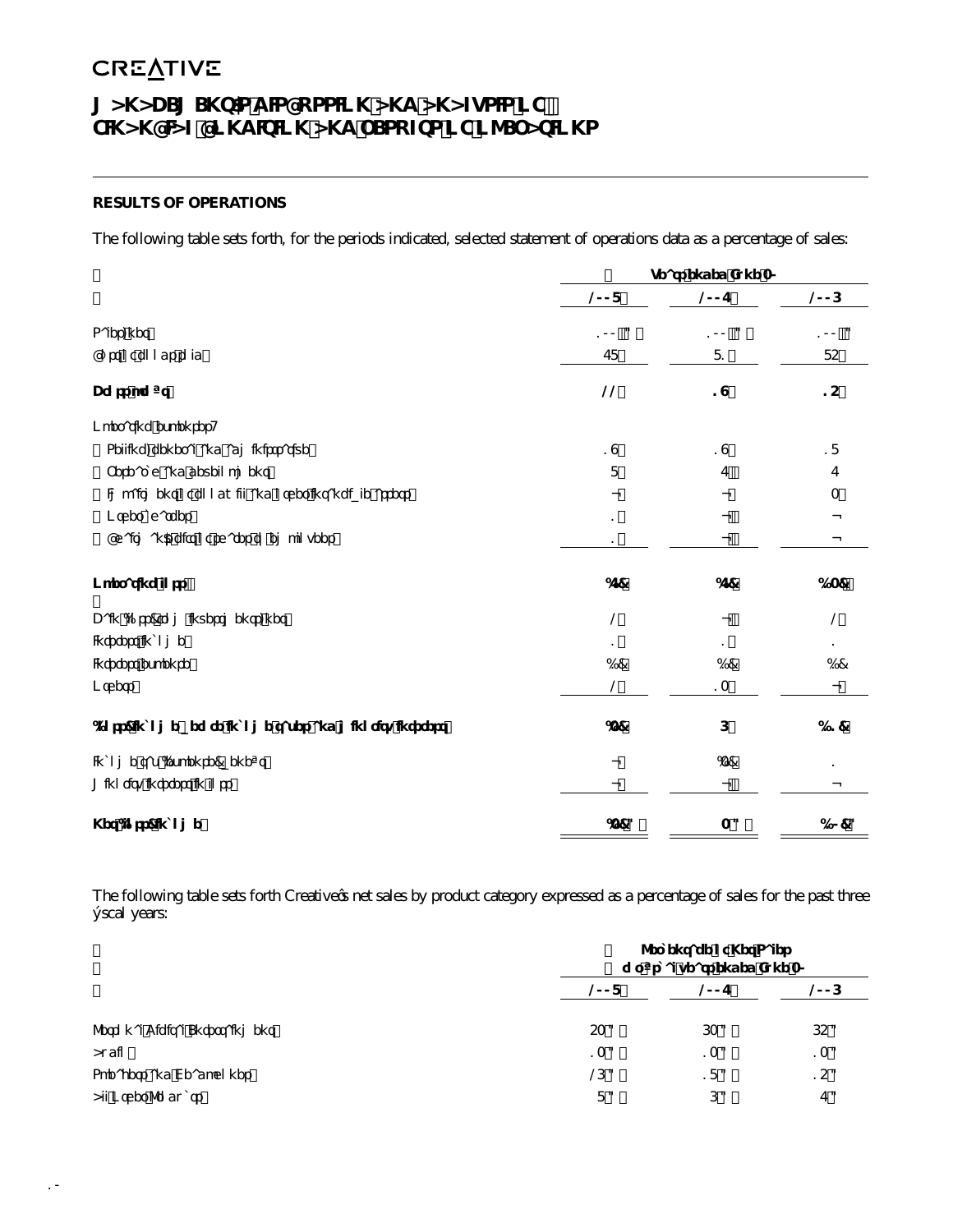# MANAGEMENT'S DISCUSSION AND ANALYSIS OF FINANCIAL CONDITION AND RESULTS OF OPERATIONS

**RESULTS OF OPERATIONS**

The following table sets forth, for the periods indicated, selected statement of operations data as a percentage of sales:

| | Years ended June 30 | | |
|---|---|---|---|
| | **2008** | **2007** | **2006** |
| Sales, net | 100 % | 100 % | 100 % |
| Cost of goods sold | 78 | 81 | 85 |
| **Gross profit** | **22** | **19** | **15** |
| Operating expenses: | | | |
| Selling, general and administrative | 19 | 19 | 18 |
| Research and development | 8 | 7 | 7 |
| Impairment of goodwill and other intangible assets | — | — | 3 |
| Other charges | 1 | — | — |
| Chairman's gift of shares to employees | 1 | — | — |
| **Operating loss** | **(7)** | **(7)** | **(13)** |
| Gain (loss) from investments, net | 2 | — | 2 |
| Interest income | 1 | 1 | 1 |
| Interest expense | (1) | (1) | (1) |
| Others | 2 | 13 | — |
| **(Loss) income before income tax (expense) benefit and minority interest** | **(3)** | **6** | **(11)** |
| Income tax (expense) benefit | — | (1) | 1 |
| Minority interest in loss | — | — | — |
| **Net (loss) income** | **(3)%** | **5%** | **(10)%** |

The following table sets forth Creative's net sales by product category expressed as a percentage of sales for the past three fiscal years:

| | Percentage of Net Sales for the years ended June 30 | | |
|---|---|---|---|
| | **2008** | **2007** | **2006** |
| Personal Digital Entertainment | 53% | 63% | 65% |
| Audio | 13% | 13% | 13% |
| Speakers and Headphones | 26% | 18% | 15% |
| All Other Products | 8% | 6% | 7% |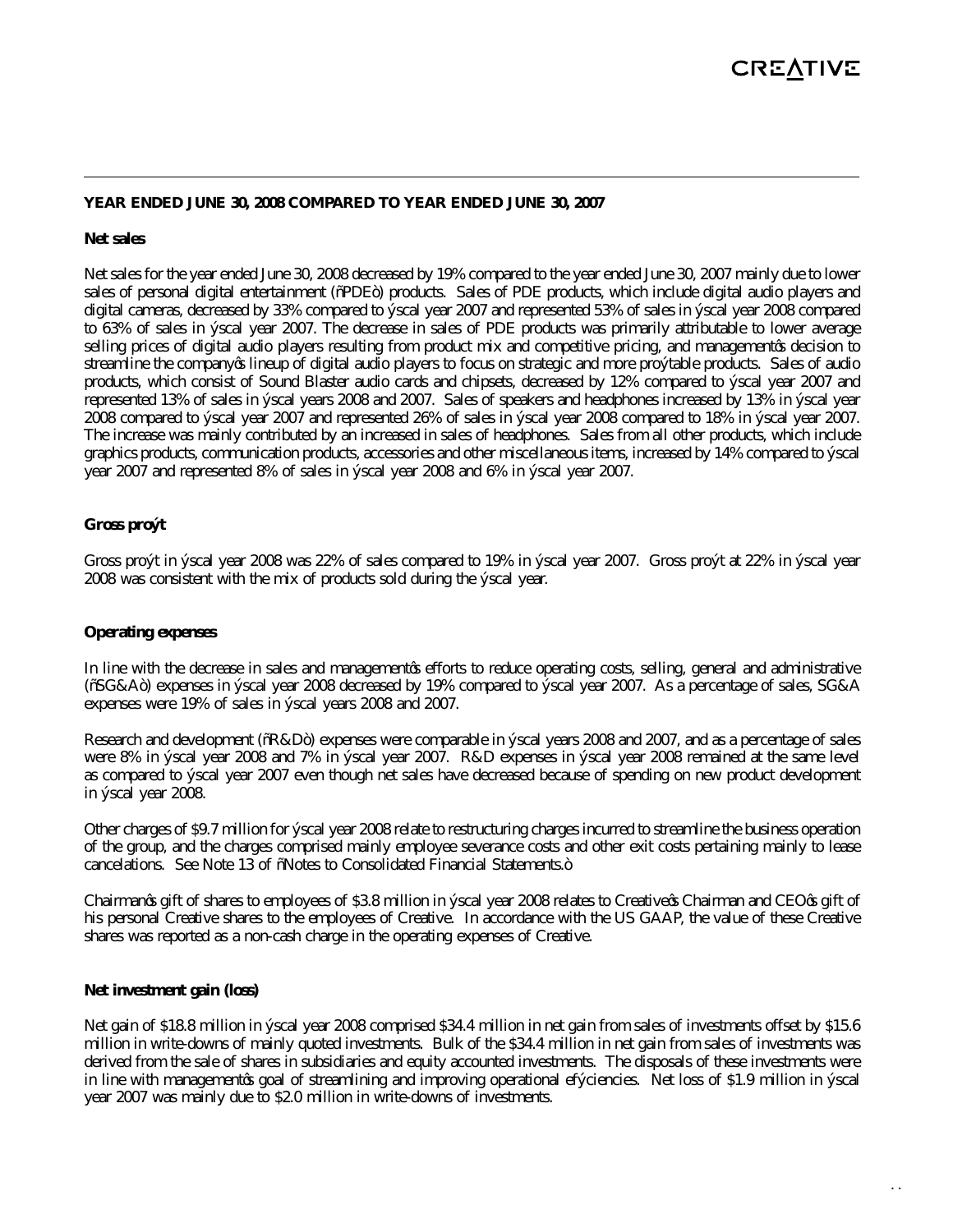## YEAR ENDED JUNE 30, 2008 COMPARED TO YEAR ENDED JUNE 30, 2007

### Net sales

Net sales for the year ended June 30, 2008 decreased by 19% compared to the year ended June 30, 2007 mainly due to lower sales of personal digital entertainment ("PDE") products. Sales of PDE products, which include digital audio players and digital cameras, decreased by 33% compared to fiscal year 2007 and represented 53% of sales in fiscal year 2008 compared to 63% of sales in fiscal year 2007. The decrease in sales of PDE products was primarily attributable to lower average selling prices of digital audio players resulting from product mix and competitive pricing, and management's decision to streamline the company's lineup of digital audio players to focus on strategic and more profitable products. Sales of audio products, which consist of Sound Blaster audio cards and chipsets, decreased by 12% compared to fiscal year 2007 and represented 13% of sales in fiscal years 2008 and 2007. Sales of speakers and headphones increased by 13% in fiscal year 2008 compared to fiscal year 2007 and represented 26% of sales in fiscal year 2008 compared to 18% in fiscal year 2007. The increase was mainly contributed by an increased in sales of headphones. Sales from all other products, which include graphics products, communication products, accessories and other miscellaneous items, increased by 14% compared to fiscal year 2007 and represented 8% of sales in fiscal year 2008 and 6% in fiscal year 2007.

### Gross profit

Gross profit in fiscal year 2008 was 22% of sales compared to 19% in fiscal year 2007. Gross profit at 22% in fiscal year 2008 was consistent with the mix of products sold during the fiscal year.

### Operating expenses

In line with the decrease in sales and management's efforts to reduce operating costs, selling, general and administrative ("SG&A") expenses in fiscal year 2008 decreased by 19% compared to fiscal year 2007. As a percentage of sales, SG&A expenses were 19% of sales in fiscal years 2008 and 2007.

Research and development ("R&D") expenses were comparable in fiscal years 2008 and 2007, and as a percentage of sales were 8% in fiscal year 2008 and 7% in fiscal year 2007. R&D expenses in fiscal year 2008 remained at the same level as compared to fiscal year 2007 even though net sales have decreased because of spending on new product development in fiscal year 2008.

Other charges of $9.7 million for fiscal year 2008 relate to restructuring charges incurred to streamline the business operation of the group, and the charges comprised mainly employee severance costs and other exit costs pertaining mainly to lease cancelations. See Note 13 of "Notes to Consolidated Financial Statements."

Chairman's gift of shares to employees of $3.8 million in fiscal year 2008 relates to Creative's Chairman and CEO's gift of his personal Creative shares to the employees of Creative. In accordance with the US GAAP, the value of these Creative shares was reported as a non-cash charge in the operating expenses of Creative.

### Net investment gain (loss)

Net gain of $18.8 million in fiscal year 2008 comprised $34.4 million in net gain from sales of investments offset by $15.6 million in write-downs of mainly quoted investments. Bulk of the $34.4 million in net gain from sales of investments was derived from the sale of shares in subsidiaries and equity accounted investments. The disposals of these investments were in line with management's goal of streamlining and improving operational efficiencies. Net loss of $1.9 million in fiscal year 2007 was mainly due to $2.0 million in write-downs of investments.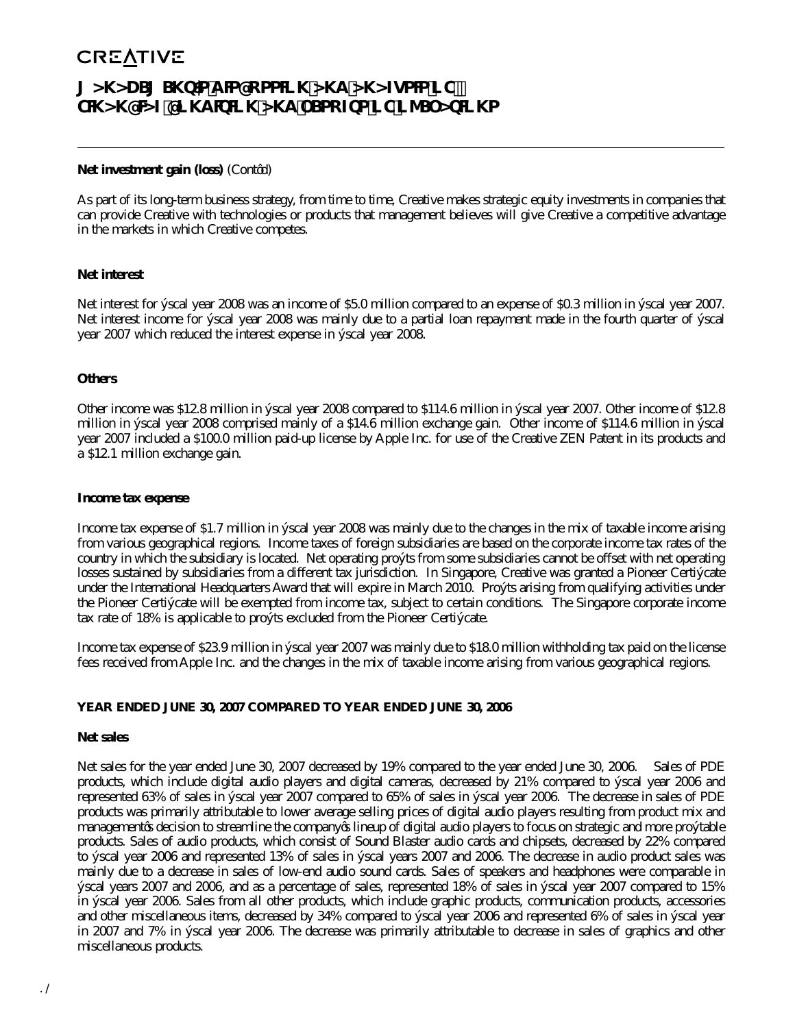**Net investment gain (loss)** (Cont'd)

As part of its long-term business strategy, from time to time, Creative makes strategic equity investments in companies that can provide Creative with technologies or products that management believes will give Creative a competitive advantage in the markets in which Creative competes.

**Net interest**

Net interest for fiscal year 2008 was an income of $5.0 million compared to an expense of $0.3 million in fiscal year 2007. Net interest income for fiscal year 2008 was mainly due to a partial loan repayment made in the fourth quarter of fiscal year 2007 which reduced the interest expense in fiscal year 2008.

**Others**

Other income was $12.8 million in fiscal year 2008 compared to $114.6 million in fiscal year 2007. Other income of $12.8 million in fiscal year 2008 comprised mainly of a $14.6 million exchange gain. Other income of $114.6 million in fiscal year 2007 included a $100.0 million paid-up license by Apple Inc. for use of the Creative ZEN Patent in its products and a $12.1 million exchange gain.

**Income tax expense**

Income tax expense of $1.7 million in fiscal year 2008 was mainly due to the changes in the mix of taxable income arising from various geographical regions. Income taxes of foreign subsidiaries are based on the corporate income tax rates of the country in which the subsidiary is located. Net operating profits from some subsidiaries cannot be offset with net operating losses sustained by subsidiaries from a different tax jurisdiction. In Singapore, Creative was granted a Pioneer Certificate under the International Headquarters Award that will expire in March 2010. Profits arising from qualifying activities under the Pioneer Certificate will be exempted from income tax, subject to certain conditions. The Singapore corporate income tax rate of 18% is applicable to profits excluded from the Pioneer Certificate.

Income tax expense of $23.9 million in fiscal year 2007 was mainly due to $18.0 million withholding tax paid on the license fees received from Apple Inc. and the changes in the mix of taxable income arising from various geographical regions.

**YEAR ENDED JUNE 30, 2007 COMPARED TO YEAR ENDED JUNE 30, 2006**

**Net sales**

Net sales for the year ended June 30, 2007 decreased by 19% compared to the year ended June 30, 2006. Sales of PDE products, which include digital audio players and digital cameras, decreased by 21% compared to fiscal year 2006 and represented 63% of sales in fiscal year 2007 compared to 65% of sales in fiscal year 2006. The decrease in sales of PDE products was primarily attributable to lower average selling prices of digital audio players resulting from product mix and management's decision to streamline the company's lineup of digital audio players to focus on strategic and more profitable products. Sales of audio products, which consist of Sound Blaster audio cards and chipsets, decreased by 22% compared to fiscal year 2006 and represented 13% of sales in fiscal years 2007 and 2006. The decrease in audio product sales was mainly due to a decrease in sales of low-end audio sound cards. Sales of speakers and headphones were comparable in fiscal years 2007 and 2006, and as a percentage of sales, represented 18% of sales in fiscal year 2007 compared to 15% in fiscal year 2006. Sales from all other products, which include graphic products, communication products, accessories and other miscellaneous items, decreased by 34% compared to fiscal year 2006 and represented 6% of sales in fiscal year in 2007 and 7% in fiscal year 2006. The decrease was primarily attributable to decrease in sales of graphics and other miscellaneous products.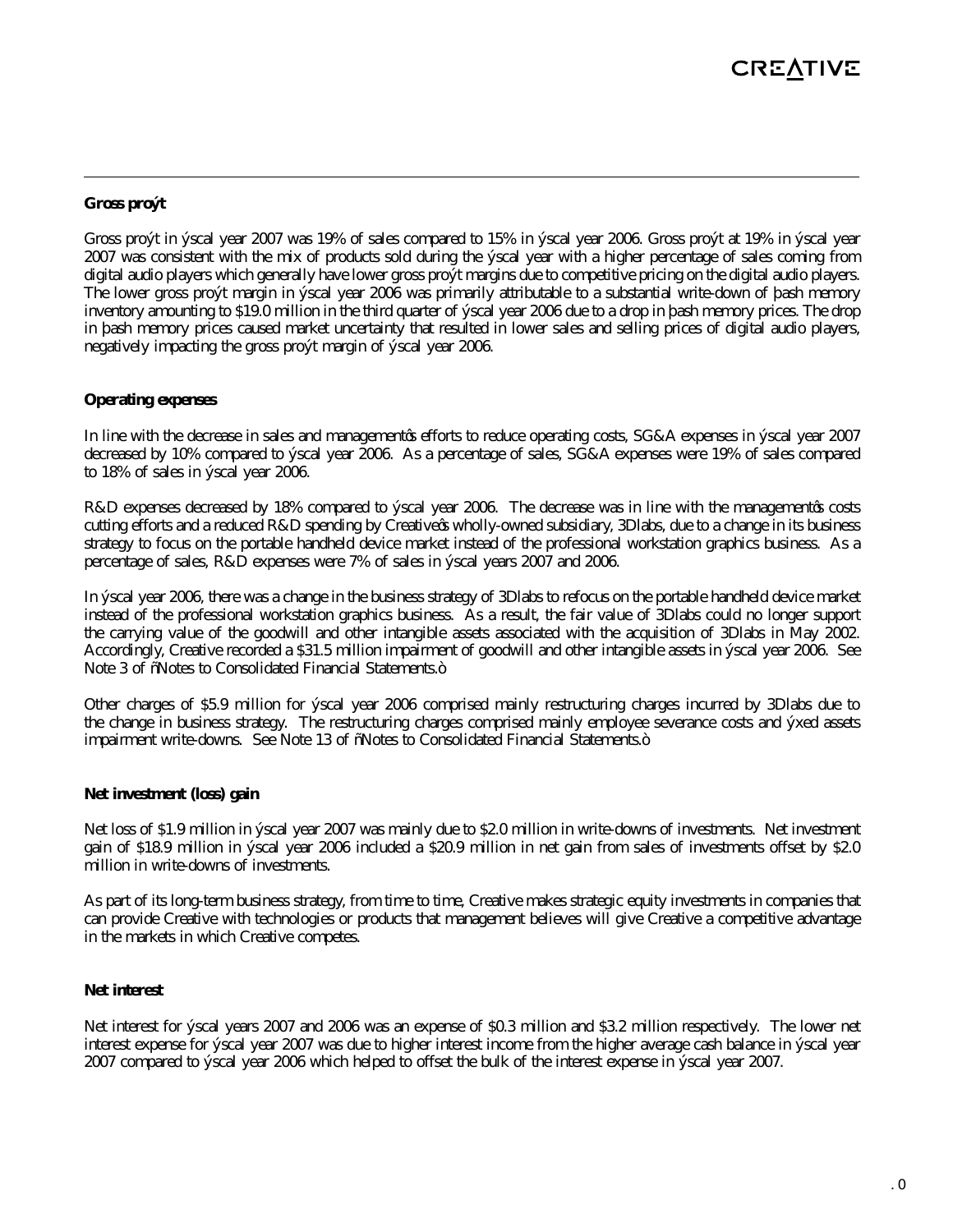### Gross profit

Gross profit in fiscal year 2007 was 19% of sales compared to 15% in fiscal year 2006. Gross profit at 19% in fiscal year 2007 was consistent with the mix of products sold during the fiscal year with a higher percentage of sales coming from digital audio players which generally have lower gross profit margins due to competitive pricing on the digital audio players. The lower gross profit margin in fiscal year 2006 was primarily attributable to a substantial write-down of flash memory inventory amounting to $19.0 million in the third quarter of fiscal year 2006 due to a drop in flash memory prices. The drop in flash memory prices caused market uncertainty that resulted in lower sales and selling prices of digital audio players, negatively impacting the gross profit margin of fiscal year 2006.

### Operating expenses

In line with the decrease in sales and management's efforts to reduce operating costs, SG&A expenses in fiscal year 2007 decreased by 10% compared to fiscal year 2006. As a percentage of sales, SG&A expenses were 19% of sales compared to 18% of sales in fiscal year 2006.

R&D expenses decreased by 18% compared to fiscal year 2006. The decrease was in line with the management's costs cutting efforts and a reduced R&D spending by Creative's wholly-owned subsidiary, 3Dlabs, due to a change in its business strategy to focus on the portable handheld device market instead of the professional workstation graphics business. As a percentage of sales, R&D expenses were 7% of sales in fiscal years 2007 and 2006.

In fiscal year 2006, there was a change in the business strategy of 3Dlabs to refocus on the portable handheld device market instead of the professional workstation graphics business. As a result, the fair value of 3Dlabs could no longer support the carrying value of the goodwill and other intangible assets associated with the acquisition of 3Dlabs in May 2002. Accordingly, Creative recorded a $31.5 million impairment of goodwill and other intangible assets in fiscal year 2006. See Note 3 of "Notes to Consolidated Financial Statements."

Other charges of $5.9 million for fiscal year 2006 comprised mainly restructuring charges incurred by 3Dlabs due to the change in business strategy. The restructuring charges comprised mainly employee severance costs and fixed assets impairment write-downs. See Note 13 of "Notes to Consolidated Financial Statements."

### Net investment (loss) gain

Net loss of $1.9 million in fiscal year 2007 was mainly due to $2.0 million in write-downs of investments. Net investment gain of $18.9 million in fiscal year 2006 included a $20.9 million in net gain from sales of investments offset by $2.0 million in write-downs of investments.

As part of its long-term business strategy, from time to time, Creative makes strategic equity investments in companies that can provide Creative with technologies or products that management believes will give Creative a competitive advantage in the markets in which Creative competes.

### Net interest

Net interest for fiscal years 2007 and 2006 was an expense of $0.3 million and $3.2 million respectively. The lower net interest expense for fiscal year 2007 was due to higher interest income from the higher average cash balance in fiscal year 2007 compared to fiscal year 2006 which helped to offset the bulk of the interest expense in fiscal year 2007.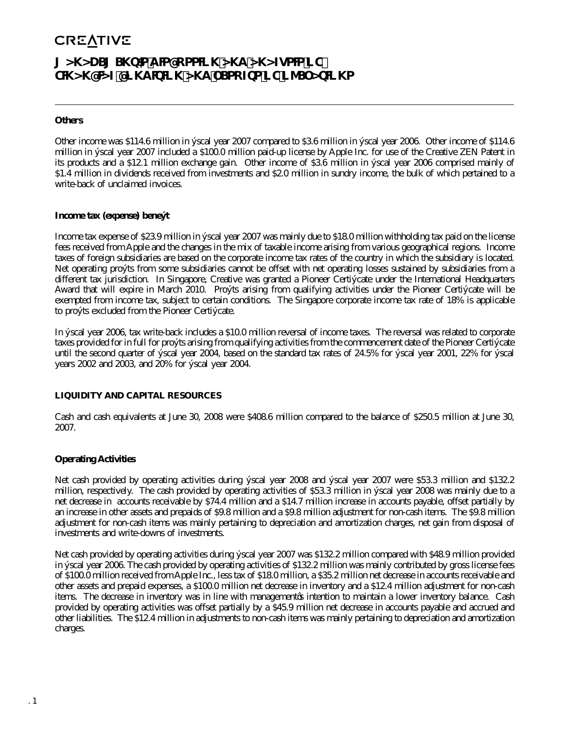**Others**

Other income was $114.6 million in fiscal year 2007 compared to $3.6 million in fiscal year 2006. Other income of $114.6 million in fiscal year 2007 included a $100.0 million paid-up license by Apple Inc. for use of the Creative ZEN Patent in its products and a $12.1 million exchange gain. Other income of $3.6 million in fiscal year 2006 comprised mainly of $1.4 million in dividends received from investments and $2.0 million in sundry income, the bulk of which pertained to a write-back of unclaimed invoices.

**Income tax (expense) benefit**

Income tax expense of $23.9 million in fiscal year 2007 was mainly due to $18.0 million withholding tax paid on the license fees received from Apple and the changes in the mix of taxable income arising from various geographical regions. Income taxes of foreign subsidiaries are based on the corporate income tax rates of the country in which the subsidiary is located. Net operating profits from some subsidiaries cannot be offset with net operating losses sustained by subsidiaries from a different tax jurisdiction. In Singapore, Creative was granted a Pioneer Certificate under the International Headquarters Award that will expire in March 2010. Profits arising from qualifying activities under the Pioneer Certificate will be exempted from income tax, subject to certain conditions. The Singapore corporate income tax rate of 18% is applicable to profits excluded from the Pioneer Certificate.

In fiscal year 2006, tax write-back includes a $10.0 million reversal of income taxes. The reversal was related to corporate taxes provided for in full for profits arising from qualifying activities from the commencement date of the Pioneer Certificate until the second quarter of fiscal year 2004, based on the standard tax rates of 24.5% for fiscal year 2001, 22% for fiscal years 2002 and 2003, and 20% for fiscal year 2004.

**LIQUIDITY AND CAPITAL RESOURCES**

Cash and cash equivalents at June 30, 2008 were $408.6 million compared to the balance of $250.5 million at June 30, 2007.

**Operating Activities**

Net cash provided by operating activities during fiscal year 2008 and fiscal year 2007 were $53.3 million and $132.2 million, respectively. The cash provided by operating activities of $53.3 million in fiscal year 2008 was mainly due to a net decrease in accounts receivable by $74.4 million and a $14.7 million increase in accounts payable, offset partially by an increase in other assets and prepaids of $9.8 million and a $9.8 million adjustment for non-cash items. The $9.8 million adjustment for non-cash items was mainly pertaining to depreciation and amortization charges, net gain from disposal of investments and write-downs of investments.

Net cash provided by operating activities during fiscal year 2007 was $132.2 million compared with $48.9 million provided in fiscal year 2006. The cash provided by operating activities of $132.2 million was mainly contributed by gross license fees of $100.0 million received from Apple Inc., less tax of $18.0 million, a $35.2 million net decrease in accounts receivable and other assets and prepaid expenses, a $100.0 million net decrease in inventory and a $12.4 million adjustment for non-cash items. The decrease in inventory was in line with management's intention to maintain a lower inventory balance. Cash provided by operating activities was offset partially by a $45.9 million net decrease in accounts payable and accrued and other liabilities. The $12.4 million in adjustments to non-cash items was mainly pertaining to depreciation and amortization charges.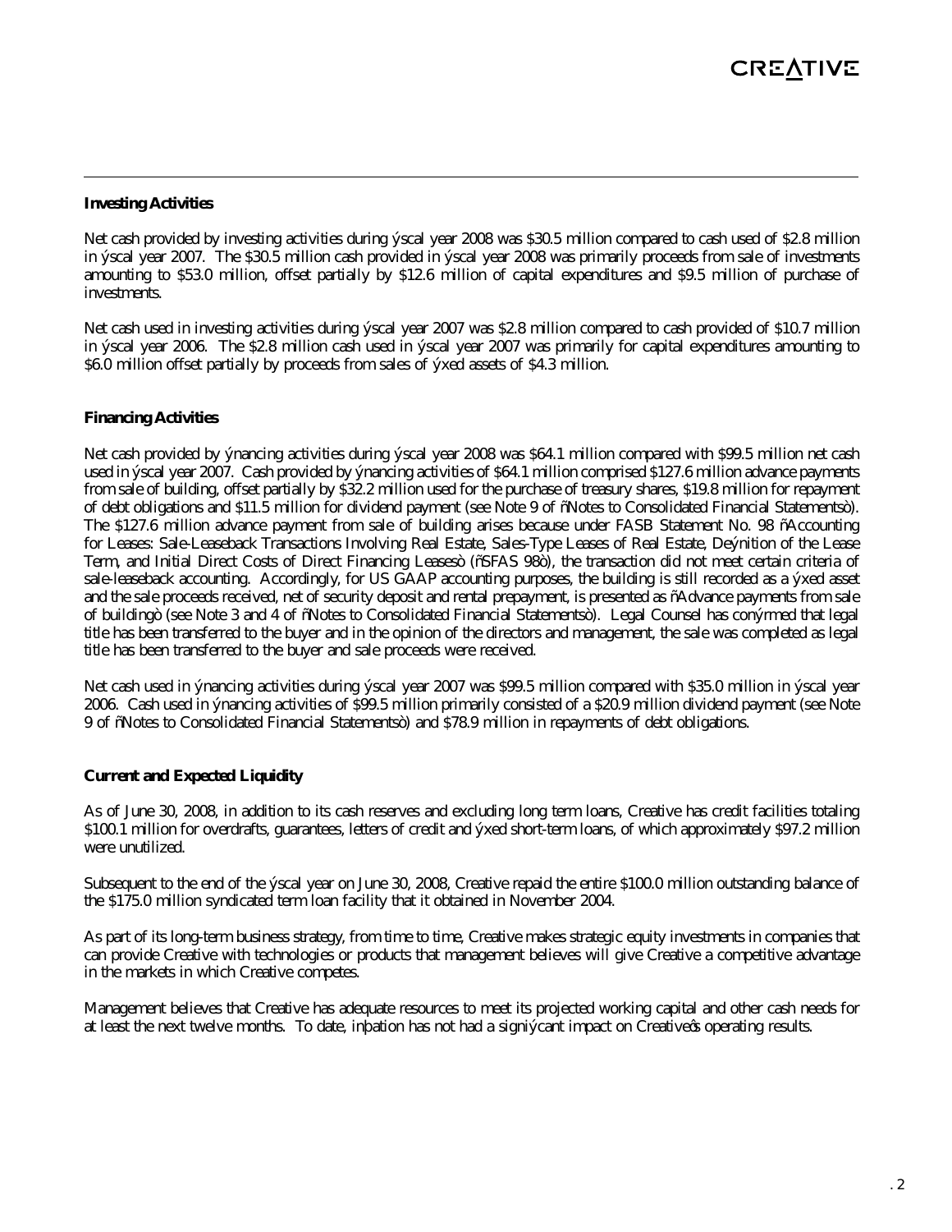#### Investing Activities

Net cash provided by investing activities during fiscal year 2008 was $30.5 million compared to cash used of $2.8 million in fiscal year 2007. The $30.5 million cash provided in fiscal year 2008 was primarily proceeds from sale of investments amounting to $53.0 million, offset partially by $12.6 million of capital expenditures and $9.5 million of purchase of investments.

Net cash used in investing activities during fiscal year 2007 was $2.8 million compared to cash provided of $10.7 million in fiscal year 2006. The $2.8 million cash used in fiscal year 2007 was primarily for capital expenditures amounting to $6.0 million offset partially by proceeds from sales of fixed assets of $4.3 million.

#### Financing Activities

Net cash provided by financing activities during fiscal year 2008 was $64.1 million compared with $99.5 million net cash used in fiscal year 2007. Cash provided by financing activities of $64.1 million comprised $127.6 million advance payments from sale of building, offset partially by $32.2 million used for the purchase of treasury shares, $19.8 million for repayment of debt obligations and $11.5 million for dividend payment (see Note 9 of "Notes to Consolidated Financial Statements"). The $127.6 million advance payment from sale of building arises because under FASB Statement No. 98 "Accounting for Leases: Sale-Leaseback Transactions Involving Real Estate, Sales-Type Leases of Real Estate, Definition of the Lease Term, and Initial Direct Costs of Direct Financing Leases" ("SFAS 98"), the transaction did not meet certain criteria of sale-leaseback accounting. Accordingly, for US GAAP accounting purposes, the building is still recorded as a fixed asset and the sale proceeds received, net of security deposit and rental prepayment, is presented as "Advance payments from sale of building" (see Note 3 and 4 of "Notes to Consolidated Financial Statements"). Legal Counsel has confirmed that legal title has been transferred to the buyer and in the opinion of the directors and management, the sale was completed as legal title has been transferred to the buyer and sale proceeds were received.

Net cash used in financing activities during fiscal year 2007 was $99.5 million compared with $35.0 million in fiscal year 2006. Cash used in financing activities of $99.5 million primarily consisted of a $20.9 million dividend payment (see Note 9 of "Notes to Consolidated Financial Statements") and $78.9 million in repayments of debt obligations.

#### Current and Expected Liquidity

As of June 30, 2008, in addition to its cash reserves and excluding long term loans, Creative has credit facilities totaling $100.1 million for overdrafts, guarantees, letters of credit and fixed short-term loans, of which approximately $97.2 million were unutilized.

Subsequent to the end of the fiscal year on June 30, 2008, Creative repaid the entire $100.0 million outstanding balance of the $175.0 million syndicated term loan facility that it obtained in November 2004.

As part of its long-term business strategy, from time to time, Creative makes strategic equity investments in companies that can provide Creative with technologies or products that management believes will give Creative a competitive advantage in the markets in which Creative competes.

Management believes that Creative has adequate resources to meet its projected working capital and other cash needs for at least the next twelve months. To date, inflation has not had a significant impact on Creative's operating results.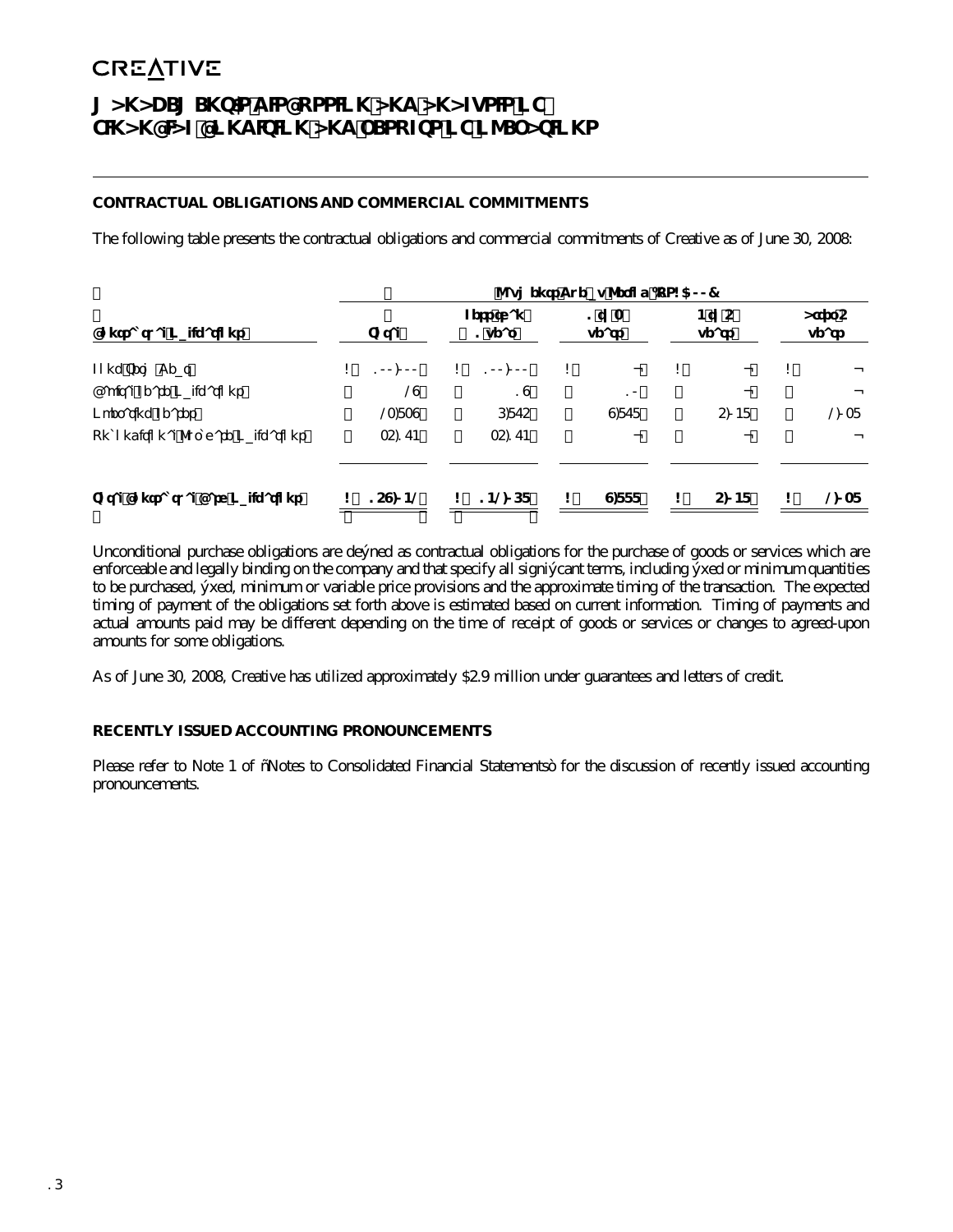| | Payments Due by Period (US$'000) | | | | |
|---|---|---|---|---|---|
| Contractual Obligations | Total | Less than 1 year | 1 to 3 years | 4 to 5 years | After 5 years |
| Long Term Debt | $ 100,000 | $ 100,000 | $ - | $ - | $ - |
| Capital Lease Obligations | 29 | 19 | 10 | - | - |
| Operating Leases | 23,839 | 6,875 | 9,878 | 5,048 | 2,038 |
| Unconditional Purchase Obligations | 35,174 | 35,174 | - | - | - |
| Total Contractual Cash Obligations | $ 159,042 | $ 142,068 | $ 9,888 | $ 5,048 | $ 2,038 |

Unconditional purchase obligations are defined as contractual obligations for the purchase of goods or services which are enforceable and legally binding on the company and that specify all significant terms, including fixed or minimum quantities to be purchased, fixed, minimum or variable price provisions and the approximate timing of the transaction. The expected timing of payment of the obligations set forth above is estimated based on current information. Timing of payments and actual amounts paid may be different depending on the time of receipt of goods or services or changes to agreed-upon amounts for some obligations.

As of June 30, 2008, Creative has utilized approximately $2.9 million under guarantees and letters of credit.

### RECENTLY ISSUED ACCOUNTING PRONOUNCEMENTS

Please refer to Note 1 of "Notes to Consolidated Financial Statements" for the discussion of recently issued accounting pronouncements.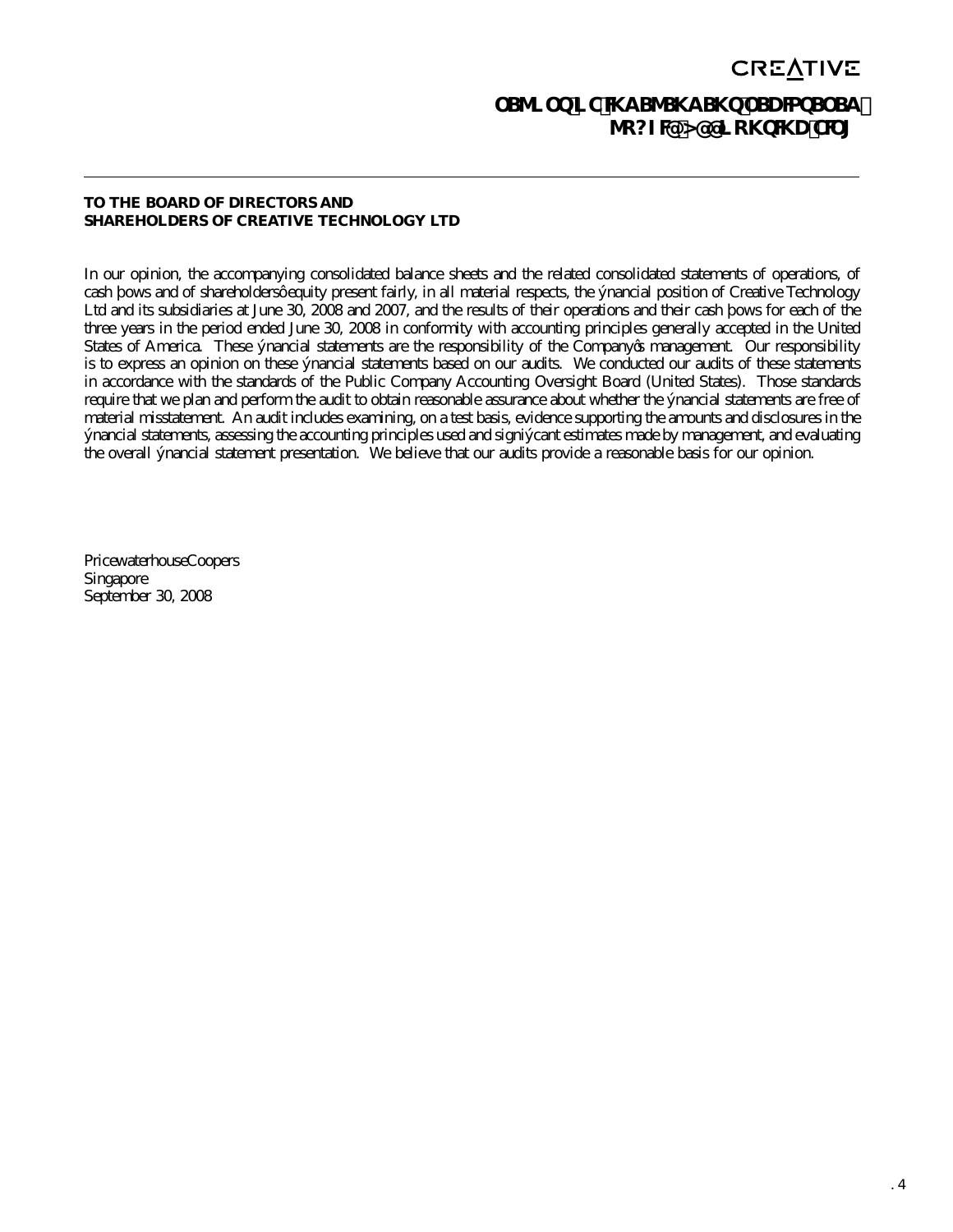# REPORT OF INDEPENDENT REGISTERED PUBLIC ACCOUNTING FIRM

**TO THE BOARD OF DIRECTORS AND**
**SHAREHOLDERS OF CREATIVE TECHNOLOGY LTD**

In our opinion, the accompanying consolidated balance sheets and the related consolidated statements of operations, of cash flows and of shareholders' equity present fairly, in all material respects, the financial position of Creative Technology Ltd and its subsidiaries at June 30, 2008 and 2007, and the results of their operations and their cash flows for each of the three years in the period ended June 30, 2008 in conformity with accounting principles generally accepted in the United States of America. These financial statements are the responsibility of the Company's management. Our responsibility is to express an opinion on these financial statements based on our audits. We conducted our audits of these statements in accordance with the standards of the Public Company Accounting Oversight Board (United States). Those standards require that we plan and perform the audit to obtain reasonable assurance about whether the financial statements are free of material misstatement. An audit includes examining, on a test basis, evidence supporting the amounts and disclosures in the financial statements, assessing the accounting principles used and significant estimates made by management, and evaluating the overall financial statement presentation. We believe that our audits provide a reasonable basis for our opinion.

PricewaterhouseCoopers
Singapore
September 30, 2008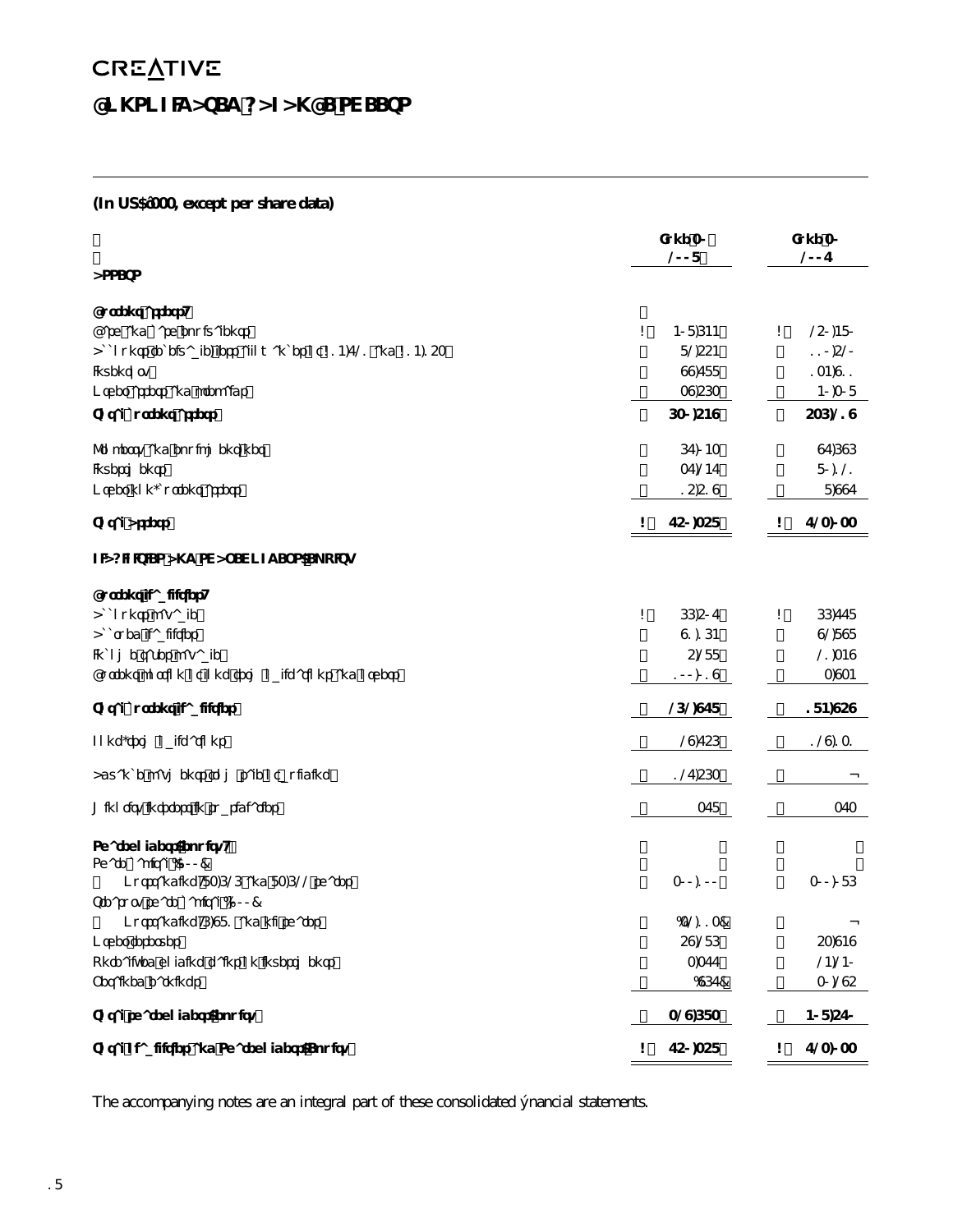CREATIVE

# CONSOLIDATED BALANCE SHEETS

**(In US$'000, except per share data)**

| | June 30 2008 | June 30 2007 |
|---|---|---|
| **ASSETS** | | |
| **Current assets:** | | |
| Cash and cash equivalents | $ 480,644 | $ 250,480 |
| Accounts receivable, less allowance for doubtful accounts of $14,721 and $14,153 | 82,554 | 110,520 |
| Inventory | 99,788 | 134,911 |
| Other assets and prepaids | 39,563 | 40,308 |
| **Total current assets** | **630,549** | **536,219** |
| Property and equipment, net | 67,043 | 97,696 |
| Investments | 37,247 | 80,121 |
| Other non-current assets | 15,519 | 8,997 |
| **Total Assets** | **$ 750,358** | **$ 723,033** |
| **LIABILITIES AND SHAREHOLDERS' EQUITY** | | |
| **Current liabilities:** | | |
| Accounts payable | $ 66,507 | $ 66,778 |
| Accrued liabilities | 91,164 | 92,898 |
| Income taxes payable | 5,288 | 21,349 |
| Current portion of long term obligations and others | 100,019 | 3,934 |
| **Total current liabilities** | **262,978** | **184,959** |
| Long-term obligations | 29,756 | 129,131 |
| Advance payments from sale of building | 127,563 | — |
| Minority interest in subsidiaries | 378 | 373 |
| **Shareholders' equity:** | | |
| Share capital ('00) | | |
| Outstanding: 83,626 and 83,622 shares | 300,100 | 300,086 |
| Treasury share capital ('00) | | |
| Outstanding: 6,981 and nil shares | (32,113) | — |
| Other reserves | 59,286 | 53,949 |
| Unrealized gain on investments | 3,377 | 24,240 |
| Retained earnings | (967) | 30,295 |
| **Total shareholders' equity** | **329,683** | **408,570** |
| **Total Liabilities and Shareholders' Equity** | **$ 750,358** | **$ 723,033** |

The accompanying notes are an integral part of these consolidated financial statements.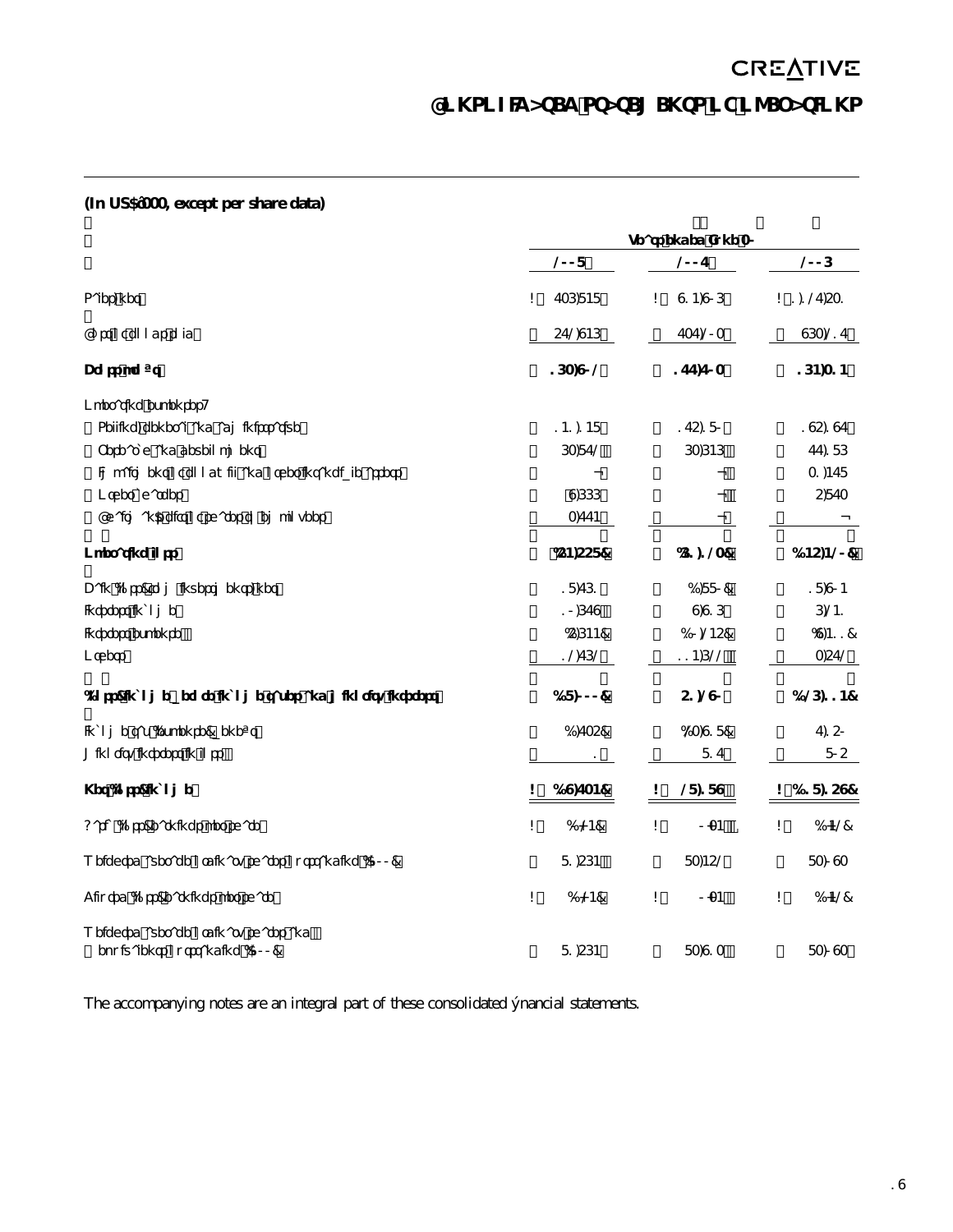# CONSOLIDATED STATEMENTS OF OPERATIONS

**(In US$'000, except per share data)**

| | Year ended June 30 | | |
|---|---|---|---|
| | **2008** | **2007** | **2006** |
| Sales | $ 736,848 | $ 914,906 | $ 1,127,531 |
| Cost of goods sold | 572,946 | 737,203 | 963,217 |
| **Gross profit** | **163,902** | **177,703** | **164,314** |
| Operating expenses: | | | |
| Selling, general and administrative | 141,148 | 175,180 | 195,197 |
| Research and development | 63,872 | 63,646 | 77,186 |
| Impairment of goodwill and other intangible assets | – | – | 31,478 |
| Other charges | 9,666 | – | 5,873 |
| Chairman's gift of shares to employees | 3,774 | – | – |
| **Operating loss** | **(54,558)** | **(61,123)** | **(145,420)** |
| Gain (loss) on investments | 18,761 | (8,880) | 18,904 |
| Interest income | 10,679 | 9,916 | 6,241 |
| Interest expense | (5,644) | (3,245) | (9,411) |
| Others | 12,762 | 114,622 | 3,572 |
| **(Loss) income before income taxes and minority interest** | **(18,000)** | **51,290** | **(126,114)** |
| Income tax (expense) benefit | 8,265 | (23,968) | 7,150 |
| Minority interest in loss | 1 | 867 | 805 |
| **Net (loss) income** | **$ (9,734)** | **$ 28,189** | **$ (118,159)** |
| Basic (loss) earnings per share | $ (0.12) | $ 0.34 | $ (1.42) |
| Weighted average ordinary shares outstanding ('000) | 81,564 | 83,452 | 83,039 |
| Diluted (loss) earnings per share | $ (0.12) | $ 0.34 | $ (1.42) |
| Weighted average ordinary shares and equivalents outstanding ('000) | 81,564 | 83,913 | 83,039 |

The accompanying notes are an integral part of these consolidated financial statements.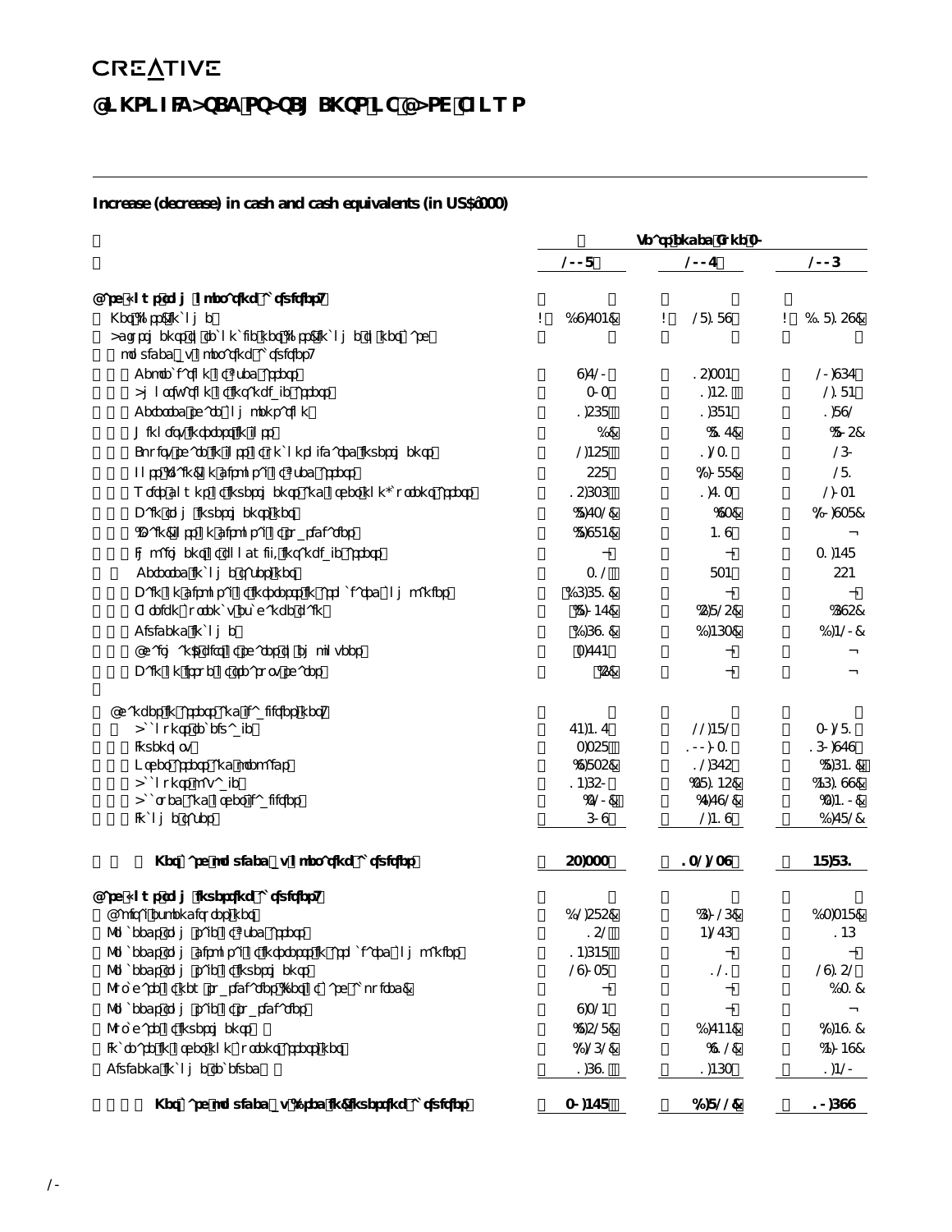# CREATIVE

## CONSOLIDATED STATEMENTS OF CASH FLOWS

---

**Increase (decrease) in cash and cash equivalents (in US$'000)**

| | Years ended June 30 | | |
|---|---|---|---|
| | **2008** | **2007** | **2006** |
| **Cash flows from operating activities:** | | | |
| Net (loss) income | $ (9,734) | $ 28,189 | $ (18,159) |
| Adjustments to reconcile net (loss) income to net cash provided by operating activities: | | | |
| Depreciation of fixed assets | 9,720 | 15,334 | 20,967 |
| Amortization of intangible assets | 303 | 1,451 | 2,184 |
| Deferred share compensation | 1,568 | 1,684 | 1,892 |
| Minority interest in loss | (1) | (817) | (805) |
| Equity share in losses of unquoted investments | 2,458 | 1,231 | 260 |
| Loss (gain) on disposal of fixed assets | 558 | (1,088) | 281 |
| Write-downs of investments and other non-current assets | 15,636 | 1,713 | 2,034 |
| Gain from investments, net | (8,732) | (93) | (10,938) |
| (Gain) loss on disposal of subsidiaries | (8,984) | 419 | – |
| Impairment of goodwill and intangible assets | – | – | 31,478 |
| Deferred income tax expense | 312 | 834 | 554 |
| Gain on disposal of interest in associated companies | (6,681) | – | – |
| Foreign currency exchange gain | (8,047) | (5,825) | (695) |
| Dividend income | (1,691) | (1,463) | (1,420) |
| Chairman's gift of shares to employees | 3,774 | – | – |
| Gain on issue of shares by subsidiary | (5) | – | – |
| Changes in assets and liabilities: | | | |
| Accounts receivable | 74,417 | 22,482 | 30,281 |
| Inventory | 3,358 | 100,031 | 160,979 |
| Other assets and prepaids | (8,835) | 12,675 | (8,641) |
| Accounts payable | 14,650 | (38,145) | (46,199) |
| Accrued and other liabilities | (21,320) | (7,792) | (3,140) |
| Income taxes | 609 | 2,149 | (782) |
| **Net cash provided by operating activities** | **53,333** | **132,239** | **48,861** |
| **Cash flows from investing activities:** | | | |
| Capital expenditures, net | (12,585) | (6,026) | (33,348) |
| Proceeds from sale of fixed assets | 4,152 | 4,276 | 146 |
| Proceeds from disposal of interests in associated companies | 1,648 | – | – |
| Proceeds from sale of investments | 29,038 | 121 | 29,152 |
| Purchase of new subsidiary (net of cash acquired) | – | – | (31) |
| Proceeds from sale of subsidiaries | 9,324 | – | – |
| Purchase of investments | (1,528) | (1,744) | (1,491) |
| Increase in other non-current assets | (1,262) | (912) | (1,049) |
| Dividend income received | 1,691 | 1,463 | 1,420 |
| **Net cash provided by (used in) investing activities** | **30,478** | **(2,822)** | **10,699** |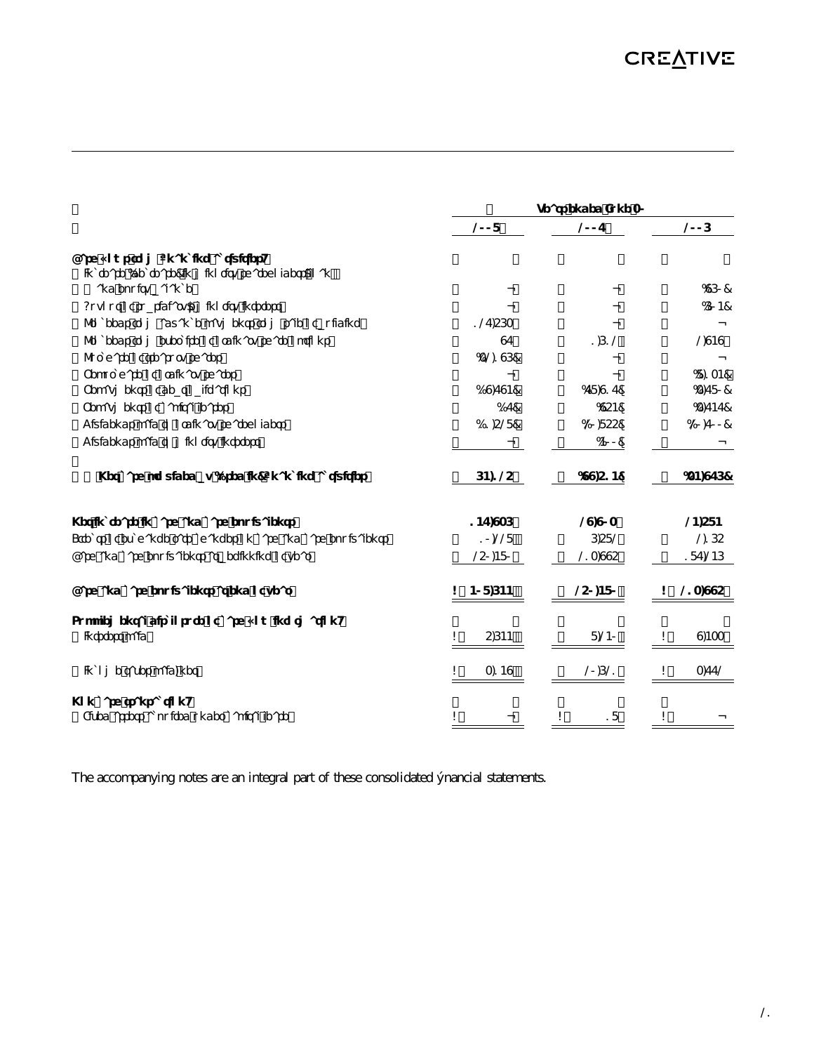| | Year ended June 30 | | |
|---|---|---|---|
| | 2008 | 2007 | 2006 |
| **Cash flows from financing activities:** | | | |
| Increase (decrease) in minority interests on loan and equity balances | – | – | (960) |
| Buyout of subsidiary's minority interests | – | – | (604) |
| Proceeds from advance payments from sale of building | 127,563 | – | – |
| Proceeds from exercise of share options | 97 | 1,612 | 2,949 |
| Purchase of treasury shares | (32,196) | – | – |
| Repurchase of ordinary shares | – | – | (8,134) |
| Repayments of debt obligations | (9,794) | (78,917) | (3,780) |
| Repayments of capital leases | (7) | (954) | (3,747) |
| Dividends paid to ordinary shareholders | (21,538) | (20,855) | (20,700) |
| Dividends paid to minority interests | – | (400) | – |
| **Net cash provided by (used in) financing activities** | **64,125** | **(99,514)** | **(34,976)** |
| **Net increase in cash and cash equivalents** | **147,936** | **29,903** | **24,584** |
| Effects of exchange rate changes on cash and cash equivalents | 10,228 | 6,582 | 2,165 |
| Cash and cash equivalents at beginning of year | 250,480 | 213,995 | 187,246 |
| **Cash and cash equivalents at end of year** | **$ 408,644** | **250,480** | **$ 213,995** |
| **Supplementary disclosure of cash flow information:** | | | |
| Interest paid | $ 5,644 | 8,240 | $ 9,433 |
| Income taxes paid, net | $ 3,149 | 20,621 | $ 3,772 |
| **Non-cash transaction:** | | | |
| Fixed assets acquired under capital leases | $ – | $ 18 | $ – |

The accompanying notes are an integral part of these consolidated financial statements.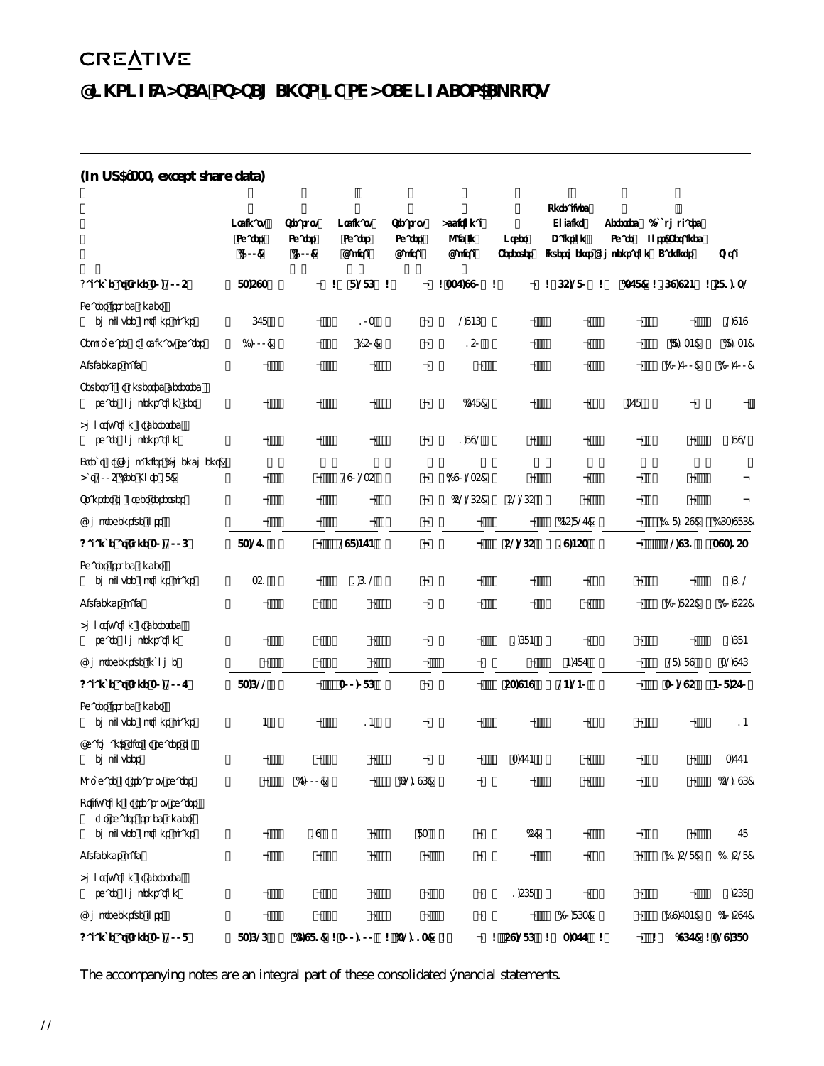CREATIVE

# CONSOLIDATED STATEMENTS OF SHAREHOLDERS' EQUITY

**(In US$'000, except share data)**

| | Ordinary Shares (000) | Treasury Shares (000) | Ordinary Shares Capital | Treasury Shares Capital | Additional Paid in Capital | Other Reserves | Unrealized Holding Gains on Investments | Deferred Share Compensation | (Accumulated Losses)/ Retained Earnings | Total |
|---|---|---|---|---|---|---|---|---|---|---|
| **Balance at June 30, 2005** | **83,593** | – | $ 8,286 | $ – | $ 287,990 | $ – | $ 65,280 | $ (378) | $ 169,954 | $ 531,132 |
| Shares issued under employee share option plans | 678 | – | 103 | – | 2,846 | – | – | – | – | 2,949 |
| Purchase of ordinary shares | (1,000) | – | (150) | – | 150 | – | – | – | (8,134) | (8,134) |
| Dividends paid | – | – | – | – | – | – | – | – | (20,700) | (20,700) |
| Reversal of unvested deferred share compensation, net | – | – | – | – | (378) | – | – | 378 | – | – |
| Amortization of deferred share compensation | – | – | – | – | 1,892 | – | – | – | – | 1,892 |
| Effect of Companies (Amendment) Act 2005 (see Note 8) | – | – | 290,235 | – | (290,235) | – | – | – | – | – |
| Transfer to other reserves | – | – | – | – | (2,265) | 2,265 | – | – | – | – |
| Comprehensive loss | – | – | – | – | – | – | (45,827) | – | (118,159) | (163,986) |
| **Balance at June 30, 2006** | **83,271** | – | **298,474** | – | – | **2,265** | **19,453** | – | **22,961** | **343,153** |
| Shares issued under employee share option plans | 351 | – | 1,612 | – | – | – | – | – | – | 1,612 |
| Dividends paid | – | – | – | – | – | – | – | – | (20,855) | (20,855) |
| Amortization of deferred share compensation | – | – | – | – | – | 1,684 | – | – | – | 1,684 |
| Comprehensive income | – | – | – | – | – | – | 4,787 | – | 28,189 | 32,976 |
| **Balance at June 30, 2007** | **83,622** | – | **300,086** | – | – | **3,949** | **24,240** | – | **30,295** | **358,570** |
| Shares issued under employee share option plans | 4 | – | 14 | – | – | – | – | – | – | 14 |
| Chairman's gift of shares to employees | – | – | – | – | – | 3,774 | – | – | – | 3,774 |
| Purchase of treasury shares | – | (4,000) | – | (21,196) | – | – | – | – | – | (21,196) |
| Utilization of treasury shares for shares issued under employee option plans | – | 9 | – | 83 | – | (5) | – | – | – | 78 |
| Dividends paid | – | – | – | – | – | – | – | – | (41,258) | (41,258) |
| Comprehensive loss | – | – | – | – | – | – | (20,863) | – | (9,734) | (30,597) |
| **Balance at June 30, 2008** | **83,626** | **(3,991)** | **$ 300,100** | **$ (21,113)** | **$ –** | **$ 7,718** | **$ 3,377** | **$ –** | **$ (20,697)** | **$ 269,385** |

The accompanying notes are an integral part of these consolidated financial statements.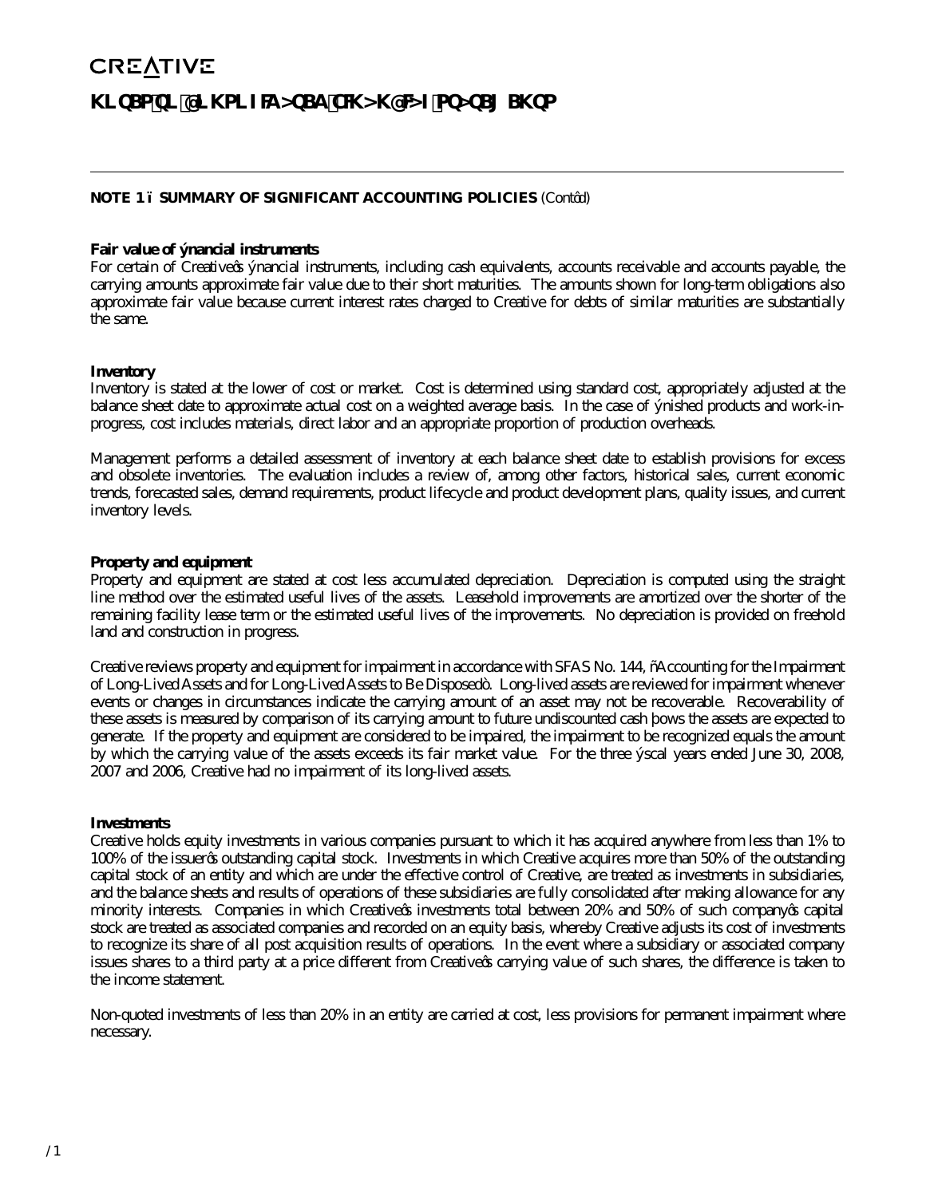**NOTE 1 – SUMMARY OF SIGNIFICANT ACCOUNTING POLICIES** (Cont'd)

**Fair value of financial instruments**
For certain of Creative's financial instruments, including cash equivalents, accounts receivable and accounts payable, the carrying amounts approximate fair value due to their short maturities. The amounts shown for long-term obligations also approximate fair value because current interest rates charged to Creative for debts of similar maturities are substantially the same.

**Inventory**
Inventory is stated at the lower of cost or market. Cost is determined using standard cost, appropriately adjusted at the balance sheet date to approximate actual cost on a weighted average basis. In the case of finished products and work-in-progress, cost includes materials, direct labor and an appropriate proportion of production overheads.

Management performs a detailed assessment of inventory at each balance sheet date to establish provisions for excess and obsolete inventories. The evaluation includes a review of, among other factors, historical sales, current economic trends, forecasted sales, demand requirements, product lifecycle and product development plans, quality issues, and current inventory levels.

**Property and equipment**
Property and equipment are stated at cost less accumulated depreciation. Depreciation is computed using the straight line method over the estimated useful lives of the assets. Leasehold improvements are amortized over the shorter of the remaining facility lease term or the estimated useful lives of the improvements. No depreciation is provided on freehold land and construction in progress.

Creative reviews property and equipment for impairment in accordance with SFAS No. 144, "Accounting for the Impairment of Long-Lived Assets and for Long-Lived Assets to Be Disposed". Long-lived assets are reviewed for impairment whenever events or changes in circumstances indicate the carrying amount of an asset may not be recoverable. Recoverability of these assets is measured by comparison of its carrying amount to future undiscounted cash flows the assets are expected to generate. If the property and equipment are considered to be impaired, the impairment to be recognized equals the amount by which the carrying value of the assets exceeds its fair market value. For the three fiscal years ended June 30, 2008, 2007 and 2006, Creative had no impairment of its long-lived assets.

**Investments**
Creative holds equity investments in various companies pursuant to which it has acquired anywhere from less than 1% to 100% of the issuer's outstanding capital stock. Investments in which Creative acquires more than 50% of the outstanding capital stock of an entity and which are under the effective control of Creative, are treated as investments in subsidiaries, and the balance sheets and results of operations of these subsidiaries are fully consolidated after making allowance for any minority interests. Companies in which Creative's investments total between 20% and 50% of such company's capital stock are treated as associated companies and recorded on an equity basis, whereby Creative adjusts its cost of investments to recognize its share of all post acquisition results of operations. In the event where a subsidiary or associated company issues shares to a third party at a price different from Creative's carrying value of such shares, the difference is taken to the income statement.

Non-quoted investments of less than 20% in an entity are carried at cost, less provisions for permanent impairment where necessary.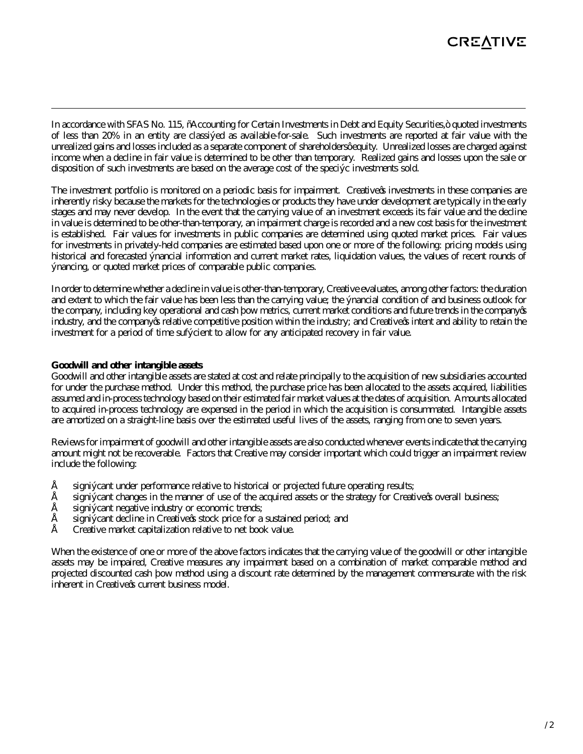In accordance with SFAS No. 115, "Accounting for Certain Investments in Debt and Equity Securities," quoted investments of less than 20% in an entity are classified as available-for-sale. Such investments are reported at fair value with the unrealized gains and losses included as a separate component of shareholders' equity. Unrealized losses are charged against income when a decline in fair value is determined to be other than temporary. Realized gains and losses upon the sale or disposition of such investments are based on the average cost of the specific investments sold.

The investment portfolio is monitored on a periodic basis for impairment. Creative's investments in these companies are inherently risky because the markets for the technologies or products they have under development are typically in the early stages and may never develop. In the event that the carrying value of an investment exceeds its fair value and the decline in value is determined to be other-than-temporary, an impairment charge is recorded and a new cost basis for the investment is established. Fair values for investments in public companies are determined using quoted market prices. Fair values for investments in privately-held companies are estimated based upon one or more of the following: pricing models using historical and forecasted financial information and current market rates, liquidation values, the values of recent rounds of financing, or quoted market prices of comparable public companies.

In order to determine whether a decline in value is other-than-temporary, Creative evaluates, among other factors: the duration and extent to which the fair value has been less than the carrying value; the financial condition of and business outlook for the company, including key operational and cash flow metrics, current market conditions and future trends in the company's industry, and the company's relative competitive position within the industry; and Creative's intent and ability to retain the investment for a period of time sufficient to allow for any anticipated recovery in fair value.

**Goodwill and other intangible assets**

Goodwill and other intangible assets are stated at cost and relate principally to the acquisition of new subsidiaries accounted for under the purchase method. Under this method, the purchase price has been allocated to the assets acquired, liabilities assumed and in-process technology based on their estimated fair market values at the dates of acquisition. Amounts allocated to acquired in-process technology are expensed in the period in which the acquisition is consummated. Intangible assets are amortized on a straight-line basis over the estimated useful lives of the assets, ranging from one to seven years.

Reviews for impairment of goodwill and other intangible assets are also conducted whenever events indicate that the carrying amount might not be recoverable. Factors that Creative may consider important which could trigger an impairment review include the following:

- significant under performance relative to historical or projected future operating results;
- significant changes in the manner of use of the acquired assets or the strategy for Creative's overall business;
- significant negative industry or economic trends;
- significant decline in Creative's stock price for a sustained period; and
- Creative market capitalization relative to net book value.

When the existence of one or more of the above factors indicates that the carrying value of the goodwill or other intangible assets may be impaired, Creative measures any impairment based on a combination of market comparable method and projected discounted cash flow method using a discount rate determined by the management commensurate with the risk inherent in Creative's current business model.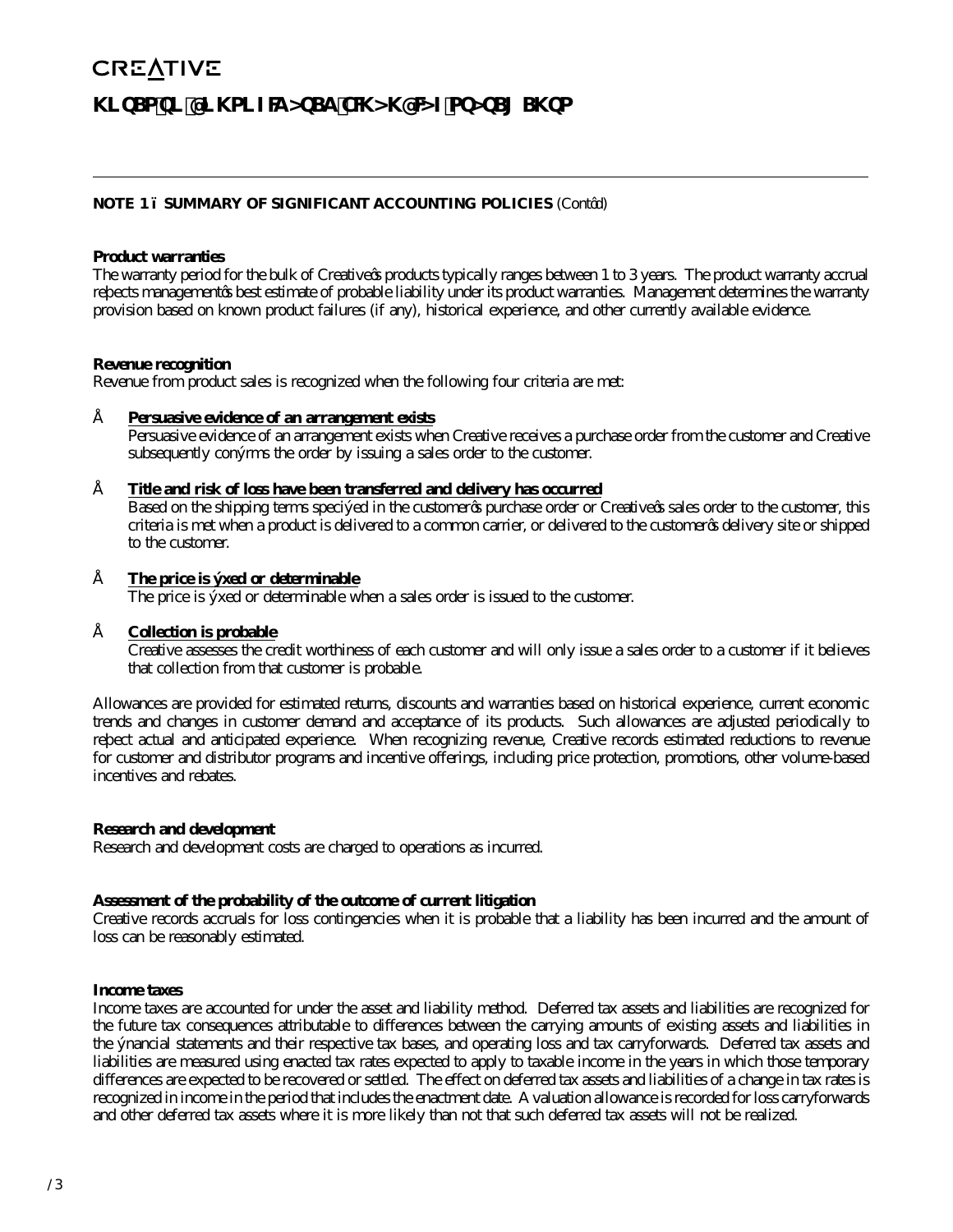**NOTE 1 – SUMMARY OF SIGNIFICANT ACCOUNTING POLICIES** (Cont'd)

**Product warranties**
The warranty period for the bulk of Creative's products typically ranges between 1 to 3 years. The product warranty accrual reflects management's best estimate of probable liability under its product warranties. Management determines the warranty provision based on known product failures (if any), historical experience, and other currently available evidence.

**Revenue recognition**
Revenue from product sales is recognized when the following four criteria are met:

- **Persuasive evidence of an arrangement exists**
  Persuasive evidence of an arrangement exists when Creative receives a purchase order from the customer and Creative subsequently confirms the order by issuing a sales order to the customer.

- **Title and risk of loss have been transferred and delivery has occurred**
  Based on the shipping terms specified in the customer's purchase order or Creative's sales order to the customer, this criteria is met when a product is delivered to a common carrier, or delivered to the customer's delivery site or shipped to the customer.

- **The price is fixed or determinable**
  The price is fixed or determinable when a sales order is issued to the customer.

- **Collection is probable**
  Creative assesses the credit worthiness of each customer and will only issue a sales order to a customer if it believes that collection from that customer is probable.

Allowances are provided for estimated returns, discounts and warranties based on historical experience, current economic trends and changes in customer demand and acceptance of its products. Such allowances are adjusted periodically to reflect actual and anticipated experience. When recognizing revenue, Creative records estimated reductions to revenue for customer and distributor programs and incentive offerings, including price protection, promotions, other volume-based incentives and rebates.

**Research and development**
Research and development costs are charged to operations as incurred.

**Assessment of the probability of the outcome of current litigation**
Creative records accruals for loss contingencies when it is probable that a liability has been incurred and the amount of loss can be reasonably estimated.

**Income taxes**
Income taxes are accounted for under the asset and liability method. Deferred tax assets and liabilities are recognized for the future tax consequences attributable to differences between the carrying amounts of existing assets and liabilities in the financial statements and their respective tax bases, and operating loss and tax carryforwards. Deferred tax assets and liabilities are measured using enacted tax rates expected to apply to taxable income in the years in which those temporary differences are expected to be recovered or settled. The effect on deferred tax assets and liabilities of a change in tax rates is recognized in income in the period that includes the enactment date. A valuation allowance is recorded for loss carryforwards and other deferred tax assets where it is more likely than not that such deferred tax assets will not be realized.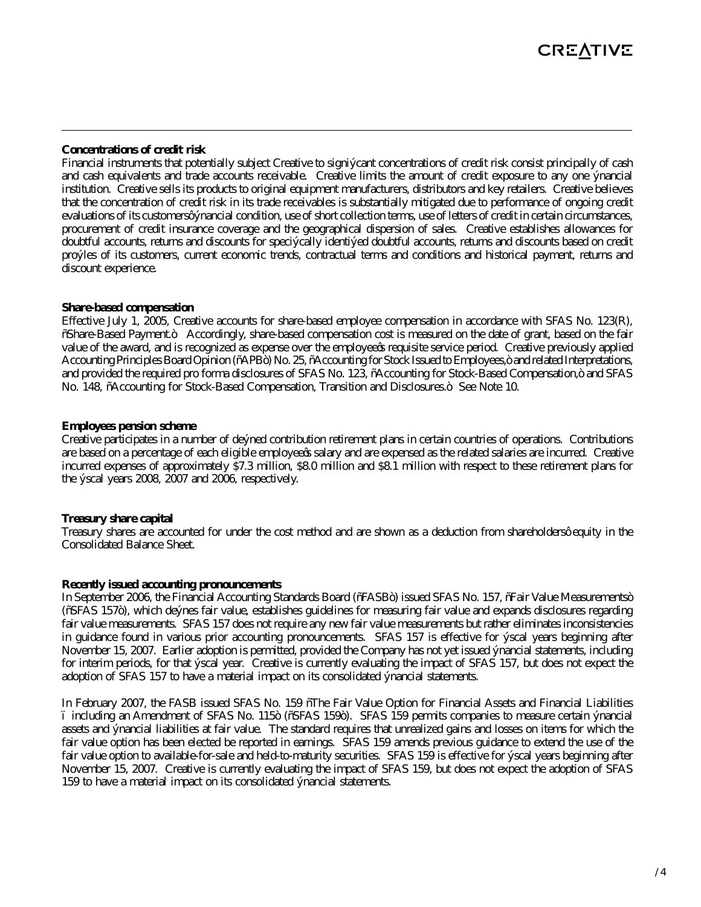**Concentrations of credit risk**

Financial instruments that potentially subject Creative to significant concentrations of credit risk consist principally of cash and cash equivalents and trade accounts receivable. Creative limits the amount of credit exposure to any one financial institution. Creative sells its products to original equipment manufacturers, distributors and key retailers. Creative believes that the concentration of credit risk in its trade receivables is substantially mitigated due to performance of ongoing credit evaluations of its customers' financial condition, use of short collection terms, use of letters of credit in certain circumstances, procurement of credit insurance coverage and the geographical dispersion of sales. Creative establishes allowances for doubtful accounts, returns and discounts for specifically identified doubtful accounts, returns and discounts based on credit profiles of its customers, current economic trends, contractual terms and conditions and historical payment, returns and discount experience.

**Share-based compensation**

Effective July 1, 2005, Creative accounts for share-based employee compensation in accordance with SFAS No. 123(R), "Share-Based Payment." Accordingly, share-based compensation cost is measured on the date of grant, based on the fair value of the award, and is recognized as expense over the employee's requisite service period. Creative previously applied Accounting Principles Board Opinion ("APB") No. 25, "Accounting for Stock Issued to Employees," and related Interpretations, and provided the required pro forma disclosures of SFAS No. 123, "Accounting for Stock-Based Compensation," and SFAS No. 148, "Accounting for Stock-Based Compensation, Transition and Disclosures." See Note 10.

**Employees pension scheme**

Creative participates in a number of defined contribution retirement plans in certain countries of operations. Contributions are based on a percentage of each eligible employee's salary and are expensed as the related salaries are incurred. Creative incurred expenses of approximately $7.3 million, $8.0 million and $8.1 million with respect to these retirement plans for the fiscal years 2008, 2007 and 2006, respectively.

**Treasury share capital**

Treasury shares are accounted for under the cost method and are shown as a deduction from shareholders' equity in the Consolidated Balance Sheet.

**Recently issued accounting pronouncements**

In September 2006, the Financial Accounting Standards Board ("FASB") issued SFAS No. 157, "Fair Value Measurements" ("SFAS 157"), which defines fair value, establishes guidelines for measuring fair value and expands disclosures regarding fair value measurements. SFAS 157 does not require any new fair value measurements but rather eliminates inconsistencies in guidance found in various prior accounting pronouncements. SFAS 157 is effective for fiscal years beginning after November 15, 2007. Earlier adoption is permitted, provided the Company has not yet issued financial statements, including for interim periods, for that fiscal year. Creative is currently evaluating the impact of SFAS 157, but does not expect the adoption of SFAS 157 to have a material impact on its consolidated financial statements.

In February 2007, the FASB issued SFAS No. 159 "The Fair Value Option for Financial Assets and Financial Liabilities – including an Amendment of SFAS No. 115" ("SFAS 159"). SFAS 159 permits companies to measure certain financial assets and financial liabilities at fair value. The standard requires that unrealized gains and losses on items for which the fair value option has been elected be reported in earnings. SFAS 159 amends previous guidance to extend the use of the fair value option to available-for-sale and held-to-maturity securities. SFAS 159 is effective for fiscal years beginning after November 15, 2007. Creative is currently evaluating the impact of SFAS 159, but does not expect the adoption of SFAS 159 to have a material impact on its consolidated financial statements.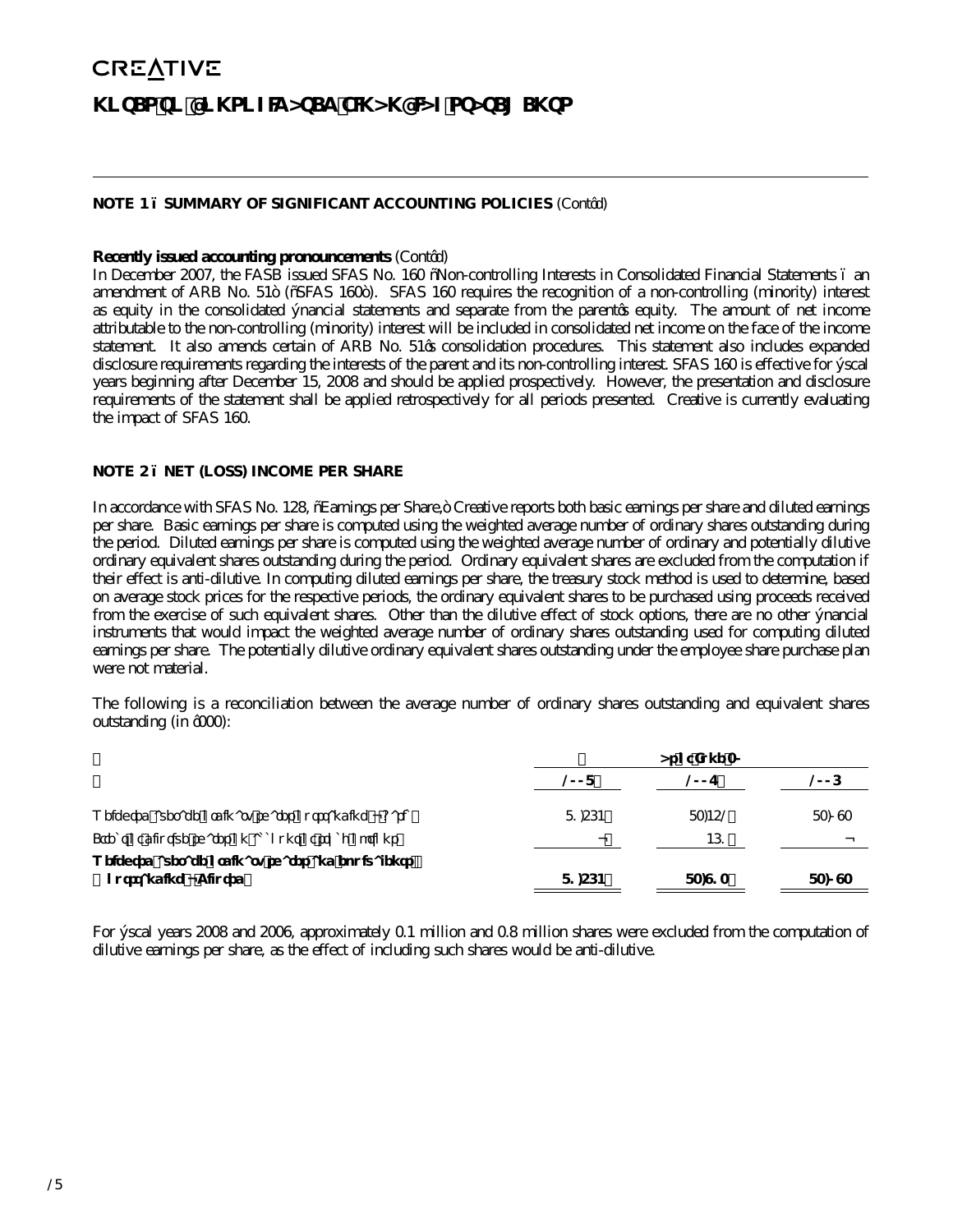## NOTES TO CONSOLIDATED FINANCIAL STATEMENTS

### NOTE 1 – SUMMARY OF SIGNIFICANT ACCOUNTING POLICIES (Cont’d)

**Recently issued accounting pronouncements** (Cont’d)

In December 2007, the FASB issued SFAS No. 160 “Non-controlling Interests in Consolidated Financial Statements – an amendment of ARB No. 51” (“SFAS 160”). SFAS 160 requires the recognition of a non-controlling (minority) interest as equity in the consolidated financial statements and separate from the parent’s equity. The amount of net income attributable to the non-controlling (minority) interest will be included in consolidated net income on the face of the income statement. It also amends certain of ARB No. 51’s consolidation procedures. This statement also includes expanded disclosure requirements regarding the interests of the parent and its non-controlling interest. SFAS 160 is effective for fiscal years beginning after December 15, 2008 and should be applied prospectively. However, the presentation and disclosure requirements of the statement shall be applied retrospectively for all periods presented. Creative is currently evaluating the impact of SFAS 160.

### NOTE 2 – NET (LOSS) INCOME PER SHARE

In accordance with SFAS No. 128, “Earnings per Share,” Creative reports both basic earnings per share and diluted earnings per share. Basic earnings per share is computed using the weighted average number of ordinary shares outstanding during the period. Diluted earnings per share is computed using the weighted average number of ordinary and potentially dilutive ordinary equivalent shares outstanding during the period. Ordinary equivalent shares are excluded from the computation if their effect is anti-dilutive. In computing diluted earnings per share, the treasury stock method is used to determine, based on average stock prices for the respective periods, the ordinary equivalent shares to be purchased using proceeds received from the exercise of such equivalent shares. Other than the dilutive effect of stock options, there are no other financial instruments that would impact the weighted average number of ordinary shares outstanding used for computing diluted earnings per share. The potentially dilutive ordinary equivalent shares outstanding under the employee share purchase plan were not material.

The following is a reconciliation between the average number of ordinary shares outstanding and equivalent shares outstanding (in ‘000):

| | | As at June 30, | |
|---|---|---|---|
| | 2008 | 2007 | 2006 |
| Weighted average number of ordinary shares outstanding (basic) | 81,564 | 83,452 | 83,039 |
| Effect of dilutive share from common stock options | – | 461 | – |
| **Weighted average number of ordinary shares and equivalent shares outstanding (diluted)** | **81,564** | **83,913** | **83,039** |

For fiscal years 2008 and 2006, approximately 0.1 million and 0.8 million shares were excluded from the computation of dilutive earnings per share, as the effect of including such shares would be anti-dilutive.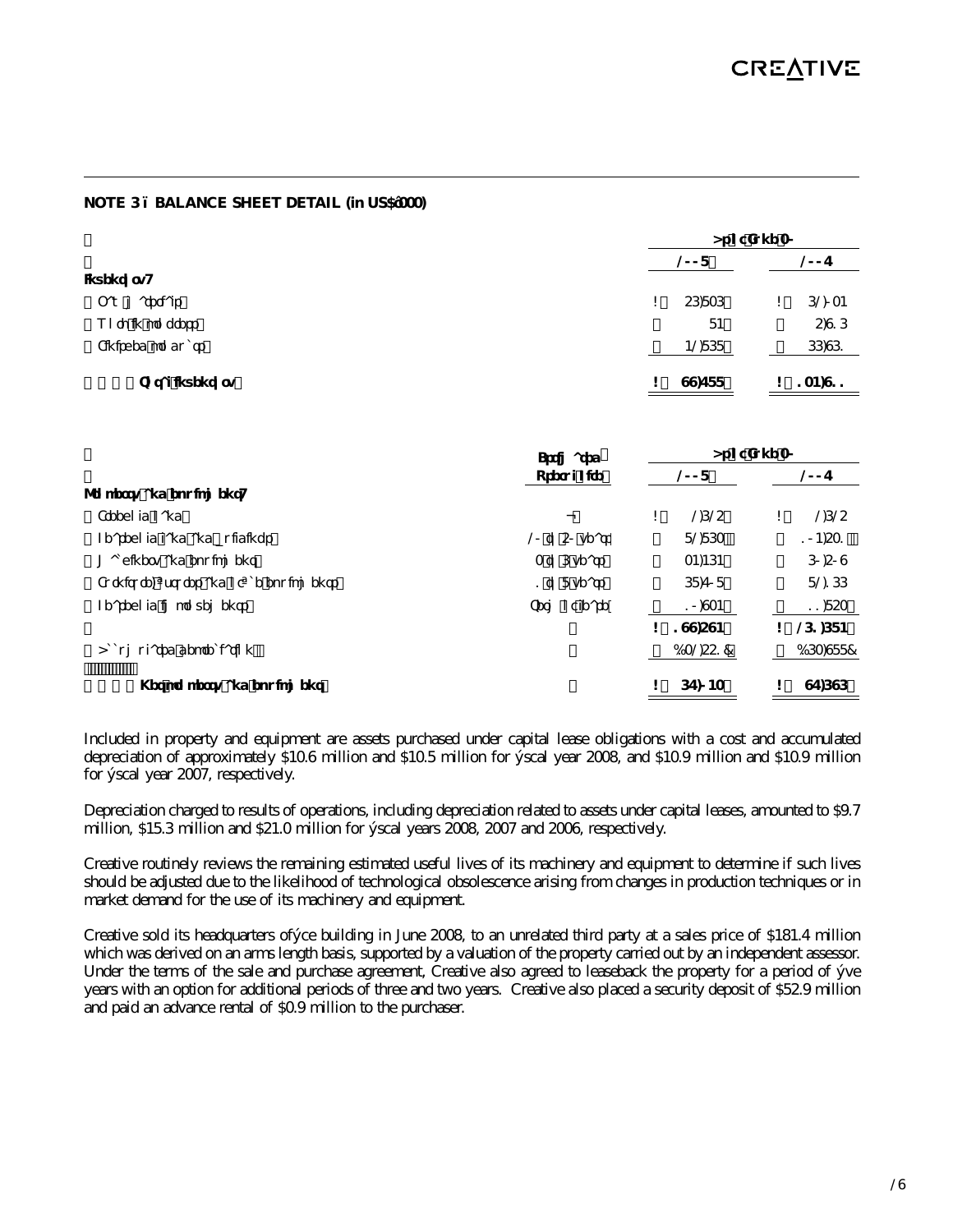## NOTE 3 – BALANCE SHEET DETAIL (in US$'000)

| | As of June 30, | |
|---|---|---|
| | 2008 | 2007 |
| **Inventory:** | | |
| Raw materials | $ 56,836 | $ 62,034 |
| Work in progress | 84 | 5,916 |
| Finished products | 42,868 | 66,961 |
| **Total inventory** | **$ 99,788** | **$ 134,911** |

| | Estimated Useful Life | As of June 30, | |
|---|---|---|---|
| | | 2008 | 2007 |
| **Property and equipment:** | | | |
| Freehold land | – | $ 2,625 | $ 2,625 |
| Leasehold land and buildings | 20 to 50 years | 82,863 | 104,531 |
| Machinery and equipment | 3 to 6 years | 34,464 | 60,509 |
| Furniture, fixtures and office equipment | 1 to 8 years | 68,708 | 82,166 |
| Leasehold improvements | Term of lease | 10,934 | 11,853 |
| | | $ 199,594 | $ 261,684 |
| Accumulated depreciation | | (132,551) | (163,988) |
| **Net property and equipment** | | **$ 67,043** | **$ 97,696** |

Included in property and equipment are assets purchased under capital lease obligations with a cost and accumulated depreciation of approximately $10.6 million and $10.5 million for fiscal year 2008, and $10.9 million and $10.9 million for fiscal year 2007, respectively.

Depreciation charged to results of operations, including depreciation related to assets under capital leases, amounted to $9.7 million, $15.3 million and $21.0 million for fiscal years 2008, 2007 and 2006, respectively.

Creative routinely reviews the remaining estimated useful lives of its machinery and equipment to determine if such lives should be adjusted due to the likelihood of technological obsolescence arising from changes in production techniques or in market demand for the use of its machinery and equipment.

Creative sold its headquarters office building in June 2008, to an unrelated third party at a sales price of $181.4 million which was derived on an arms length basis, supported by a valuation of the property carried out by an independent assessor. Under the terms of the sale and purchase agreement, Creative also agreed to leaseback the property for a period of five years with an option for additional periods of three and two years. Creative also placed a security deposit of $52.9 million and paid an advance rental of $0.9 million to the purchaser.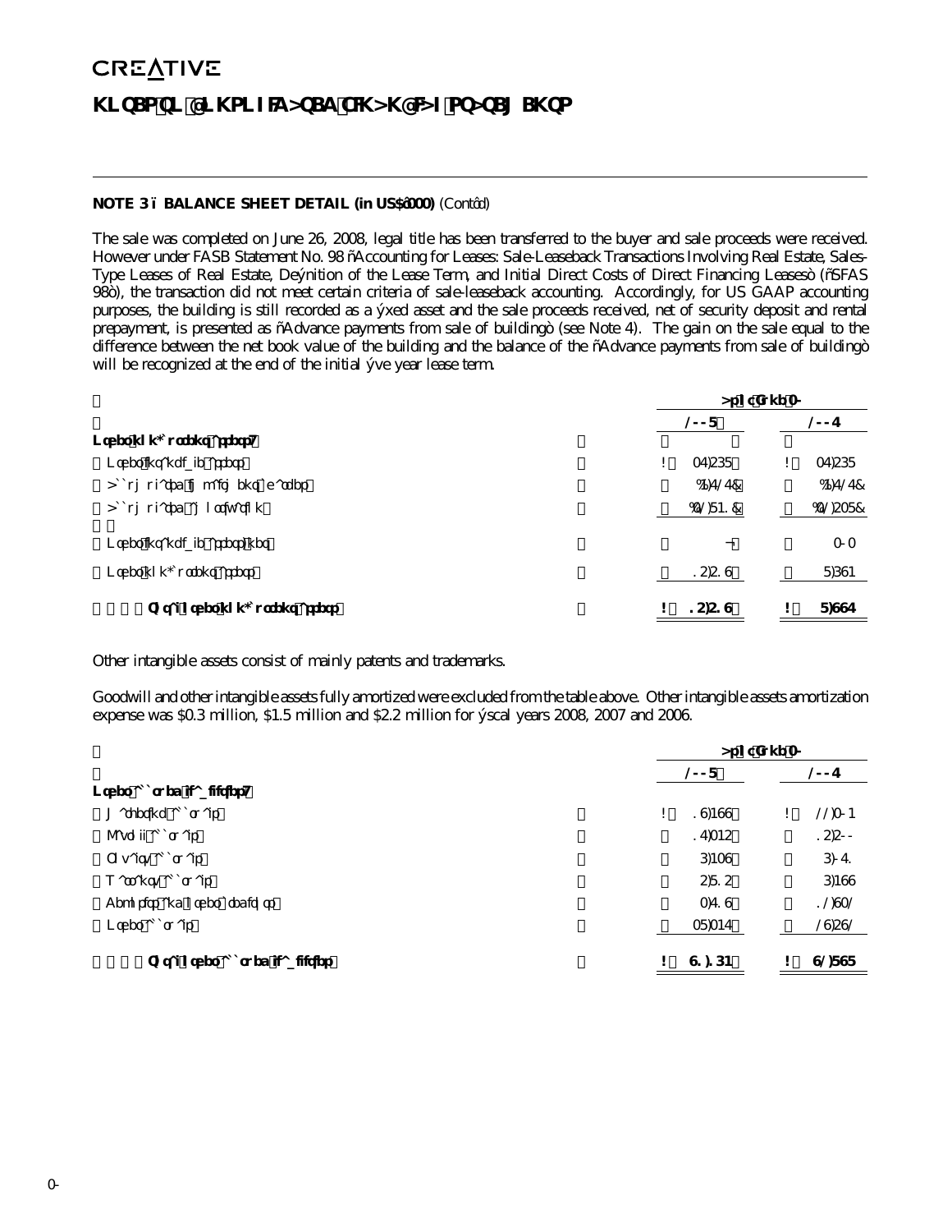# NOTES TO CONSOLIDATED FINANCIAL STATEMENTS

**NOTE 3 – BALANCE SHEET DETAIL (in US$'000)** (Cont'd)

The sale was completed on June 26, 2008, legal title has been transferred to the buyer and sale proceeds were received. However under FASB Statement No. 98 "Accounting for Leases: Sale-Leaseback Transactions Involving Real Estate, Sales-Type Leases of Real Estate, Definition of the Lease Term, and Initial Direct Costs of Direct Financing Leases" ("SFAS 98"), the transaction did not meet certain criteria of sale-leaseback accounting. Accordingly, for US GAAP accounting purposes, the building is still recorded as a fixed asset and the sale proceeds received, net of security deposit and rental prepayment, is presented as "Advance payments from sale of building" (see Note 4). The gain on the sale equal to the difference between the net book value of the building and the balance of the "Advance payments from sale of building" will be recognized at the end of the initial five year lease term.

| | As of June 30, | |
|---|---|---|
| | 2008 | 2007 |
| **Other non-current assets:** | | |
| Other intangible assets | $ 37,568 | $ 37,568 |
| Accumulated impairment charges | (4,727) | (4,727) |
| Accumulated amortization | (32,841) | (32,538) |
| Other intangible assets, net | — | 303 |
| Other non-current assets | 15,519 | 8,694 |
| **Total other non-current assets** | **$ 15,519** | **$ 8,997** |

Other intangible assets consist of mainly patents and trademarks.

Goodwill and other intangible assets fully amortized were excluded from the table above. Other intangible assets amortization expense was $0.3 million, $1.5 million and $2.2 million for fiscal years 2008, 2007 and 2006.

| | As of June 30, | |
|---|---|---|
| | 2008 | 2007 |
| **Other accrued liabilities:** | | |
| Marketing accruals | $ 19,499 | $ 22,304 |
| Payroll accruals | 17,345 | 15,500 |
| Royalty accruals | 6,439 | 6,071 |
| Warranty accruals | 5,815 | 6,499 |
| Deposits and other creditors | 3,719 | 12,932 |
| Other accruals | 38,347 | 29,592 |
| **Total other accrued liabilities** | **$ 91,164** | **$ 92,898** |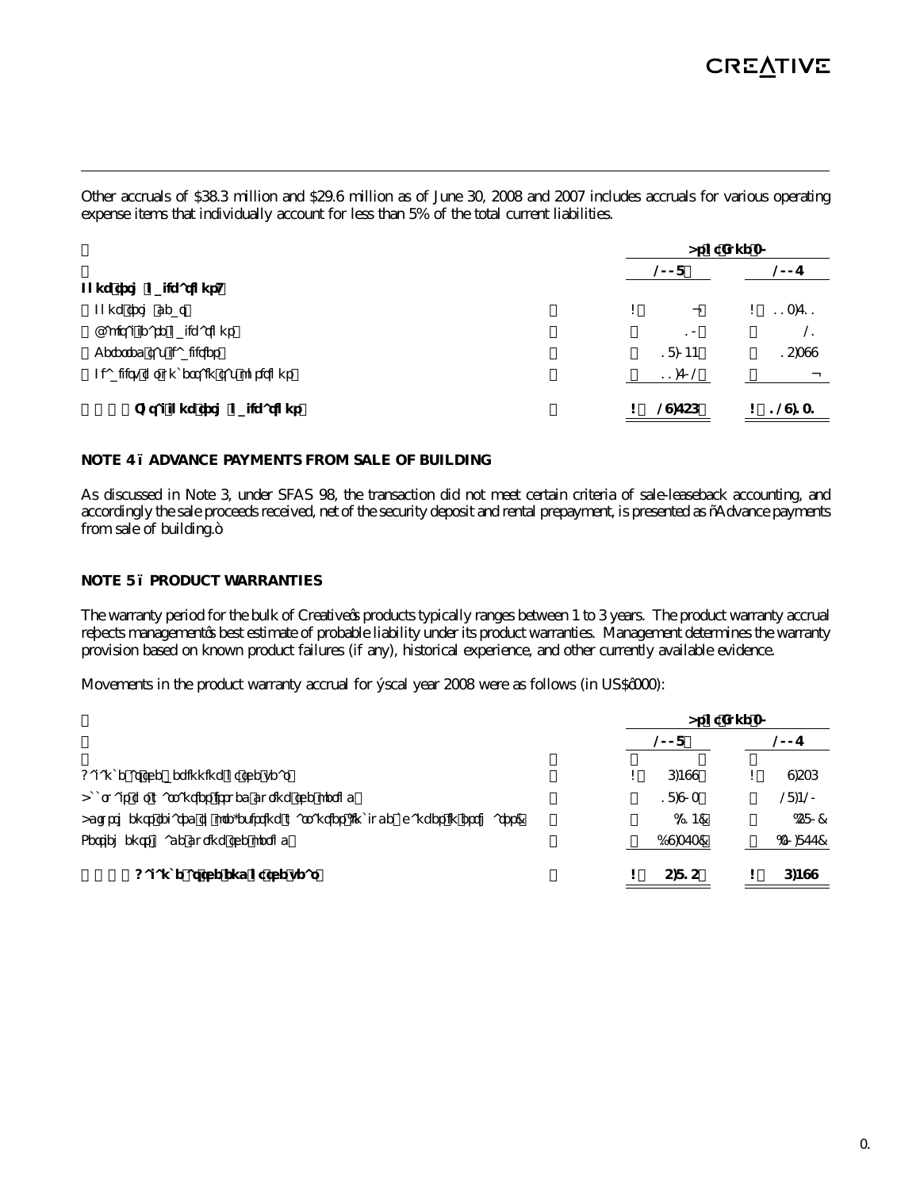Other accruals of $38.3 million and $29.6 million as of June 30, 2008 and 2007 includes accruals for various operating expense items that individually account for less than 5% of the total current liabilities.

| | As of June 30, | |
|---|---|---|
| | 2008 | 2007 |
| **Long-term obligations:** | | |
| Long-term debt | $ – | $ 113,711 |
| Capital lease obligations | 10 | 21 |
| Deferred tax liabilities | 18,044 | 15,399 |
| Liability for uncertain tax positions | 11,702 | – |
| **Total long-term obligations** | **$ 29,756** | **$ 129,131** |

**NOTE 4 – ADVANCE PAYMENTS FROM SALE OF BUILDING**

As discussed in Note 3, under SFAS 98, the transaction did not meet certain criteria of sale-leaseback accounting, and accordingly the sale proceeds received, net of the security deposit and rental prepayment, is presented as "Advance payments from sale of building."

**NOTE 5 – PRODUCT WARRANTIES**

The warranty period for the bulk of Creative's products typically ranges between 1 to 3 years. The product warranty accrual reflects management's best estimate of probable liability under its product warranties. Management determines the warranty provision based on known product failures (if any), historical experience, and other currently available evidence.

Movements in the product warranty accrual for fiscal year 2008 were as follows (in US$'000):

| | As of June 30, | |
|---|---|---|
| | 2008 | 2007 |
| Balance at the beginning of the year | $ 6,499 | $ 9,536 |
| Accruals for warranties issued during the period | 18,903 | 28,420 |
| Adjustments related to pre-existing warranties (includes changes in estimates) | (10,214) | (580) |
| Settlements made during the period | (9,373) | (30,877) |
| **Balance at the end of the year** | **$ 5,815** | **$ 6,499** |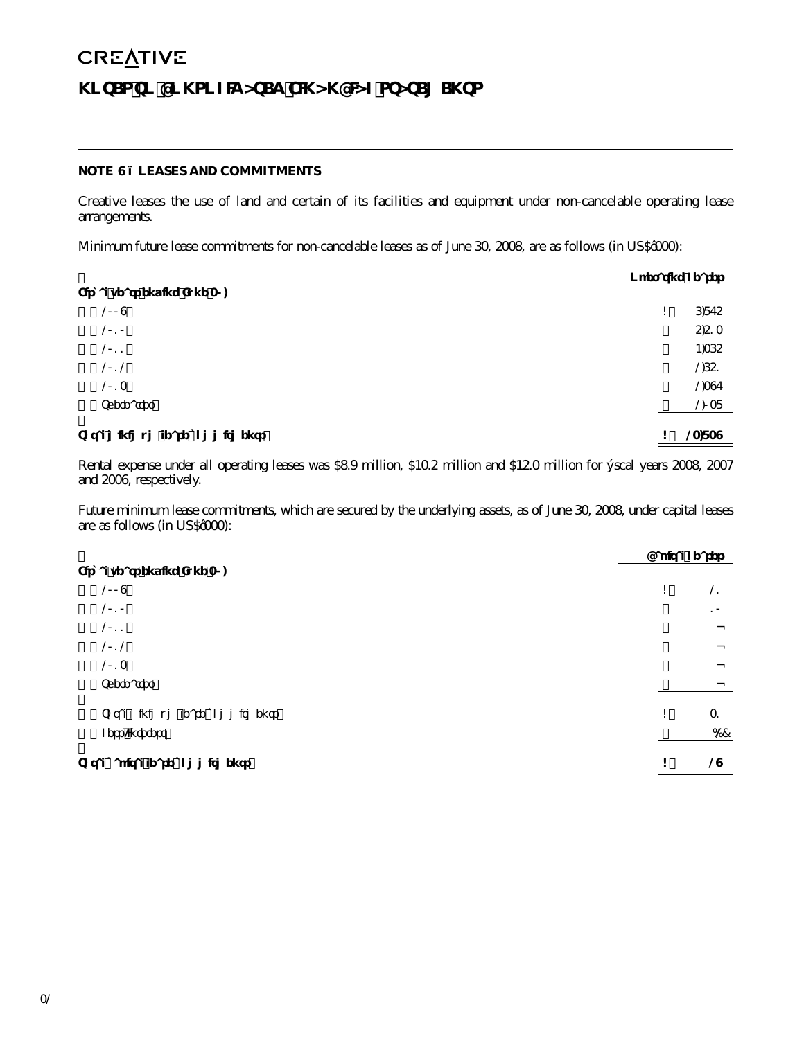## NOTE 6 – LEASES AND COMMITMENTS

Creative leases the use of land and certain of its facilities and equipment under non-cancelable operating lease arrangements.

Minimum future lease commitments for non-cancelable leases as of June 30, 2008, are as follows (in US$'000):

| | | Operating Leases |
|---|---|---|
| **Fiscal year ending June 30,** | | |
| 2009 | $ | 6,875 |
| 2010 | | 5,513 |
| 2011 | | 4,365 |
| 2012 | | 2,651 |
| 2013 | | 2,397 |
| Thereafter | | 2,038 |
| **Total minimum lease commitments** | **$** | **23,839** |

Rental expense under all operating leases was $8.9 million, $10.2 million and $12.0 million for fiscal years 2008, 2007 and 2006, respectively.

Future minimum lease commitments, which are secured by the underlying assets, as of June 30, 2008, under capital leases are as follows (in US$'000):

| | | Capital Leases |
|---|---|---|
| **Fiscal year ending June 30,** | | |
| 2009 | $ | 21 |
| 2010 | | 10 |
| 2011 | | — |
| 2012 | | — |
| 2013 | | — |
| Thereafter | | — |
| Total minimum lease commitments | $ | 31 |
| Less: Interest | | (2) |
| **Total capital lease commitments** | **$** | **29** |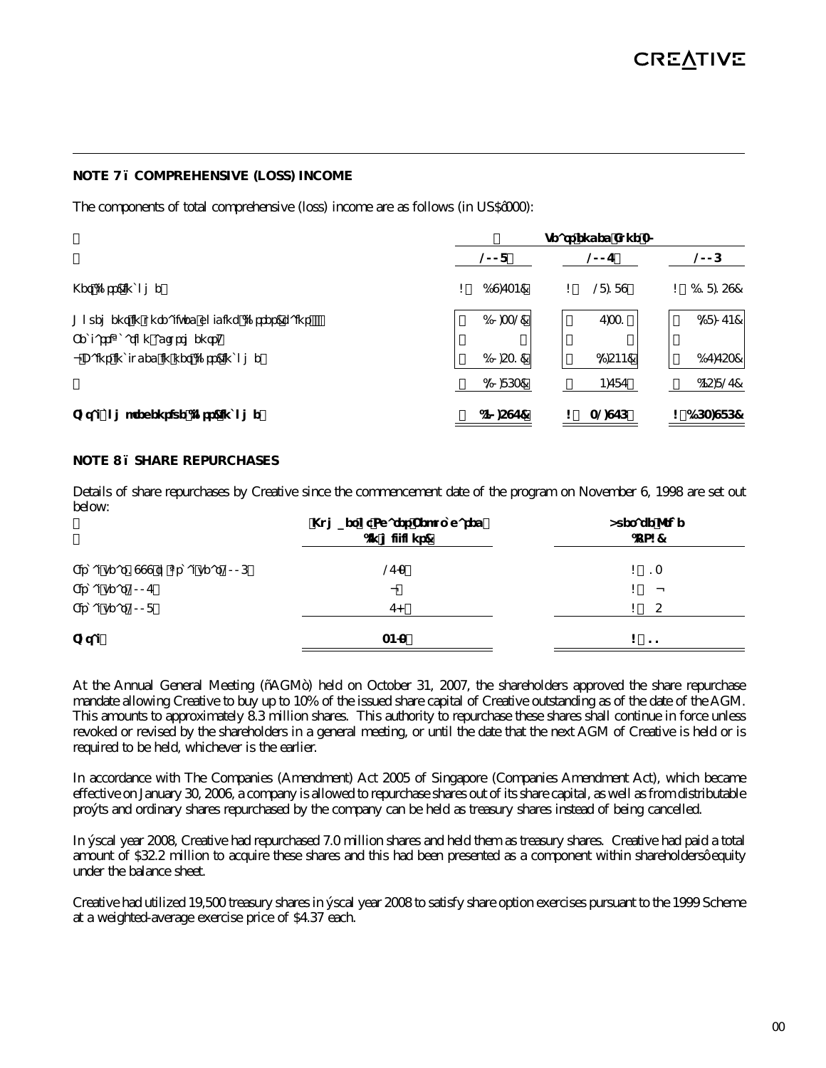## NOTE 7 – COMPREHENSIVE (LOSS) INCOME

The components of total comprehensive (loss) income are as follows (in US$'000):

| | Years ended June 30, | | |
|---|---|---|---|
| | 2008 | 2007 | 2006 |
| Net (loss) income | $ (9,734) | $ 28,189 | $ (18,159) |
| Movement in unrealized holding (losses) gains | (30,332) | 7,331 | (8,074) |
| Reclassification adjustments: | | | |
| - Gains included in net (loss) income | (531) | (4,544) | (7,753) |
| | (30,863) | 2,787 | (15,827) |
| **Total comprehensive (loss) income** | **(40,597)** | **$ 30,976** | **$ (33,986)** |

## NOTE 8 – SHARE REPURCHASES

Details of share repurchases by Creative since the commencement date of the program on November 6, 1998 are set out below:

| | Number of Shares Repurchased (in millions) | Average Price (US$) |
|---|---|---|
| Fiscal years 1999 to Fiscal year 2006 | 27.3 | $ 13 |
| Fiscal year 2007 | - | $ - |
| Fiscal year 2008 | 7.0 | $ 5 |
| **Total** | **34.3** | **$ 11** |

At the Annual General Meeting ("AGM") held on October 31, 2007, the shareholders approved the share repurchase mandate allowing Creative to buy up to 10% of the issued share capital of Creative outstanding as of the date of the AGM. This amounts to approximately 8.3 million shares. This authority to repurchase these shares shall continue in force unless revoked or revised by the shareholders in a general meeting, or until the date that the next AGM of Creative is held or is required to be held, whichever is the earlier.

In accordance with The Companies (Amendment) Act 2005 of Singapore (Companies Amendment Act), which became effective on January 30, 2006, a company is allowed to repurchase shares out of its share capital, as well as from distributable profits and ordinary shares repurchased by the company can be held as treasury shares instead of being cancelled.

In fiscal year 2008, Creative had repurchased 7.0 million shares and held them as treasury shares. Creative had paid a total amount of $32.2 million to acquire these shares and this had been presented as a component within shareholders' equity under the balance sheet.

Creative had utilized 19,500 treasury shares in fiscal year 2008 to satisfy share option exercises pursuant to the 1999 Scheme at a weighted-average exercise price of $4.37 each.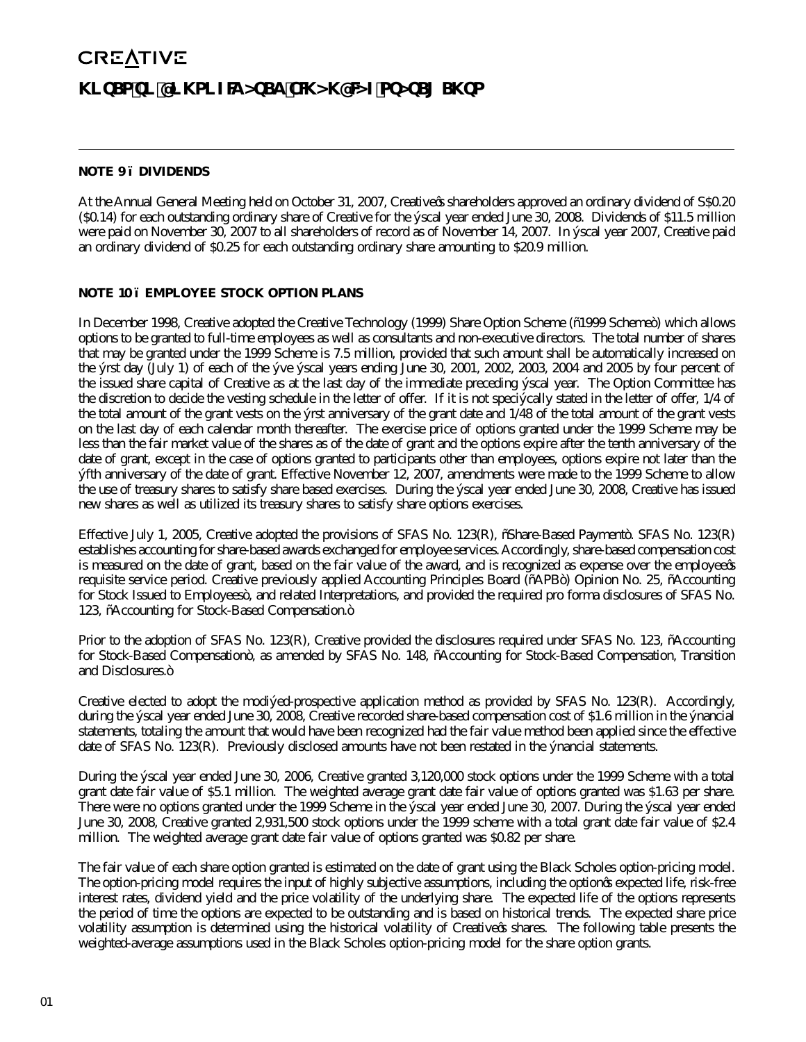**NOTE 9 – DIVIDENDS**

At the Annual General Meeting held on October 31, 2007, Creative's shareholders approved an ordinary dividend of S$0.20 ($0.14) for each outstanding ordinary share of Creative for the fiscal year ended June 30, 2008. Dividends of $11.5 million were paid on November 30, 2007 to all shareholders of record as of November 14, 2007. In fiscal year 2007, Creative paid an ordinary dividend of $0.25 for each outstanding ordinary share amounting to $20.9 million.

**NOTE 10 – EMPLOYEE STOCK OPTION PLANS**

In December 1998, Creative adopted the Creative Technology (1999) Share Option Scheme ("1999 Scheme") which allows options to be granted to full-time employees as well as consultants and non-executive directors. The total number of shares that may be granted under the 1999 Scheme is 7.5 million, provided that such amount shall be automatically increased on the first day (July 1) of each of the five fiscal years ending June 30, 2001, 2002, 2003, 2004 and 2005 by four percent of the issued share capital of Creative as at the last day of the immediate preceding fiscal year. The Option Committee has the discretion to decide the vesting schedule in the letter of offer. If it is not specifically stated in the letter of offer, 1/4 of the total amount of the grant vests on the first anniversary of the grant date and 1/48 of the total amount of the grant vests on the last day of each calendar month thereafter. The exercise price of options granted under the 1999 Scheme may be less than the fair market value of the shares as of the date of grant and the options expire after the tenth anniversary of the date of grant, except in the case of options granted to participants other than employees, options expire not later than the fifth anniversary of the date of grant. Effective November 12, 2007, amendments were made to the 1999 Scheme to allow the use of treasury shares to satisfy share based exercises. During the fiscal year ended June 30, 2008, Creative has issued new shares as well as utilized its treasury shares to satisfy share options exercises.

Effective July 1, 2005, Creative adopted the provisions of SFAS No. 123(R), "Share-Based Payment". SFAS No. 123(R) establishes accounting for share-based awards exchanged for employee services. Accordingly, share-based compensation cost is measured on the date of grant, based on the fair value of the award, and is recognized as expense over the employee's requisite service period. Creative previously applied Accounting Principles Board ("APB") Opinion No. 25, "Accounting for Stock Issued to Employees", and related Interpretations, and provided the required pro forma disclosures of SFAS No. 123, "Accounting for Stock-Based Compensation."

Prior to the adoption of SFAS No. 123(R), Creative provided the disclosures required under SFAS No. 123, "Accounting for Stock-Based Compensation", as amended by SFAS No. 148, "Accounting for Stock-Based Compensation, Transition and Disclosures."

Creative elected to adopt the modified-prospective application method as provided by SFAS No. 123(R). Accordingly, during the fiscal year ended June 30, 2008, Creative recorded share-based compensation cost of $1.6 million in the financial statements, totaling the amount that would have been recognized had the fair value method been applied since the effective date of SFAS No. 123(R). Previously disclosed amounts have not been restated in the financial statements.

During the fiscal year ended June 30, 2006, Creative granted 3,120,000 stock options under the 1999 Scheme with a total grant date fair value of $5.1 million. The weighted average grant date fair value of options granted was $1.63 per share. There were no options granted under the 1999 Scheme in the fiscal year ended June 30, 2007. During the fiscal year ended June 30, 2008, Creative granted 2,931,500 stock options under the 1999 scheme with a total grant date fair value of $2.4 million. The weighted average grant date fair value of options granted was $0.82 per share.

The fair value of each share option granted is estimated on the date of grant using the Black Scholes option-pricing model. The option-pricing model requires the input of highly subjective assumptions, including the option's expected life, risk-free interest rates, dividend yield and the price volatility of the underlying share. The expected life of the options represents the period of time the options are expected to be outstanding and is based on historical trends. The expected share price volatility assumption is determined using the historical volatility of Creative's shares. The following table presents the weighted-average assumptions used in the Black Scholes option-pricing model for the share option grants.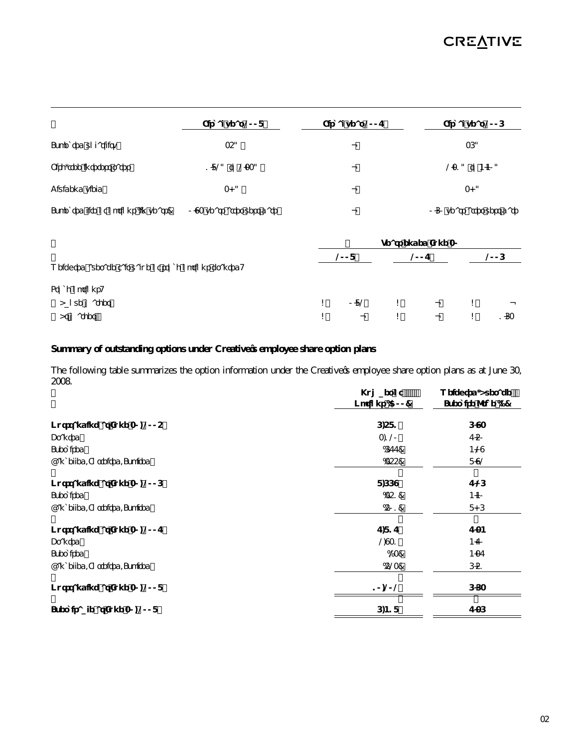| | Fiscal year 2008 | Fiscal year 2007 | Fiscal year 2006 |
|---|---|---|---|
| Expected volatility | 35% | — | 36% |
| Risk-free interest rates | 1.82% to 2.33% | — | 2.31% to 4.40% |
| Dividend yield | 3.0% | — | 3.0% |
| Expected life of options (in years) | 0.93 years after vesting date | — | 0.60 years after vesting date |

| | Years ended June 30 | | |
|---|---|---|---|
| | 2008 | 2007 | 2006 |
| Weighted average fair value of options granted: | | | |
| Stock options: | | | |
| Above market | $ 0.82 | $ — | $ — |
| At market | $ — | $ — | $ 1.63 |

**Summary of outstanding options under Creative's employee share option plans**

The following table summarizes the option information under the Creative's employee share option plans as at June 30, 2008.

| | Number of Options ('000) | Weighted-Average Exercise Price ($) |
|---|---|---|
| **Outstanding at June 30, 2005** | **6,581** | **6.93** |
| Granted | 3,120 | 7.50 |
| Exercised | (677) | 4.29 |
| Cancelled/Forfeited/Expired | (355) | 8.92 |
| **Outstanding at June 30, 2006** | **8,669** | **7.26** |
| Exercised | (351) | 4.40 |
| Cancelled/Forfeited/Expired | (501) | 8.06 |
| **Outstanding at June 30, 2007** | **7,817** | **7.34** |
| Granted | 2,931 | 4.70 |
| Exercised | (33) | 4.37 |
| Cancelled/Forfeited/Expired | (523) | 6.51 |
| **Outstanding at June 30, 2008** | **10,202** | **6.63** |
| **Exercisable at June 30, 2008** | **6,418** | **7.36** |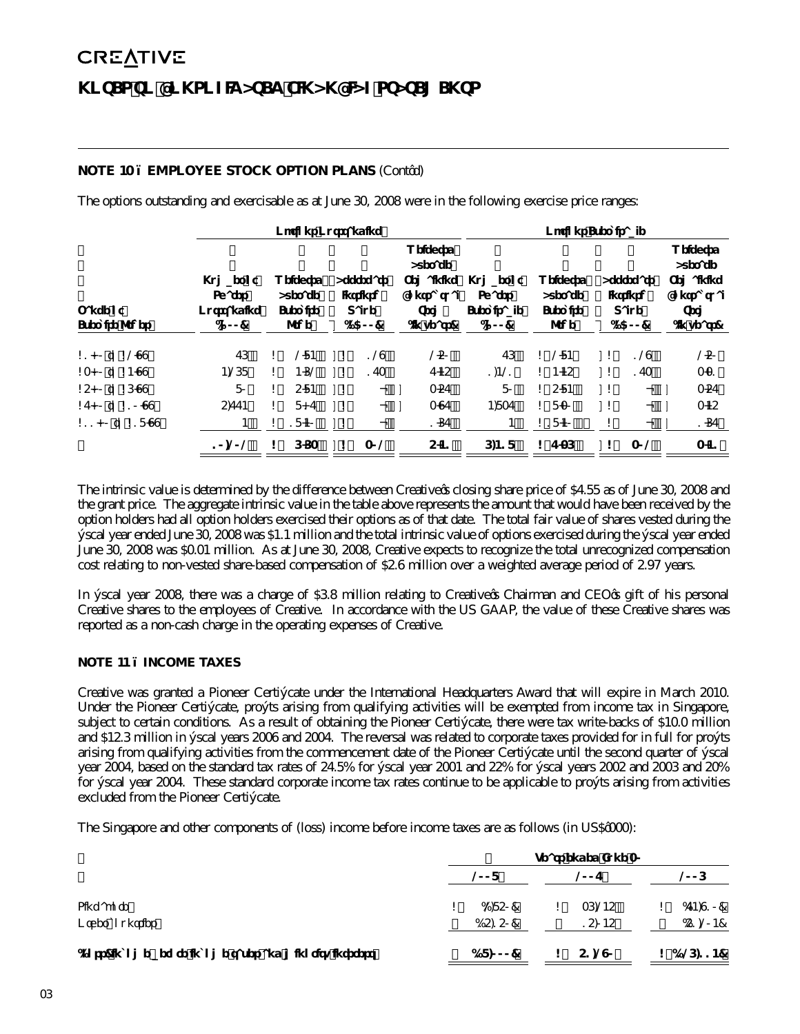# NOTES TO CONSOLIDATED FINANCIAL STATEMENTS

### NOTE 10 – EMPLOYEE STOCK OPTION PLANS (Cont'd)

The options outstanding and exercisable as at June 30, 2008 were in the following exercise price ranges:

| | Options Outstanding | | | | Options Exercisable | | | |
|---|---|---|---|---|---|---|---|---|
| Range of Exercise Prices | Number of Outstanding ('000) | Weighted Average Exercise Price | Aggregate Intrinsic Value ($'000) | Weighted Average Remaining Contractual Term (in years) | Number of Exercisable ('000) | Weighted Average Exercise Price | Aggregate Intrinsic Value ($'000) | Weighted Average Remaining Contractual Term (in years) |
| $1.00 to $2.99 | 76 | $ 2.84 | $ 129 | 2.50 | 76 | $ 2.84 | $ 129 | 2.50 |
| $3.00 to $4.99 | 4,268 | $ 4.62 | $ 173 | 7.45 | 1,421 | $ 4.45 | $ 173 | 3.31 |
| $5.00 to $6.99 | 80 | $ 5.84 | – | 3.57 | 80 | $ 5.84 | – | 3.57 |
| $7.00 to $10.99 | 5,774 | $ 8.7 | – | 3.97 | 4,837 | $ 8.30 | – | 3.45 |
| $11.00 to $18.99 | 4 | $ 18.40 | – | 1.67 | 4 | $ 18.40 | – | 1.67 |
| | 10,202 | $ 6.63 | $ 302 | 5.41 | 6,418 | $ 7.36 | $ 302 | 3.41 |

The intrinsic value is determined by the difference between Creative's closing share price of $4.55 as of June 30, 2008 and the grant price. The aggregate intrinsic value in the table above represents the amount that would have been received by the option holders had all option holders exercised their options as of that date. The total fair value of shares vested during the fiscal year ended June 30, 2008 was $1.1 million and the total intrinsic value of options exercised during the fiscal year ended June 30, 2008 was $0.01 million. As at June 30, 2008, Creative expects to recognize the total unrecognized compensation cost relating to non-vested share-based compensation of $2.6 million over a weighted average period of 2.97 years.

In fiscal year 2008, there was a charge of $3.8 million relating to Creative's Chairman and CEO's gift of his personal Creative shares to the employees of Creative. In accordance with the US GAAP, the value of these Creative shares was reported as a non-cash charge in the operating expenses of Creative.

### NOTE 11 – INCOME TAXES

Creative was granted a Pioneer Certificate under the International Headquarters Award that will expire in March 2010. Under the Pioneer Certificate, profits arising from qualifying activities will be exempted from income tax in Singapore, subject to certain conditions. As a result of obtaining the Pioneer Certificate, there were tax write-backs of $10.0 million and $12.3 million in fiscal years 2006 and 2004. The reversal was related to corporate taxes provided for in full for profits arising from qualifying activities from the commencement date of the Pioneer Certificate until the second quarter of fiscal year 2004, based on the standard tax rates of 24.5% for fiscal year 2001 and 22% for fiscal years 2002 and 2003 and 20% for fiscal year 2004. These standard corporate income tax rates continue to be applicable to profits arising from activities excluded from the Pioneer Certificate.

The Singapore and other components of (loss) income before income taxes are as follows (in US$'000):

| | Years ended June 30 | | |
|---|---|---|---|
| | 2008 | 2007 | 2006 |
| Singapore | $ (2,850) | $ 36,245 | $ (74,910) |
| Other countries | (5,150) | 15,045 | (51,204) |
| (Loss) income before income taxes and minority interests | $ (8,000) | $ 51,290 | $ (126,114) |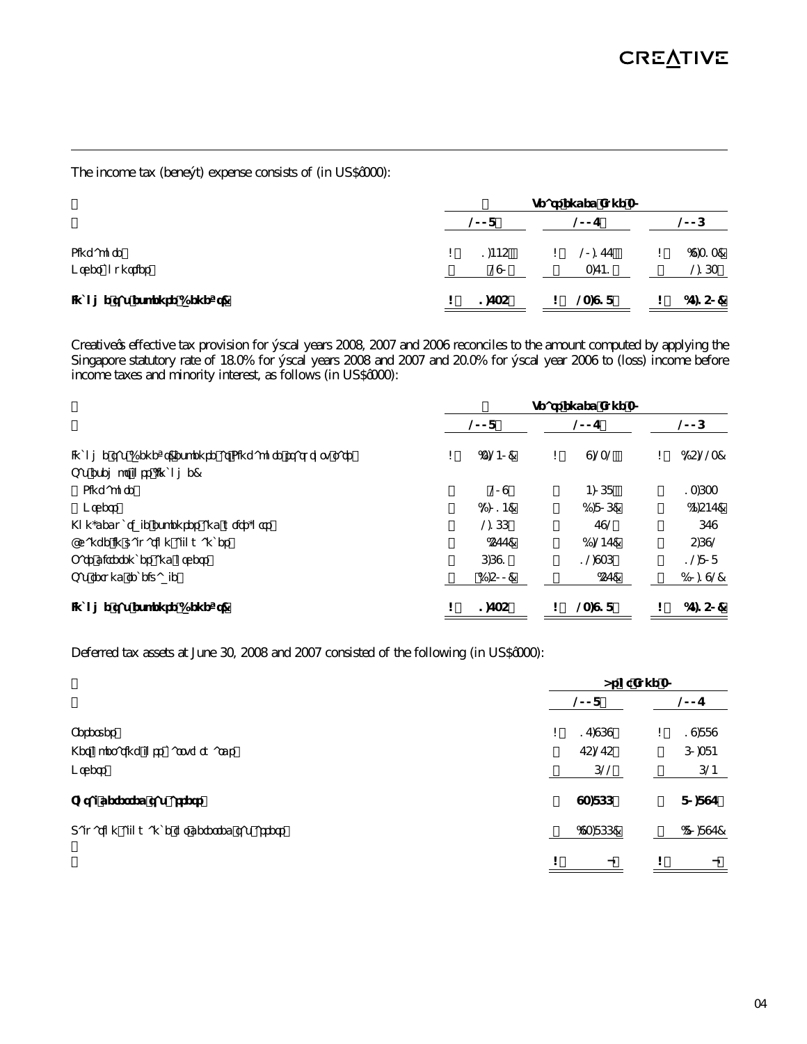The income tax (benefit) expense consists of (in US$'000):

| | Years ended June 30, | | |
|---|---|---|---|
| | 2008 | 2007 | 2006 |
| Singapore | $ 1,444 | $ 20,177 | $ (9,313) |
| Other countries | 290 | 3,741 | 2,163 |
| Income tax (benefit) expense | $ 1,735 | $ 23,918 | $ (7,150) |

Creative's effective tax provision for fiscal years 2008, 2007 and 2006 reconciles to the amount computed by applying the Singapore statutory rate of 18.0% for fiscal years 2008 and 2007 and 20.0% for fiscal year 2006 to (loss) income before income taxes and minority interest, as follows (in US$'000):

| | Years ended June 30, | | |
|---|---|---|---|
| | 2008 | 2007 | 2006 |
| Income tax (benefit) expense at Singapore statutory rate | $ (3,240) | $ 9,321 | $ (5,223) |
| Tax exempt loss (income): | | | |
| Singapore | 209 | 4,068 | 13,633 |
| Others | (1,014) | (1,803) | (4,547) |
| Non-deductible expenses and write-offs | 2,166 | 792 | 679 |
| Change in valuation allowance | (577) | (1,247) | 5,692 |
| Rate differences and others | 6,691 | 12,936 | 12,808 |
| Tax refund receivable | (2,500) | (57) | (30,192) |
| Income tax (benefit) expense | $ 1,735 | $ 23,918 | $ (7,150) |

Deferred tax assets at June 30, 2008 and 2007 consisted of the following (in US$'000):

| | As of June 30, | |
|---|---|---|
| | 2008 | 2007 |
| Reserves | $ 17,969 | $ 19,889 |
| Net operating loss carryforwards | 75,275 | 60,384 |
| Others | 622 | 624 |
| Total deferred tax assets | 93,866 | 80,897 |
| Valuation allowance for deferred tax assets | (93,866) | (80,897) |
| | $ — | $ — |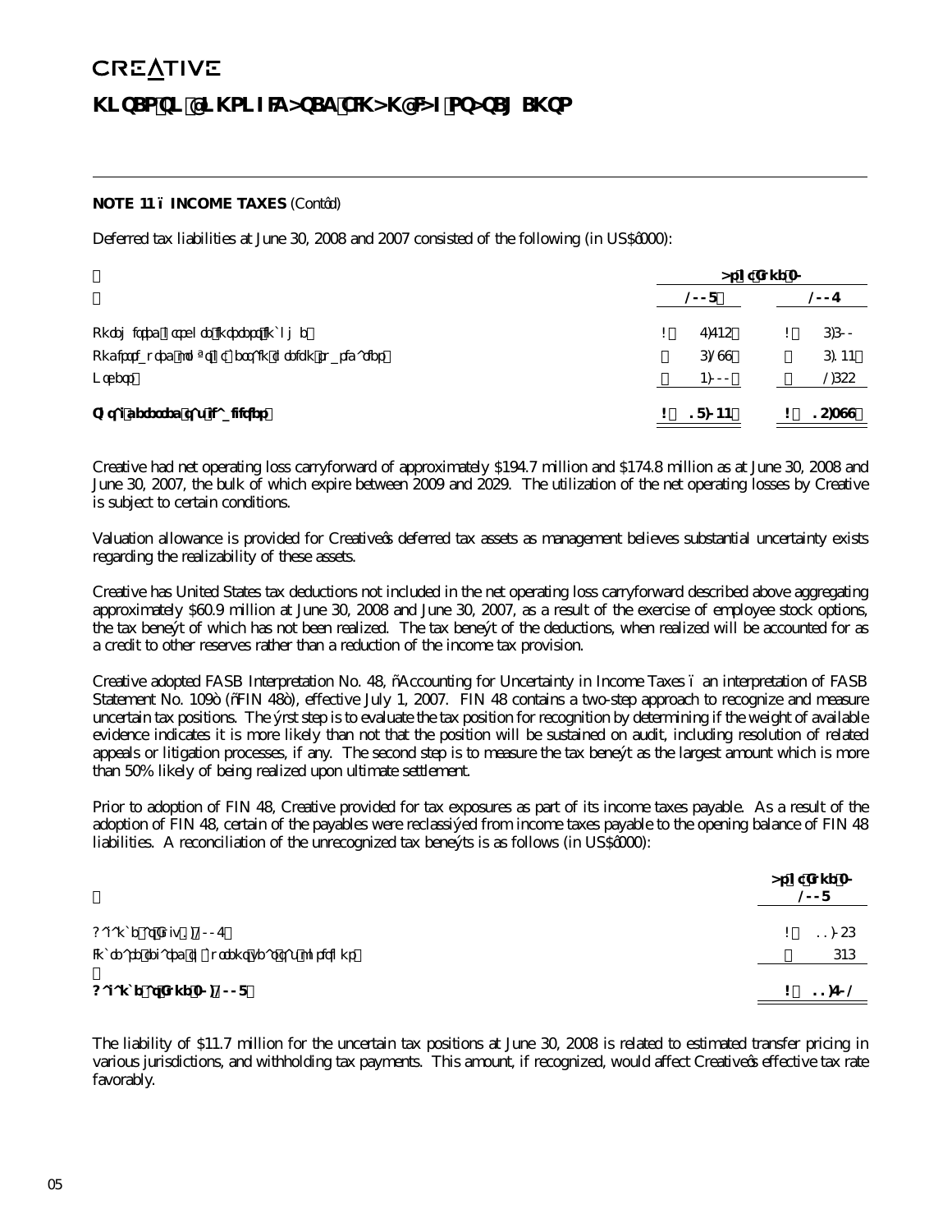## NOTES TO CONSOLIDATED FINANCIAL STATEMENTS

**NOTE 11 – INCOME TAXES** (Cont'd)

Deferred tax liabilities at June 30, 2008 and 2007 consisted of the following (in US$'000):

| | As at June 30, | |
|---|---|---|
| | 2008 | 2007 |
| Unremitted offshore interest income | $ 7,745 | $ 6,600 |
| Undistributed profits of certain foreign subsidiaries | 6,299 | 6,144 |
| Others | 4,000 | 2,655 |
| **Total deferred tax liabilities** | **$ 18,044** | **$ 15,399** |

Creative had net operating loss carryforward of approximately $194.7 million and $174.8 million as at June 30, 2008 and June 30, 2007, the bulk of which expire between 2009 and 2029. The utilization of the net operating losses by Creative is subject to certain conditions.

Valuation allowance is provided for Creative's deferred tax assets as management believes substantial uncertainty exists regarding the realizability of these assets.

Creative has United States tax deductions not included in the net operating loss carryforward described above aggregating approximately $60.9 million at June 30, 2008 and June 30, 2007, as a result of the exercise of employee stock options, the tax benefit of which has not been realized. The tax benefit of the deductions, when realized will be accounted for as a credit to other reserves rather than a reduction of the income tax provision.

Creative adopted FASB Interpretation No. 48, "Accounting for Uncertainty in Income Taxes – an interpretation of FASB Statement No. 109" ("FIN 48"), effective July 1, 2007. FIN 48 contains a two-step approach to recognize and measure uncertain tax positions. The first step is to evaluate the tax position for recognition by determining if the weight of available evidence indicates it is more likely than not that the position will be sustained on audit, including resolution of related appeals or litigation processes, if any. The second step is to measure the tax benefit as the largest amount which is more than 50% likely of being realized upon ultimate settlement.

Prior to adoption of FIN 48, Creative provided for tax exposures as part of its income taxes payable. As a result of the adoption of FIN 48, certain of the payables were reclassified from income taxes payable to the opening balance of FIN 48 liabilities. A reconciliation of the unrecognized tax benefits is as follows (in US$'000):

| | As at June 30, 2008 |
|---|---|
| Balance at July 1, 2007 | $ 11,056 |
| Increase related to previous year tax positions | 646 |
| **Balance at June 30, 2008** | **$ 11,702** |

The liability of $11.7 million for the uncertain tax positions at June 30, 2008 is related to estimated transfer pricing in various jurisdictions, and withholding tax payments. This amount, if recognized, would affect Creative's effective tax rate favorably.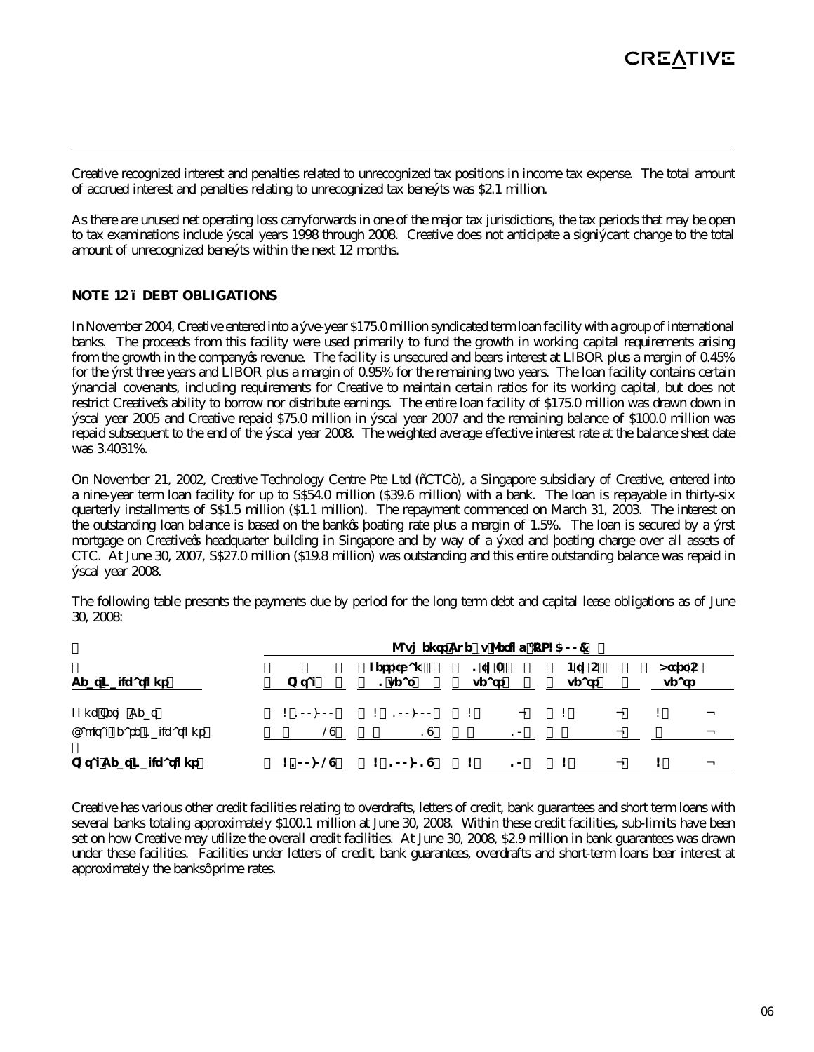Creative recognized interest and penalties related to unrecognized tax positions in income tax expense. The total amount of accrued interest and penalties relating to unrecognized tax benefits was $2.1 million.

As there are unused net operating loss carryforwards in one of the major tax jurisdictions, the tax periods that may be open to tax examinations include fiscal years 1998 through 2008. Creative does not anticipate a significant change to the total amount of unrecognized benefits within the next 12 months.

## NOTE 12 – DEBT OBLIGATIONS

In November 2004, Creative entered into a five-year $175.0 million syndicated term loan facility with a group of international banks. The proceeds from this facility were used primarily to fund the growth in working capital requirements arising from the growth in the company's revenue. The facility is unsecured and bears interest at LIBOR plus a margin of 0.45% for the first three years and LIBOR plus a margin of 0.95% for the remaining two years. The loan facility contains certain financial covenants, including requirements for Creative to maintain certain ratios for its working capital, but does not restrict Creative's ability to borrow nor distribute earnings. The entire loan facility of $175.0 million was drawn down in fiscal year 2005 and Creative repaid $75.0 million in fiscal year 2007 and the remaining balance of $100.0 million was repaid subsequent to the end of the fiscal year 2008. The weighted average effective interest rate at the balance sheet date was 3.4031%.

On November 21, 2002, Creative Technology Centre Pte Ltd ("CTC"), a Singapore subsidiary of Creative, entered into a nine-year term loan facility for up to S$54.0 million ($39.6 million) with a bank. The loan is repayable in thirty-six quarterly installments of S$1.5 million ($1.1 million). The repayment commenced on March 31, 2003. The interest on the outstanding loan balance is based on the bank's floating rate plus a margin of 1.5%. The loan is secured by a first mortgage on Creative's headquarter building in Singapore and by way of a fixed and floating charge over all assets of CTC. At June 30, 2007, S$27.0 million ($19.8 million) was outstanding and this entire outstanding balance was repaid in fiscal year 2008.

The following table presents the payments due by period for the long term debt and capital lease obligations as of June 30, 2008:

| | Payments Due by Period (in US$'000) | | | | |
|---|---|---|---|---|---|
| **Debt Obligations** | **Total** | **Less than 1 year** | **1-3 years** | **4-5 years** | **After 5 years** |
| Long Term Debt | $ 100,000 | $ 100,000 | $ — | $ — | $ — |
| Capital Lease Obligations | 29 | 19 | 10 | — | — |
| **Total Debt Obligations** | **$ 100,029** | **$ 100,019** | **$ 10** | **$ —** | **$ —** |

Creative has various other credit facilities relating to overdrafts, letters of credit, bank guarantees and short term loans with several banks totaling approximately $100.1 million at June 30, 2008. Within these credit facilities, sub-limits have been set on how Creative may utilize the overall credit facilities. At June 30, 2008, $2.9 million in bank guarantees was drawn under these facilities. Facilities under letters of credit, bank guarantees, overdrafts and short-term loans bear interest at approximately the banks' prime rates.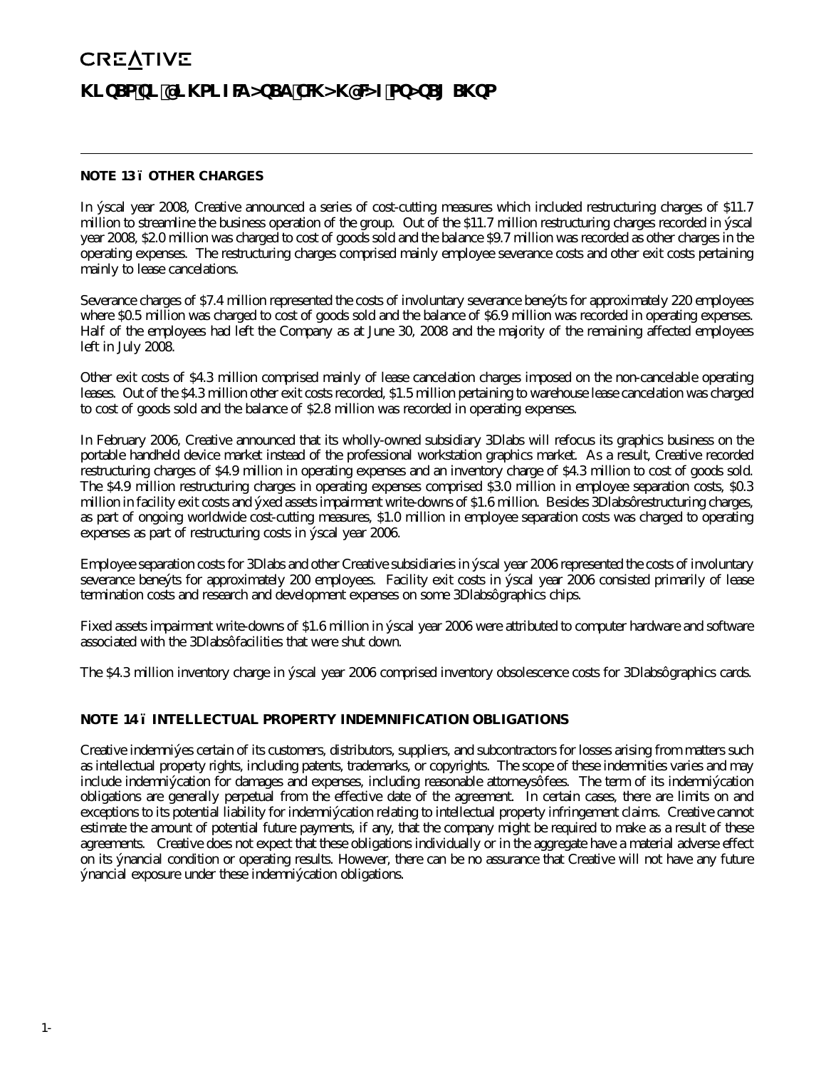## NOTE 13 – OTHER CHARGES

In fiscal year 2008, Creative announced a series of cost-cutting measures which included restructuring charges of $11.7 million to streamline the business operation of the group. Out of the $11.7 million restructuring charges recorded in fiscal year 2008, $2.0 million was charged to cost of goods sold and the balance $9.7 million was recorded as other charges in the operating expenses. The restructuring charges comprised mainly employee severance costs and other exit costs pertaining mainly to lease cancelations.

Severance charges of $7.4 million represented the costs of involuntary severance benefits for approximately 220 employees where $0.5 million was charged to cost of goods sold and the balance of $6.9 million was recorded in operating expenses. Half of the employees had left the Company as at June 30, 2008 and the majority of the remaining affected employees left in July 2008.

Other exit costs of $4.3 million comprised mainly of lease cancelation charges imposed on the non-cancelable operating leases. Out of the $4.3 million other exit costs recorded, $1.5 million pertaining to warehouse lease cancelation was charged to cost of goods sold and the balance of $2.8 million was recorded in operating expenses.

In February 2006, Creative announced that its wholly-owned subsidiary 3Dlabs will refocus its graphics business on the portable handheld device market instead of the professional workstation graphics market. As a result, Creative recorded restructuring charges of $4.9 million in operating expenses and an inventory charge of $4.3 million to cost of goods sold. The $4.9 million restructuring charges in operating expenses comprised $3.0 million in employee separation costs, $0.3 million in facility exit costs and fixed assets impairment write-downs of $1.6 million. Besides 3Dlabs' restructuring charges, as part of ongoing worldwide cost-cutting measures, $1.0 million in employee separation costs was charged to operating expenses as part of restructuring costs in fiscal year 2006.

Employee separation costs for 3Dlabs and other Creative subsidiaries in fiscal year 2006 represented the costs of involuntary severance benefits for approximately 200 employees. Facility exit costs in fiscal year 2006 consisted primarily of lease termination costs and research and development expenses on some 3Dlabs' graphics chips.

Fixed assets impairment write-downs of $1.6 million in fiscal year 2006 were attributed to computer hardware and software associated with the 3Dlabs' facilities that were shut down.

The $4.3 million inventory charge in fiscal year 2006 comprised inventory obsolescence costs for 3Dlabs' graphics cards.

## NOTE 14 – INTELLECTUAL PROPERTY INDEMNIFICATION OBLIGATIONS

Creative indemnifies certain of its customers, distributors, suppliers, and subcontractors for losses arising from matters such as intellectual property rights, including patents, trademarks, or copyrights. The scope of these indemnities varies and may include indemnification for damages and expenses, including reasonable attorneys' fees. The term of its indemnification obligations are generally perpetual from the effective date of the agreement. In certain cases, there are limits on and exceptions to its potential liability for indemnification relating to intellectual property infringement claims. Creative cannot estimate the amount of potential future payments, if any, that the company might be required to make as a result of these agreements. Creative does not expect that these obligations individually or in the aggregate have a material adverse effect on its financial condition or operating results. However, there can be no assurance that Creative will not have any future financial exposure under these indemnification obligations.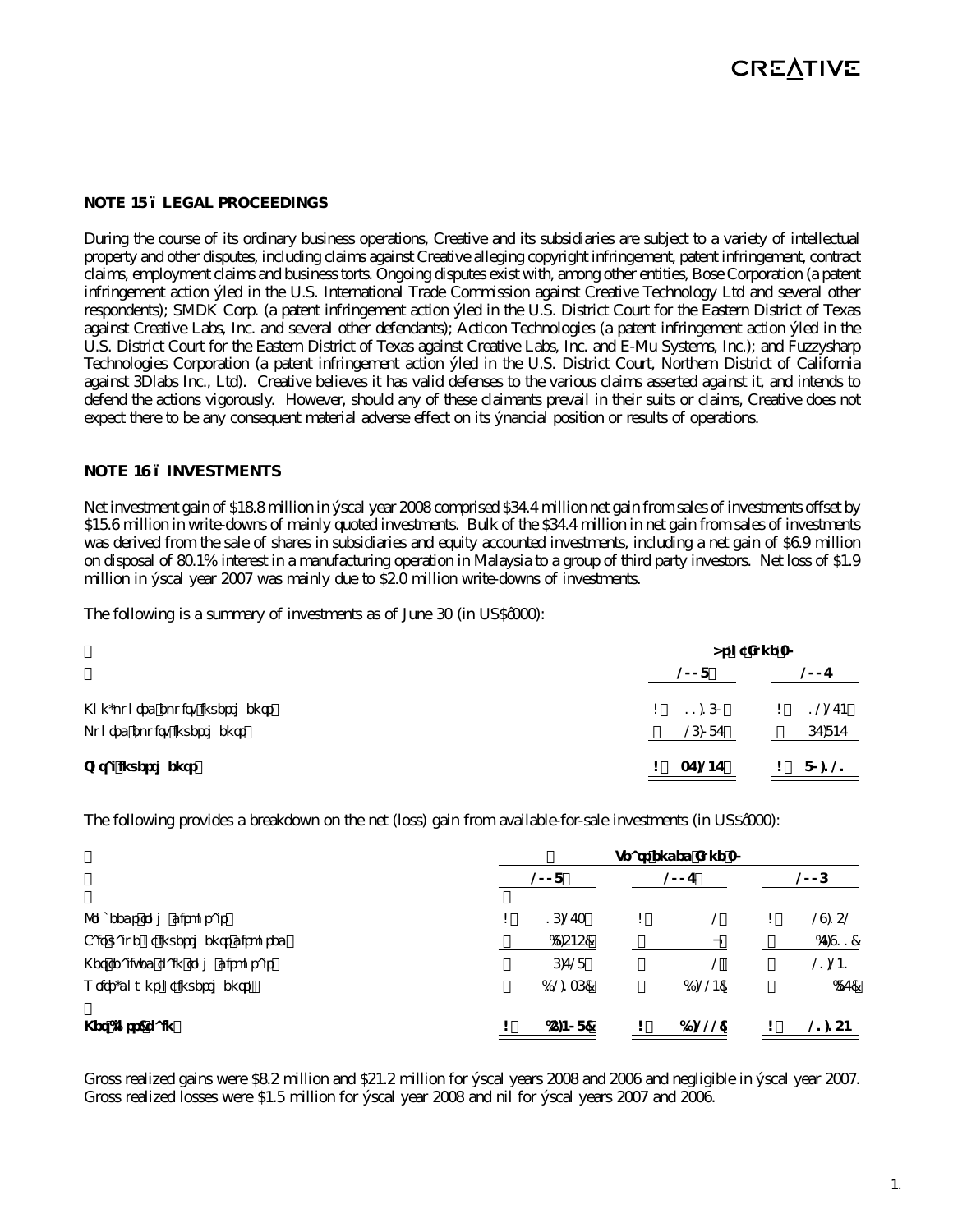## NOTE 15 – LEGAL PROCEEDINGS

During the course of its ordinary business operations, Creative and its subsidiaries are subject to a variety of intellectual property and other disputes, including claims against Creative alleging copyright infringement, patent infringement, contract claims, employment claims and business torts. Ongoing disputes exist with, among other entities, Bose Corporation (a patent infringement action filed in the U.S. International Trade Commission against Creative Technology Ltd and several other respondents); SMDK Corp. (a patent infringement action filed in the U.S. District Court for the Eastern District of Texas against Creative Labs, Inc. and several other defendants); Acticon Technologies (a patent infringement action filed in the U.S. District Court for the Eastern District of Texas against Creative Labs, Inc. and E-Mu Systems, Inc.); and Fuzzysharp Technologies Corporation (a patent infringement action filed in the U.S. District Court, Northern District of California against 3Dlabs Inc., Ltd). Creative believes it has valid defenses to the various claims asserted against it, and intends to defend the actions vigorously. However, should any of these claimants prevail in their suits or claims, Creative does not expect there to be any consequent material adverse effect on its financial position or results of operations.

## NOTE 16 – INVESTMENTS

Net investment gain of $18.8 million in fiscal year 2008 comprised $34.4 million net gain from sales of investments offset by $15.6 million in write-downs of mainly quoted investments. Bulk of the $34.4 million in net gain from sales of investments was derived from the sale of shares in subsidiaries and equity accounted investments, including a net gain of $6.9 million on disposal of 80.1% interest in a manufacturing operation in Malaysia to a group of third party investors. Net loss of $1.9 million in fiscal year 2007 was mainly due to $2.0 million write-downs of investments.

The following is a summary of investments as of June 30 (in US$'000):

| | As of June 30 | |
|---|---|---|
| | 2008 | 2007 |
| Non-quoted equity investments | $ 11,160 | $ 12,274 |
| Quoted equity investments | 26,087 | 67,847 |
| **Total investments** | **$ 37,247** | **$ 80,121** |

The following provides a breakdown on the net (loss) gain from available-for-sale investments (in US$'000):

| | Year ended June 30 | | |
|---|---|---|---|
| | 2008 | 2007 | 2006 |
| Proceeds from disposals | $ 16,273 | $ 2 | $ 29,152 |
| Fair value of investments disposed | (9,545) | – | (7,911) |
| Net realized gain on disposals | 6,728 | 2 | 21,241 |
| Write-downs of investments | (12,136) | (1,950) | (87) |
| **Net (loss) gain** | **$ (5,408)** | **$ (1,948)** | **$ 21,154** |

Gross realized gains were $8.2 million and $21.2 million for fiscal years 2008 and 2006 and negligible in fiscal year 2007. Gross realized losses were $1.5 million for fiscal year 2008 and nil for fiscal years 2007 and 2006.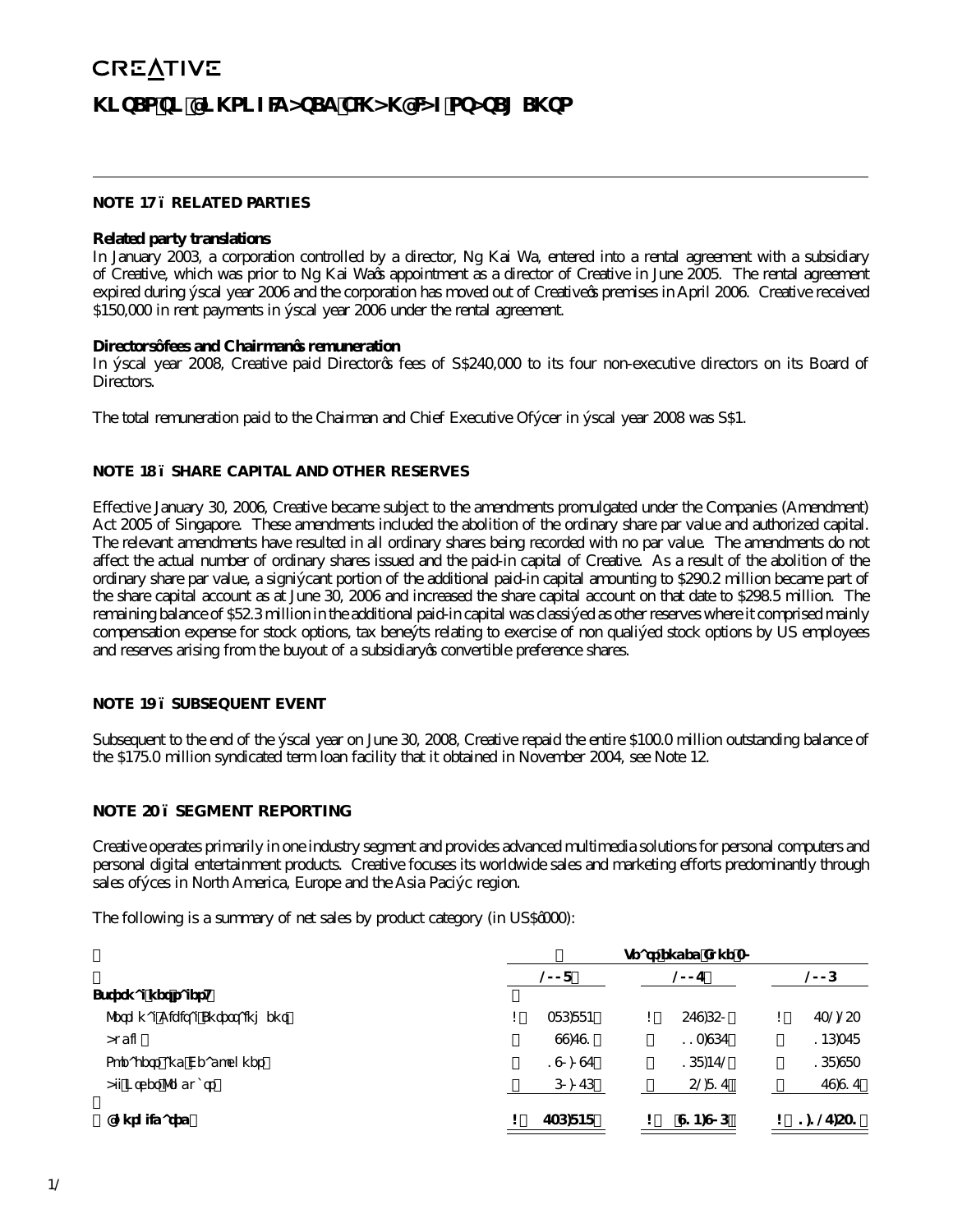**NOTE 17 – RELATED PARTIES**

**Related party translations**

In January 2003, a corporation controlled by a director, Ng Kai Wa, entered into a rental agreement with a subsidiary of Creative, which was prior to Ng Kai Wa's appointment as a director of Creative in June 2005. The rental agreement expired during fiscal year 2006 and the corporation has moved out of Creative's premises in April 2006. Creative received $150,000 in rent payments in fiscal year 2006 under the rental agreement.

**Directors' fees and Chairman's remuneration**

In fiscal year 2008, Creative paid Director's fees of S$240,000 to its four non-executive directors on its Board of Directors.

The total remuneration paid to the Chairman and Chief Executive Officer in fiscal year 2008 was S$1.

**NOTE 18 – SHARE CAPITAL AND OTHER RESERVES**

Effective January 30, 2006, Creative became subject to the amendments promulgated under the Companies (Amendment) Act 2005 of Singapore. These amendments included the abolition of the ordinary share par value and authorized capital. The relevant amendments have resulted in all ordinary shares being recorded with no par value. The amendments do not affect the actual number of ordinary shares issued and the paid-in capital of Creative. As a result of the abolition of the ordinary share par value, a significant portion of the additional paid-in capital amounting to $290.2 million became part of the share capital account as at June 30, 2006 and increased the share capital account on that date to $298.5 million. The remaining balance of $52.3 million in the additional paid-in capital was classified as other reserves where it comprised mainly compensation expense for stock options, tax benefits relating to exercise of non qualified stock options by US employees and reserves arising from the buyout of a subsidiary's convertible preference shares.

**NOTE 19 – SUBSEQUENT EVENT**

Subsequent to the end of the fiscal year on June 30, 2008, Creative repaid the entire $100.0 million outstanding balance of the $175.0 million syndicated term loan facility that it obtained in November 2004, see Note 12.

**NOTE 20 – SEGMENT REPORTING**

Creative operates primarily in one industry segment and provides advanced multimedia solutions for personal computers and personal digital entertainment products. Creative focuses its worldwide sales and marketing efforts predominantly through sales offices in North America, Europe and the Asia Pacific region.

The following is a summary of net sales by product category (in US$'000):

| | Years ended June 30 | | |
|---|---|---|---|
| | 2008 | 2007 | 2006 |
| **External net sales:** | | | |
| Personal Digital Entertainment | $ 386,884 | $ 579,650 | $ 732,253 |
| Audio | 99,791 | 113,967 | 146,378 |
| Speakers and Headphones | 189,407 | 168,472 | 168,983 |
| All Other Products | 60,766 | 52,817 | 79,917 |
| **Consolidated** | **$ 736,848** | **$ 914,906** | **$ 1,127,531** |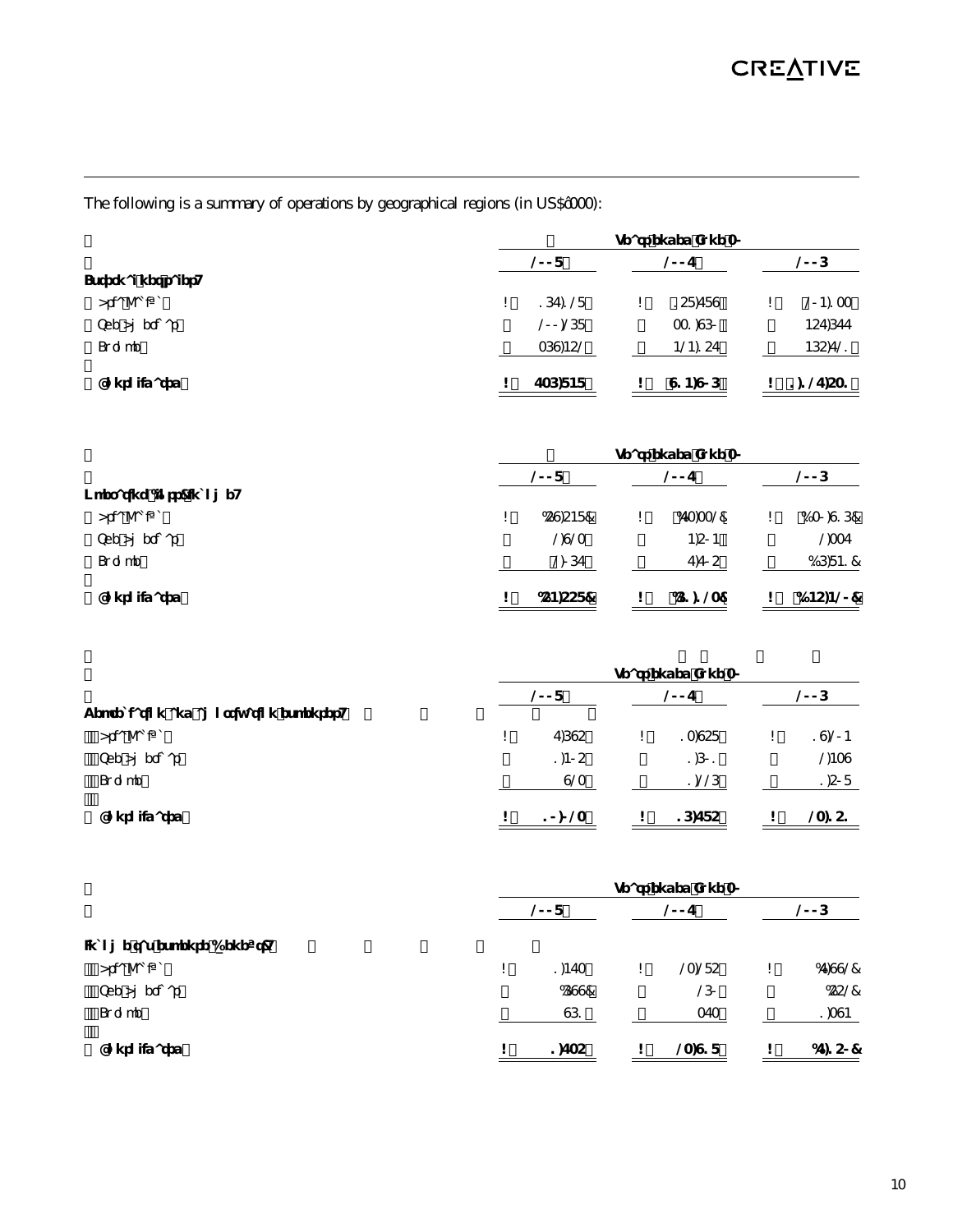The following is a summary of operations by geographical regions (in US$'000):

| | Year ended June 30 | | |
|---|---|---|---|
| | **2008** | **2007** | **2006** |
| **External customers:** | | | |
| Asia Pacific | $ 167,128 | $ 158,789 | $ 204,133 |
| The Americas | 200,268 | 331,960 | 457,677 |
| Europe | 369,452 | 424,157 | 465,721 |
| **Consolidated** | **$ 736,848** | **$ 914,906** | **$ 1,127,531** |

| | Year ended June 30 | | |
|---|---|---|---|
| | **2008** | **2007** | **2006** |
| **Operating (loss) income:** | | | |
| Asia Pacific | $ (59,548) | $ (73,332) | $ (30,916) |
| The Americas | 2,923 | 4,504 | 2,337 |
| Europe | 2,067 | 7,705 | (16,841) |
| **Consolidated** | **$ (54,558)** | **$ (61,123)** | **$ (45,420)** |

| | Year ended June 30 | | |
|---|---|---|---|
| | **2008** | **2007** | **2006** |
| **Depreciation and amortization expenses:** | | | |
| Asia Pacific | $ 7,695 | $ 13,958 | $ 19,204 |
| The Americas | 1,405 | 1,601 | 2,439 |
| Europe | 923 | 1,226 | 1,508 |
| **Consolidated** | **$ 10,023** | **$ 16,785** | **$ 23,151** |

| | Year ended June 30 | | |
|---|---|---|---|
| | **2008** | **2007** | **2006** |
| **Income tax benefit (expense):** | | | |
| Asia Pacific | $ 1,473 | $ 23,285 | $ (7,992) |
| The Americas | (699) | 260 | (552) |
| Europe | 961 | 373 | 1,394 |
| **Consolidated** | **$ 1,735** | **$ 23,918** | **$ (7,150)** |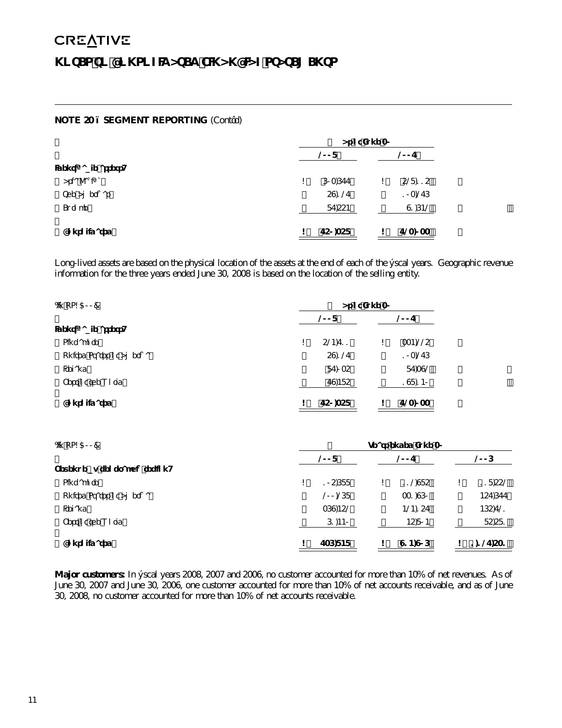# NOTES TO CONSOLIDATED FINANCIAL STATEMENTS

**NOTE 20 – SEGMENT REPORTING** (Cont'd)

| | As of June 30, | |
|---|---|---|
| | **2008** | **2007** |
| **Identifiable assets:** | | |
| Asia Pacific | $ 603,677 | $ 525,115 |
| The Americas | 59,127 | 103,276 |
| Europe | 87,554 | 94,642 |
| **Consolidated** | **$ 750,358** | **$ 723,033** |

Long-lived assets are based on the physical location of the assets at the end of each of the fiscal years. Geographic revenue information for the three years ended June 30, 2008 is based on the location of the selling entity.

| (In US$'000) | As of June 30, | |
|---|---|---|
| | **2008** | **2007** |
| **Identifiable assets:** | | |
| Singapore | $ 524,711 | $ 334,225 |
| United States of America | 59,127 | 103,276 |
| Ireland | 87,035 | 87,392 |
| Rest of the World | 79,485 | 198,140 |
| **Consolidated** | **$ 750,358** | **$ 723,033** |

| (In US$'000) | Years ended June 30, | | |
|---|---|---|---|
| | **2008** | **2007** | **2006** |
| **Revenue by geographic region:** | | | |
| Singapore | $ 105,688 | $ 112,985 | $ 118,552 |
| United States of America | 200,268 | 331,960 | 457,677 |
| Ireland | 369,452 | 424,157 | 465,721 |
| Rest of the World | 61,440 | 45,804 | 85,581 |
| **Consolidated** | **$ 736,848** | **$ 914,906** | **$ 1,127,581** |

**Major customers:** In fiscal years 2008, 2007 and 2006, no customer accounted for more than 10% of net revenues. As of June 30, 2007 and June 30, 2006, one customer accounted for more than 10% of net accounts receivable, and as of June 30, 2008, no customer accounted for more than 10% of net accounts receivable.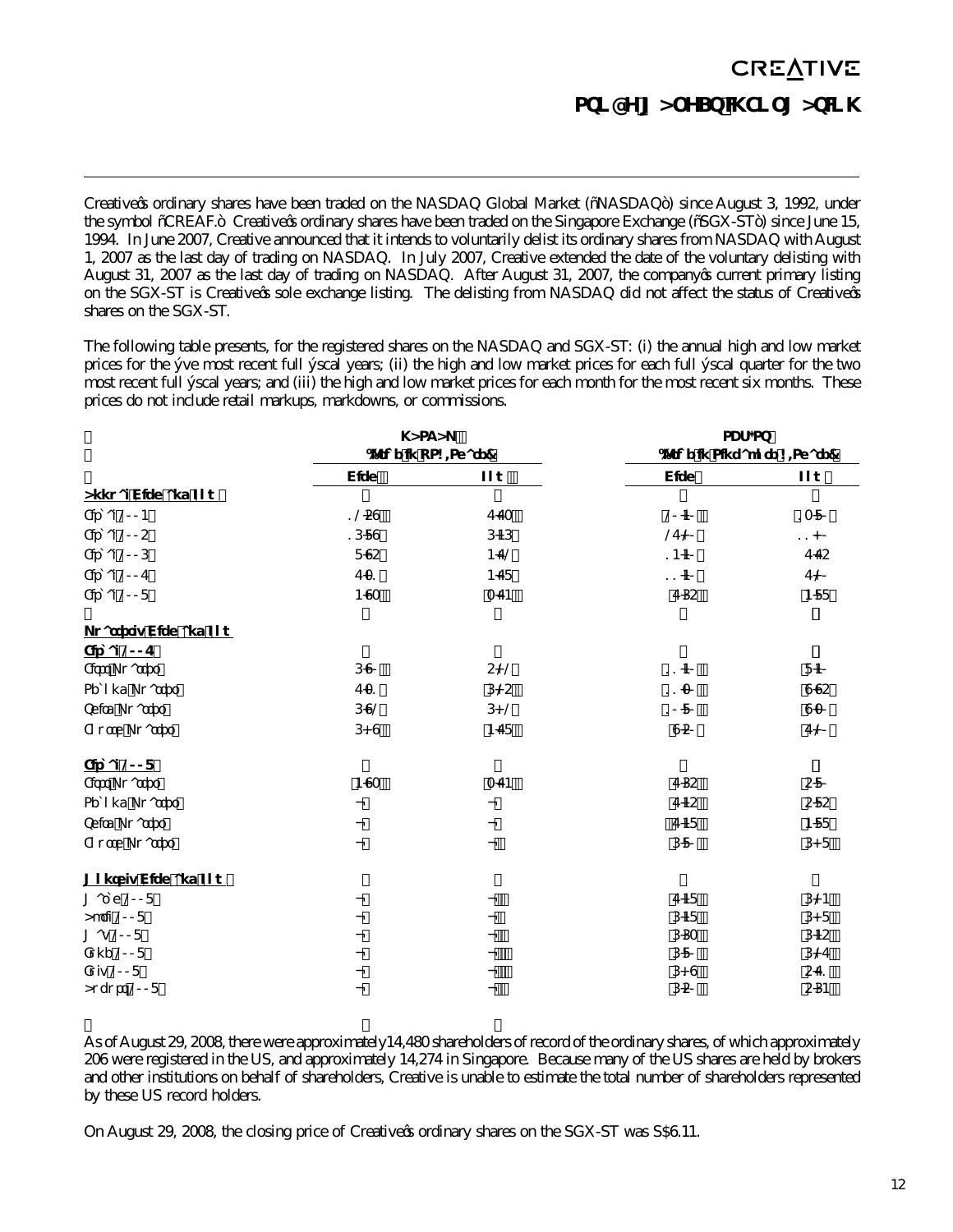# STOCK MARKET INFORMATION

Creative's ordinary shares have been traded on the NASDAQ Global Market ("NASDAQ") since August 3, 1992, under the symbol "CREAF." Creative's ordinary shares have been traded on the Singapore Exchange ("SGX-ST") since June 15, 1994. In June 2007, Creative announced that it intends to voluntarily delist its ordinary shares from NASDAQ with August 1, 2007 as the last day of trading on NASDAQ. In July 2007, Creative extended the date of the voluntary delisting with August 31, 2007 as the last day of trading on NASDAQ. After August 31, 2007, the company's current primary listing on the SGX-ST is Creative's sole exchange listing. The delisting from NASDAQ did not affect the status of Creative's shares on the SGX-ST.

The following table presents, for the registered shares on the NASDAQ and SGX-ST: (i) the annual high and low market prices for the five most recent full fiscal years; (ii) the high and low market prices for each full fiscal quarter for the two most recent full fiscal years; and (iii) the high and low market prices for each month for the most recent six months. These prices do not include retail markups, markdowns, or commissions.

| | NASDAQ | | SGX-ST | |
|---|---|---|---|---|
| | (Price in US$/Share) | | (Price in Singapore $/Share) | |
| | High | Low | High | Low |
| **Annual High and Low** | | | | |
| Fiscal 2004 | 12.59 | 7.73 | 20.40 | 13.80 |
| Fiscal 2005 | 16.89 | 6.46 | 27.00 | 11.00 |
| Fiscal 2006 | 8.95 | 4.72 | 14.40 | 7.75 |
| Fiscal 2007 | 7.31 | 4.78 | 11.40 | 7.00 |
| Fiscal 2008 | 4.93 | 3.74 | 7.65 | 4.88 |
| **Quarterly High and Low** | | | | |
| **Fiscal 2007** | | | | |
| First Quarter | 6.90 | 5.20 | 11.40 | 8.70 |
| Second Quarter | 7.31 | 6.25 | 11.30 | 9.95 |
| Third Quarter | 6.92 | 6.12 | 10.80 | 9.30 |
| Fourth Quarter | 6.91 | 4.78 | 9.50 | 7.00 |
| **Fiscal 2008** | | | | |
| First Quarter | 4.93 | 3.74 | 7.65 | 5.80 |
| Second Quarter | – | – | 7.45 | 5.85 |
| Third Quarter | – | – | 7.48 | 4.88 |
| Fourth Quarter | – | – | 6.80 | 6.08 |
| **Monthly High and Low** | | | | |
| March 2008 | – | – | 7.48 | 6.24 |
| April 2008 | – | – | 6.48 | 6.08 |
| May 2008 | – | – | 6.63 | 6.45 |
| June 2008 | – | – | 6.80 | 6.27 |
| July 2008 | – | – | 6.09 | 5.71 |
| August 2008 | – | – | 6.50 | 5.64 |

As of August 29, 2008, there were approximately 14,480 shareholders of record of the ordinary shares, of which approximately 206 were registered in the US, and approximately 14,274 in Singapore. Because many of the US shares are held by brokers and other institutions on behalf of shareholders, Creative is unable to estimate the total number of shareholders represented by these US record holders.

On August 29, 2008, the closing price of Creative's ordinary shares on the SGX-ST was S$6.11.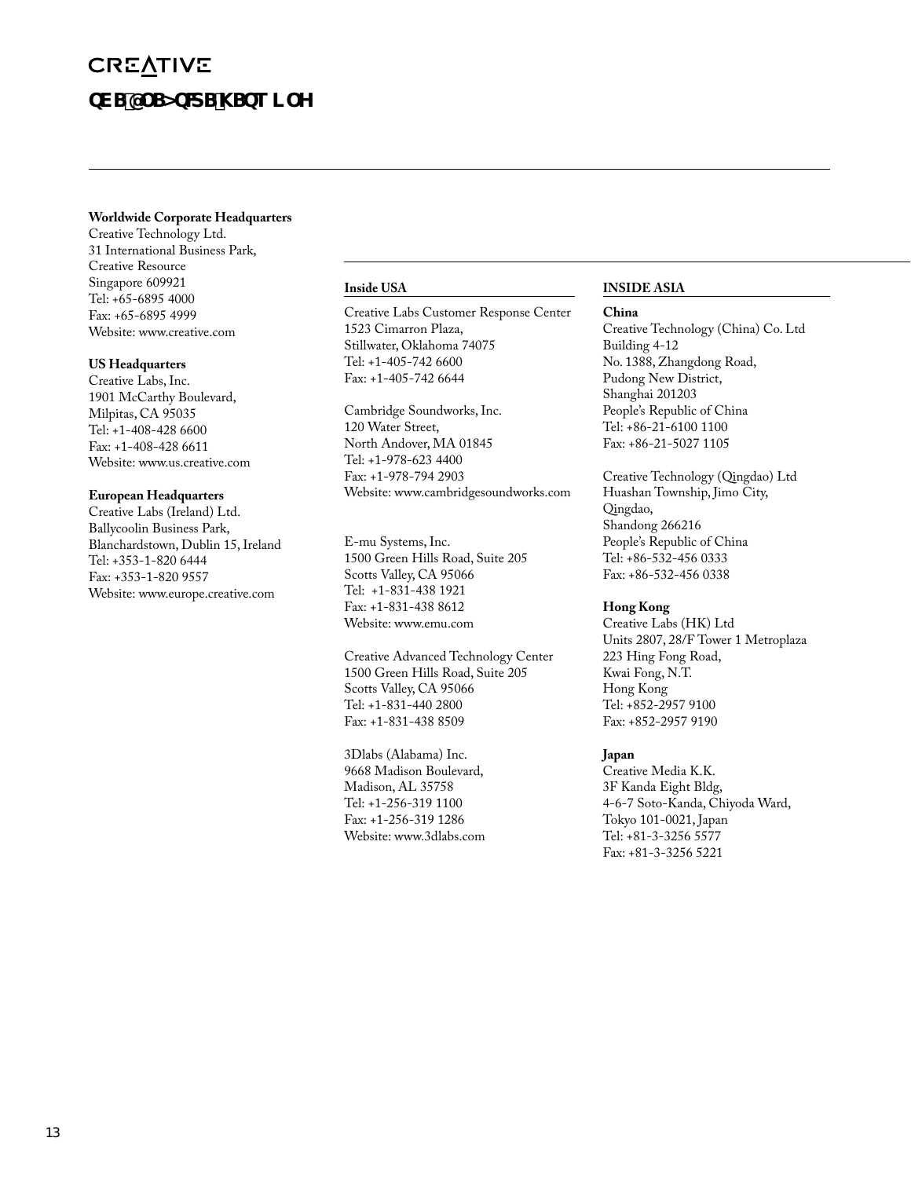CREATIVE

# QEB@OB>QFSB KBQT LOH

**Worldwide Corporate Headquarters**
Creative Technology Ltd.
31 International Business Park,
Creative Resource
Singapore 609921
Tel: +65-6895 4000
Fax: +65-6895 4999
Website: www.creative.com

**US Headquarters**
Creative Labs, Inc.
1901 McCarthy Boulevard,
Milpitas, CA 95035
Tel: +1-408-428 6600
Fax: +1-408-428 6611
Website: www.us.creative.com

**European Headquarters**
Creative Labs (Ireland) Ltd.
Ballycoolin Business Park,
Blanchardstown, Dublin 15, Ireland
Tel: +353-1-820 6444
Fax: +353-1-820 9557
Website: www.europe.creative.com

## Inside USA

Creative Labs Customer Response Center
1523 Cimarron Plaza,
Stillwater, Oklahoma 74075
Tel: +1-405-742 6600
Fax: +1-405-742 6644

Cambridge Soundworks, Inc.
120 Water Street,
North Andover, MA 01845
Tel: +1-978-623 4400
Fax: +1-978-794 2903
Website: www.cambridgesoundworks.com

E-mu Systems, Inc.
1500 Green Hills Road, Suite 205
Scotts Valley, CA 95066
Tel: +1-831-438 1921
Fax: +1-831-438 8612
Website: www.emu.com

Creative Advanced Technology Center
1500 Green Hills Road, Suite 205
Scotts Valley, CA 95066
Tel: +1-831-440 2800
Fax: +1-831-438 8509

3Dlabs (Alabama) Inc.
9668 Madison Boulevard,
Madison, AL 35758
Tel: +1-256-319 1100
Fax: +1-256-319 1286
Website: www.3dlabs.com

## INSIDE ASIA

**China**
Creative Technology (China) Co. Ltd
Building 4-12
No. 1388, Zhangdong Road,
Pudong New District,
Shanghai 201203
People's Republic of China
Tel: +86-21-6100 1100
Fax: +86-21-5027 1105

Creative Technology (Qingdao) Ltd
Huashan Township, Jimo City,
Qingdao,
Shandong 266216
People's Republic of China
Tel: +86-532-456 0333
Fax: +86-532-456 0338

**Hong Kong**
Creative Labs (HK) Ltd
Units 2807, 28/F Tower 1 Metroplaza
223 Hing Fong Road,
Kwai Fong, N.T.
Hong Kong
Tel: +852-2957 9100
Fax: +852-2957 9190

**Japan**
Creative Media K.K.
3F Kanda Eight Bldg,
4-6-7 Soto-Kanda, Chiyoda Ward,
Tokyo 101-0021, Japan
Tel: +81-3-3256 5577
Fax: +81-3-3256 5221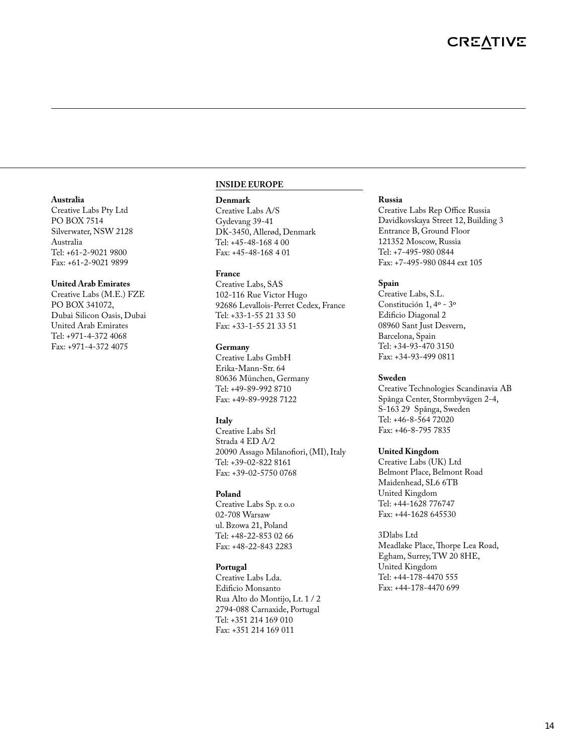**Australia**
Creative Labs Pty Ltd
PO BOX 7514
Silverwater, NSW 2128
Australia
Tel: +61-2-9021 9800
Fax: +61-2-9021 9899

**United Arab Emirates**
Creative Labs (M.E.) FZE
PO BOX 341072,
Dubai Silicon Oasis, Dubai
United Arab Emirates
Tel: +971-4-372 4068
Fax: +971-4-372 4075

## INSIDE EUROPE

**Denmark**
Creative Labs A/S
Gydevang 39-41
DK-3450, Allerød, Denmark
Tel: +45-48-168 4 00
Fax: +45-48-168 4 01

**France**
Creative Labs, SAS
102-116 Rue Victor Hugo
92686 Levallois-Perret Cedex, France
Tel: +33-1-55 21 33 50
Fax: +33-1-55 21 33 51

**Germany**
Creative Labs GmbH
Erika-Mann-Str. 64
80636 München, Germany
Tel: +49-89-992 8710
Fax: +49-89-9928 7122

**Italy**
Creative Labs Srl
Strada 4 ED A/2
20090 Assago Milanofiori, (MI), Italy
Tel: +39-02-822 8161
Fax: +39-02-5750 0768

**Poland**
Creative Labs Sp. z o.o
02-708 Warsaw
ul. Bzowa 21, Poland
Tel: +48-22-853 02 66
Fax: +48-22-843 2283

**Portugal**
Creative Labs Lda.
Edificio Monsanto
Rua Alto do Montijo, Lt. 1 / 2
2794-088 Carnaxide, Portugal
Tel: +351 214 169 010
Fax: +351 214 169 011

**Russia**
Creative Labs Rep Office Russia
Davidkovskaya Street 12, Building 3
Entrance B, Ground Floor
121352 Moscow, Russia
Tel: +7-495-980 0844
Fax: +7-495-980 0844 ext 105

**Spain**
Creative Labs, S.L.
Constitución 1, 4º - 3º
Edificio Diagonal 2
08960 Sant Just Desvern,
Barcelona, Spain
Tel: +34-93-470 3150
Fax: +34-93-499 0811

**Sweden**
Creative Technologies Scandinavia AB
Spånga Center, Stormbyvägen 2-4,
S-163 29 Spånga, Sweden
Tel: +46-8-564 72020
Fax: +46-8-795 7835

**United Kingdom**
Creative Labs (UK) Ltd
Belmont Place, Belmont Road
Maidenhead, SL6 6TB
United Kingdom
Tel: +44-1628 776747
Fax: +44-1628 645530

3Dlabs Ltd
Meadlake Place, Thorpe Lea Road,
Egham, Surrey, TW 20 8HE,
United Kingdom
Tel: +44-178-4470 555
Fax: +44-178-4470 699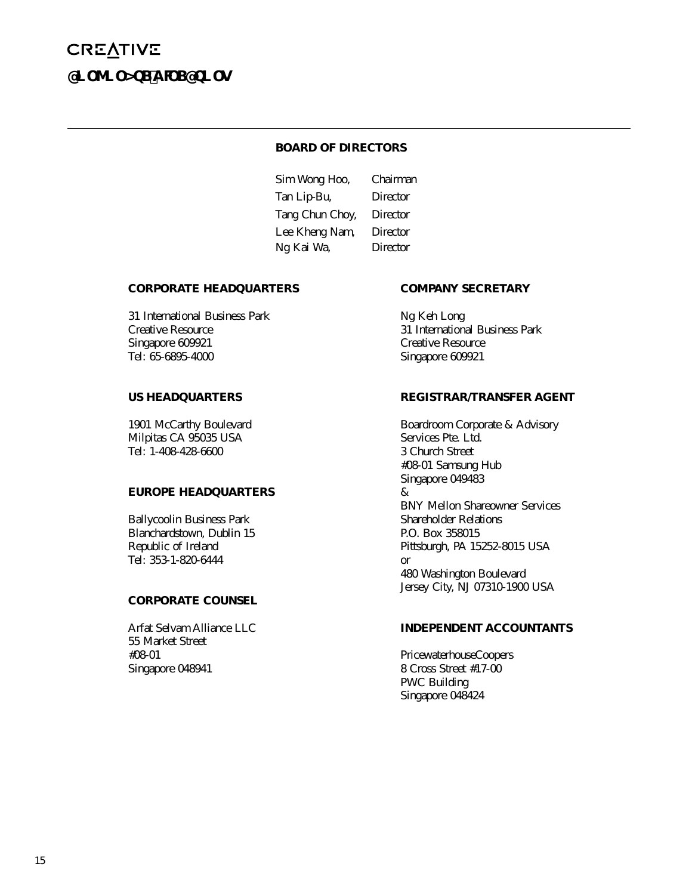CREATIVE

# @LOML O>QB A FOB @QL OV

## BOARD OF DIRECTORS

Sim Wong Hoo, Chairman
Tan Lip-Bu, Director
Tang Chun Choy, Director
Lee Kheng Nam, Director
Ng Kai Wa, Director

## CORPORATE HEADQUARTERS

31 International Business Park
Creative Resource
Singapore 609921
Tel: 65-6895-4000

## US HEADQUARTERS

1901 McCarthy Boulevard
Milpitas CA 95035 USA
Tel: 1-408-428-6600

## EUROPE HEADQUARTERS

Ballycoolin Business Park
Blanchardstown, Dublin 15
Republic of Ireland
Tel: 353-1-820-6444

## CORPORATE COUNSEL

Arfat Selvam Alliance LLC
55 Market Street
#08-01
Singapore 048941

## COMPANY SECRETARY

Ng Keh Long
31 International Business Park
Creative Resource
Singapore 609921

## REGISTRAR/TRANSFER AGENT

Boardroom Corporate & Advisory
Services Pte. Ltd.
3 Church Street
#08-01 Samsung Hub
Singapore 049483
&
BNY Mellon Shareowner Services
Shareholder Relations
P.O. Box 358015
Pittsburgh, PA 15252-8015 USA
or
480 Washington Boulevard
Jersey City, NJ 07310-1900 USA

## INDEPENDENT ACCOUNTANTS

PricewaterhouseCoopers
8 Cross Street #17-00
PWC Building
Singapore 048424